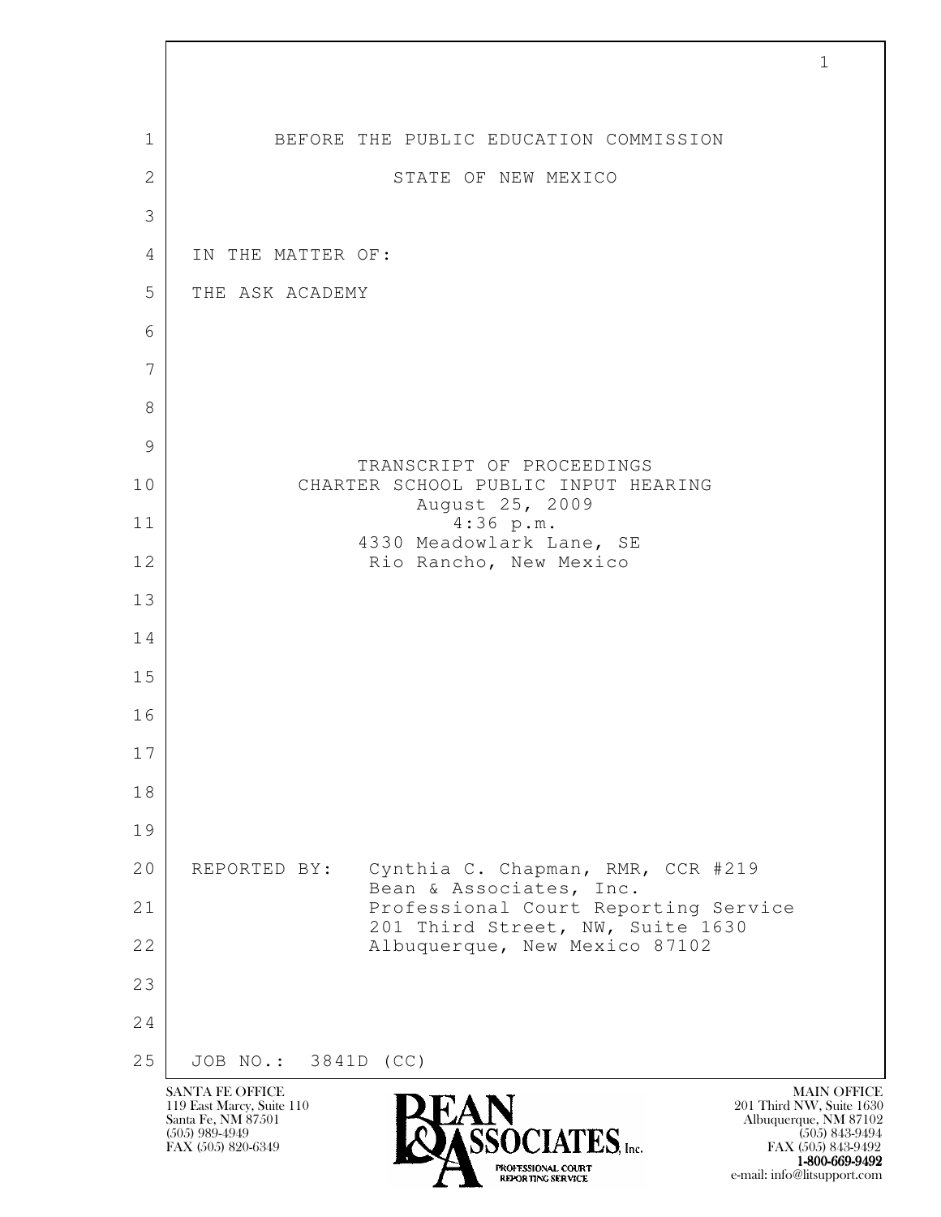BEFORE THE PUBLIC EDUCATION COMMISSION

STATE OF NEW MEXICO

IN THE MATTER OF:

THE ASK ACADEMY

TRANSCRIPT OF PROCEEDINGS
CHARTER SCHOOL PUBLIC INPUT HEARING
August 25, 2009
4:36 p.m.
4330 Meadowlark Lane, SE
Rio Rancho, New Mexico

REPORTED BY: Cynthia C. Chapman, RMR, CCR #219
Bean & Associates, Inc.
Professional Court Reporting Service
201 Third Street, NW, Suite 1630
Albuquerque, New Mexico 87102

JOB NO.: 3841D (CC)

SANTA FE OFFICE
119 East Marcy, Suite 110
Santa Fe, NM 87501
(505) 989-4949
FAX (505) 820-6349

MAIN OFFICE
201 Third NW, Suite 1630
Albuquerque, NM 87102
(505) 843-9494
FAX (505) 843-9492
1-800-669-9492
e-mail: info@litsupport.com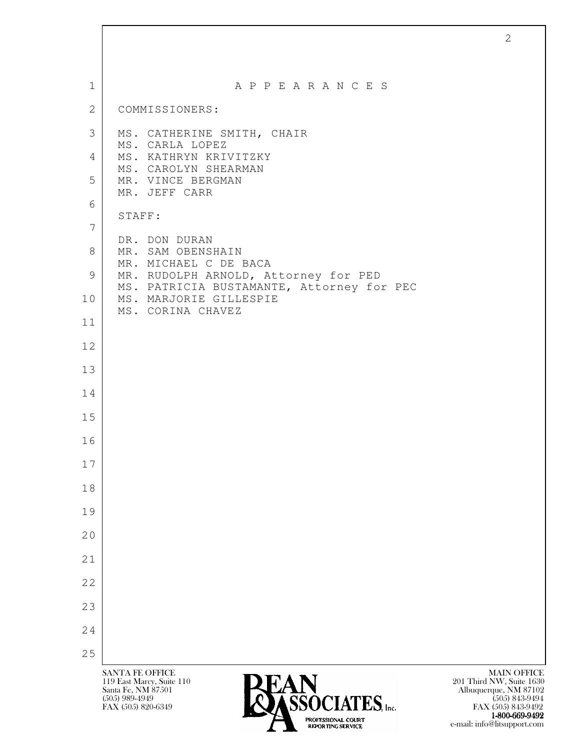# A P P E A R A N C E S

COMMISSIONERS:

MS. CATHERINE SMITH, CHAIR
MS. CARLA LOPEZ
MS. KATHRYN KRIVITZKY
MS. CAROLYN SHEARMAN
MR. VINCE BERGMAN
MR. JEFF CARR

STAFF:

DR. DON DURAN
MR. SAM OBENSHAIN
MR. MICHAEL C DE BACA
MR. RUDOLPH ARNOLD, Attorney for PED
MS. PATRICIA BUSTAMANTE, Attorney for PEC
MS. MARJORIE GILLESPIE
MS. CORINA CHAVEZ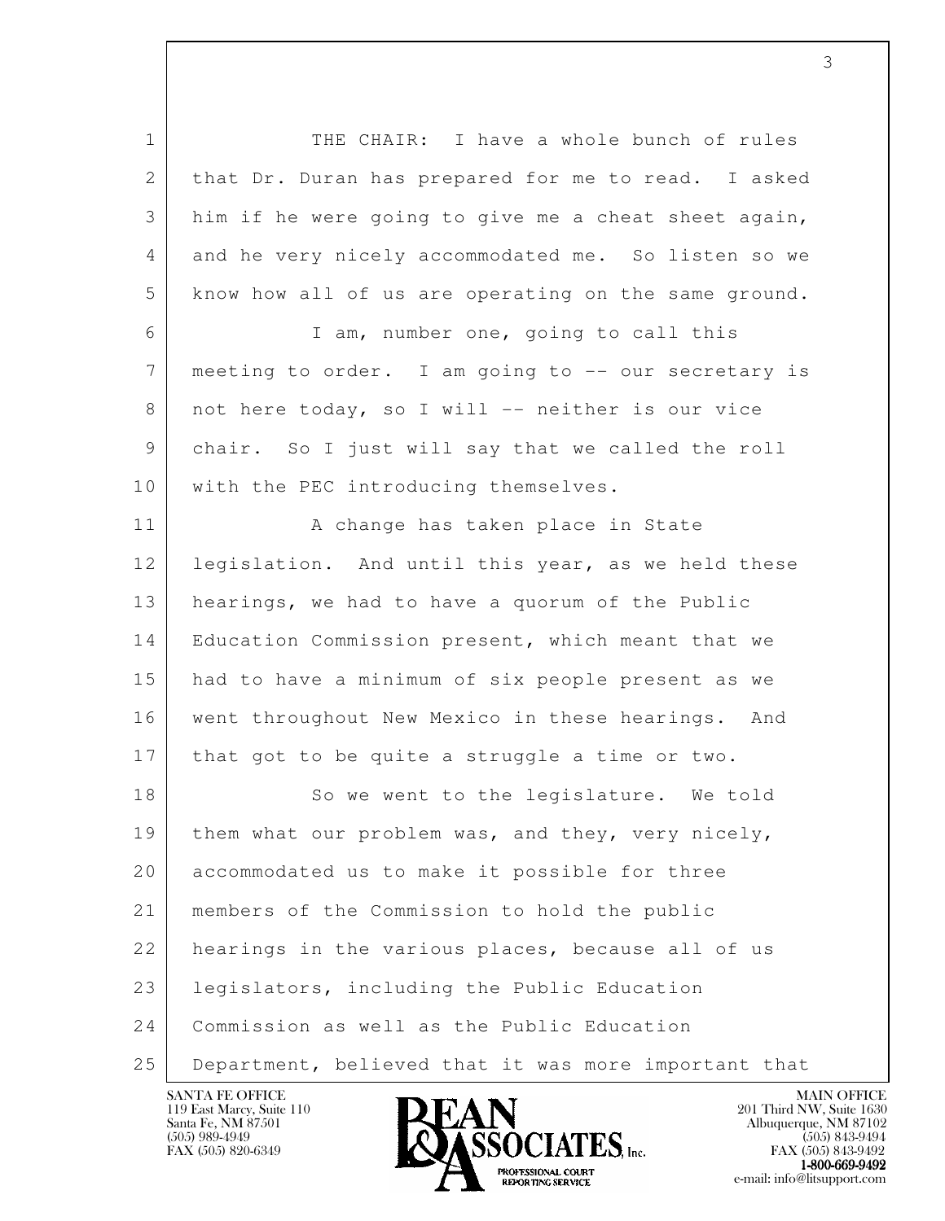THE CHAIR: I have a whole bunch of rules that Dr. Duran has prepared for me to read. I asked him if he were going to give me a cheat sheet again, and he very nicely accommodated me. So listen so we know how all of us are operating on the same ground.

I am, number one, going to call this meeting to order. I am going to -- our secretary is not here today, so I will -- neither is our vice chair. So I just will say that we called the roll with the PEC introducing themselves.

A change has taken place in State legislation. And until this year, as we held these hearings, we had to have a quorum of the Public Education Commission present, which meant that we had to have a minimum of six people present as we went throughout New Mexico in these hearings. And that got to be quite a struggle a time or two.

So we went to the legislature. We told them what our problem was, and they, very nicely, accommodated us to make it possible for three members of the Commission to hold the public hearings in the various places, because all of us legislators, including the Public Education Commission as well as the Public Education Department, believed that it was more important that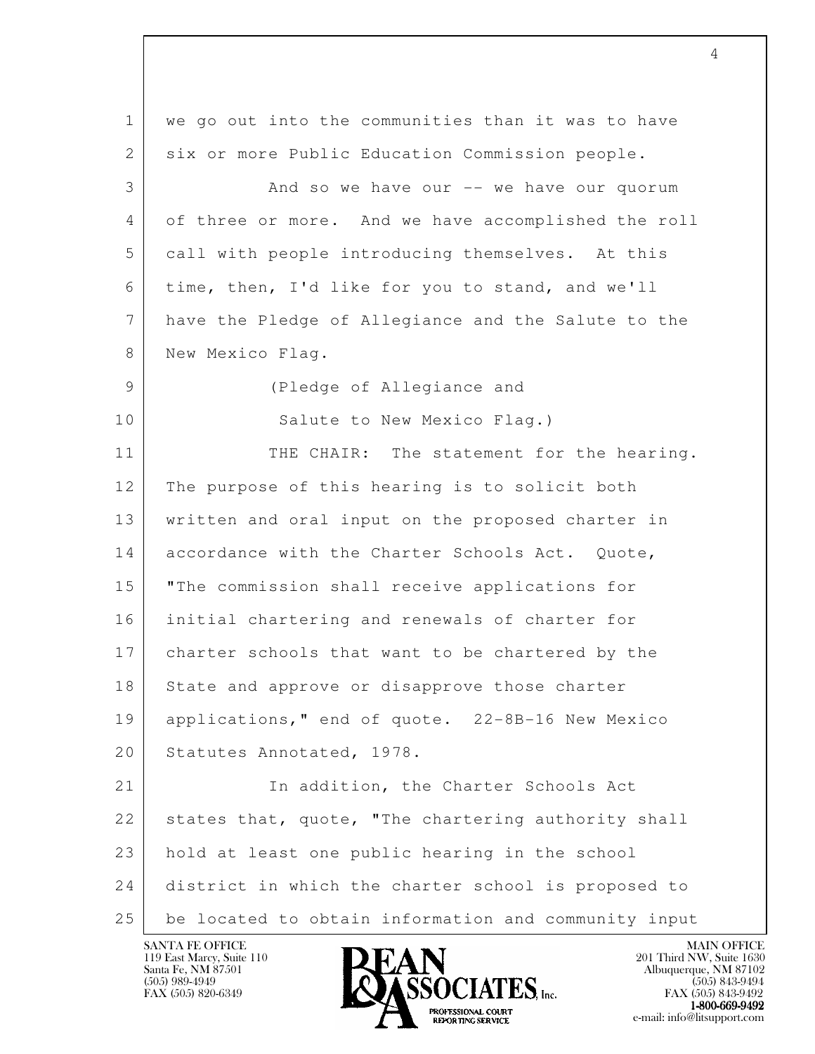we go out into the communities than it was to have six or more Public Education Commission people.

And so we have our -- we have our quorum of three or more. And we have accomplished the roll call with people introducing themselves. At this time, then, I'd like for you to stand, and we'll have the Pledge of Allegiance and the Salute to the New Mexico Flag.

(Pledge of Allegiance and Salute to New Mexico Flag.)

THE CHAIR: The statement for the hearing. The purpose of this hearing is to solicit both written and oral input on the proposed charter in accordance with the Charter Schools Act. Quote, "The commission shall receive applications for initial chartering and renewals of charter for charter schools that want to be chartered by the State and approve or disapprove those charter applications," end of quote. 22-8B-16 New Mexico Statutes Annotated, 1978.

In addition, the Charter Schools Act states that, quote, "The chartering authority shall hold at least one public hearing in the school district in which the charter school is proposed to be located to obtain information and community input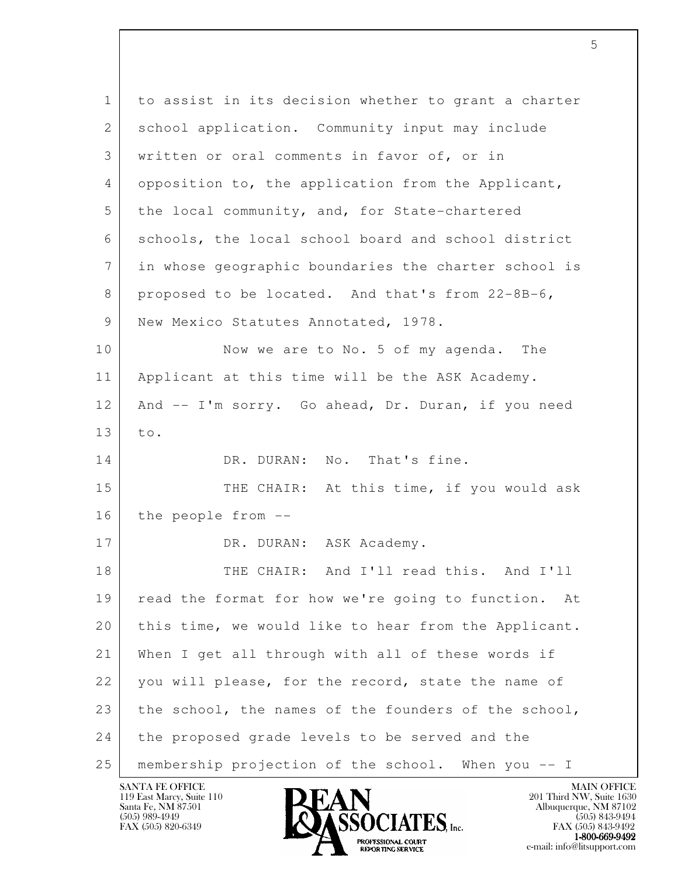to assist in its decision whether to grant a charter school application. Community input may include written or oral comments in favor of, or in opposition to, the application from the Applicant, the local community, and, for State-chartered schools, the local school board and school district in whose geographic boundaries the charter school is proposed to be located. And that's from 22-8B-6, New Mexico Statutes Annotated, 1978.

Now we are to No. 5 of my agenda. The Applicant at this time will be the ASK Academy. And -- I'm sorry. Go ahead, Dr. Duran, if you need to.

DR. DURAN: No. That's fine.

THE CHAIR: At this time, if you would ask the people from --

DR. DURAN: ASK Academy.

THE CHAIR: And I'll read this. And I'll read the format for how we're going to function. At this time, we would like to hear from the Applicant. When I get all through with all of these words if you will please, for the record, state the name of the school, the names of the founders of the school, the proposed grade levels to be served and the membership projection of the school. When you -- I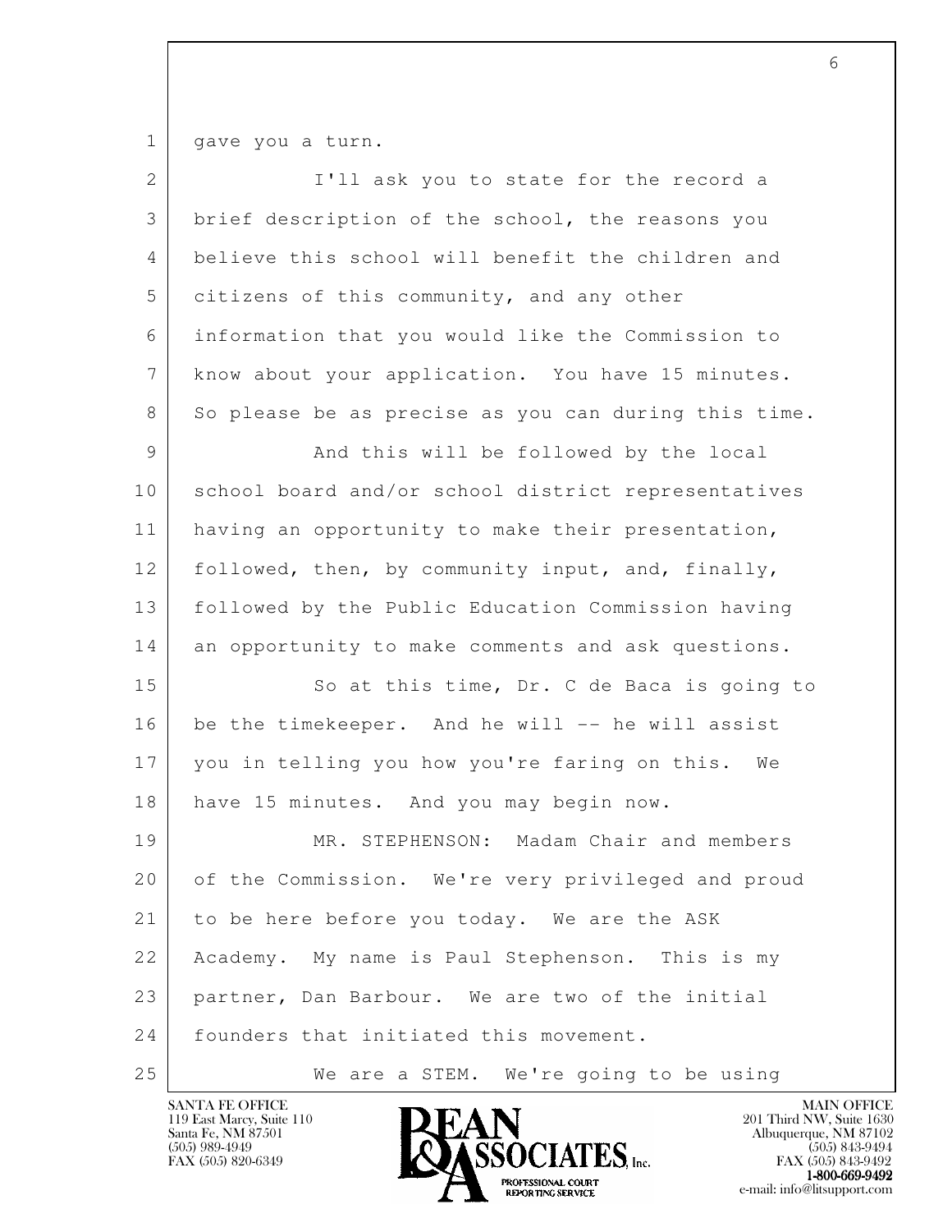gave you a turn.

I'll ask you to state for the record a brief description of the school, the reasons you believe this school will benefit the children and citizens of this community, and any other information that you would like the Commission to know about your application. You have 15 minutes. So please be as precise as you can during this time.

And this will be followed by the local school board and/or school district representatives having an opportunity to make their presentation, followed, then, by community input, and, finally, followed by the Public Education Commission having an opportunity to make comments and ask questions.

So at this time, Dr. C de Baca is going to be the timekeeper. And he will -- he will assist you in telling you how you're faring on this. We have 15 minutes. And you may begin now.

MR. STEPHENSON: Madam Chair and members of the Commission. We're very privileged and proud to be here before you today. We are the ASK Academy. My name is Paul Stephenson. This is my partner, Dan Barbour. We are two of the initial founders that initiated this movement.

We are a STEM. We're going to be using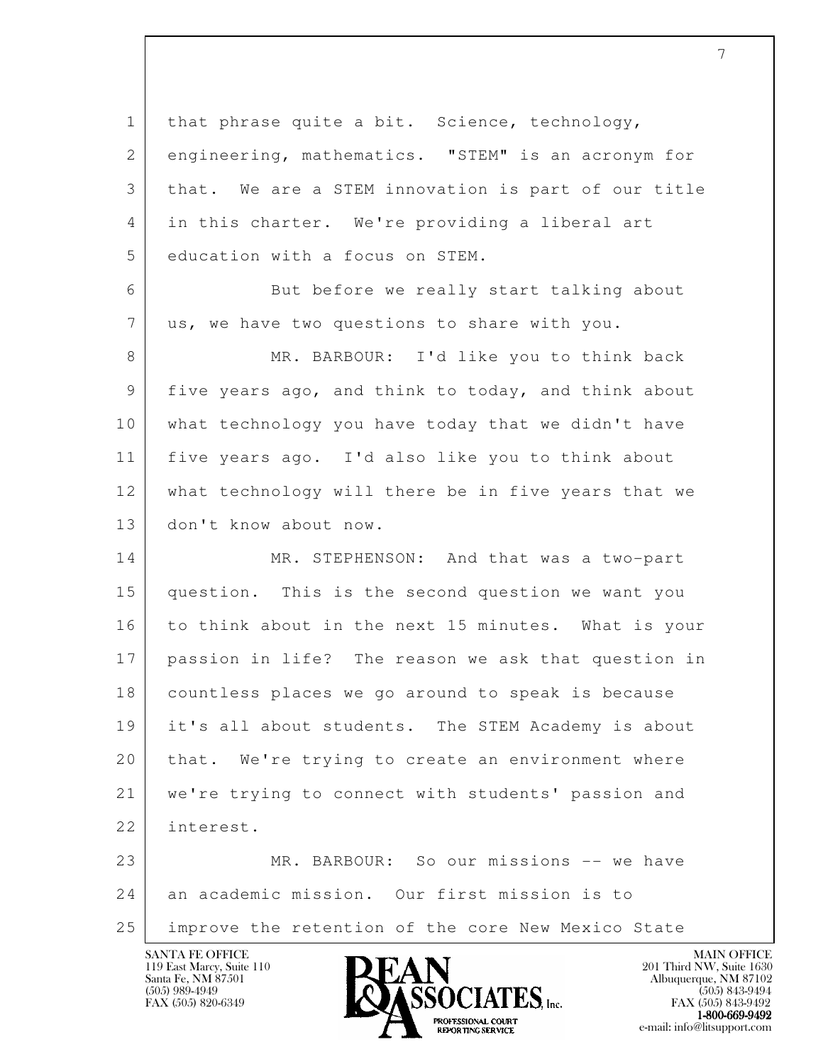that phrase quite a bit. Science, technology, engineering, mathematics. "STEM" is an acronym for that. We are a STEM innovation is part of our title in this charter. We're providing a liberal art education with a focus on STEM.

But before we really start talking about us, we have two questions to share with you.

MR. BARBOUR: I'd like you to think back five years ago, and think to today, and think about what technology you have today that we didn't have five years ago. I'd also like you to think about what technology will there be in five years that we don't know about now.

MR. STEPHENSON: And that was a two-part question. This is the second question we want you to think about in the next 15 minutes. What is your passion in life? The reason we ask that question in countless places we go around to speak is because it's all about students. The STEM Academy is about that. We're trying to create an environment where we're trying to connect with students' passion and interest.

MR. BARBOUR: So our missions -- we have an academic mission. Our first mission is to improve the retention of the core New Mexico State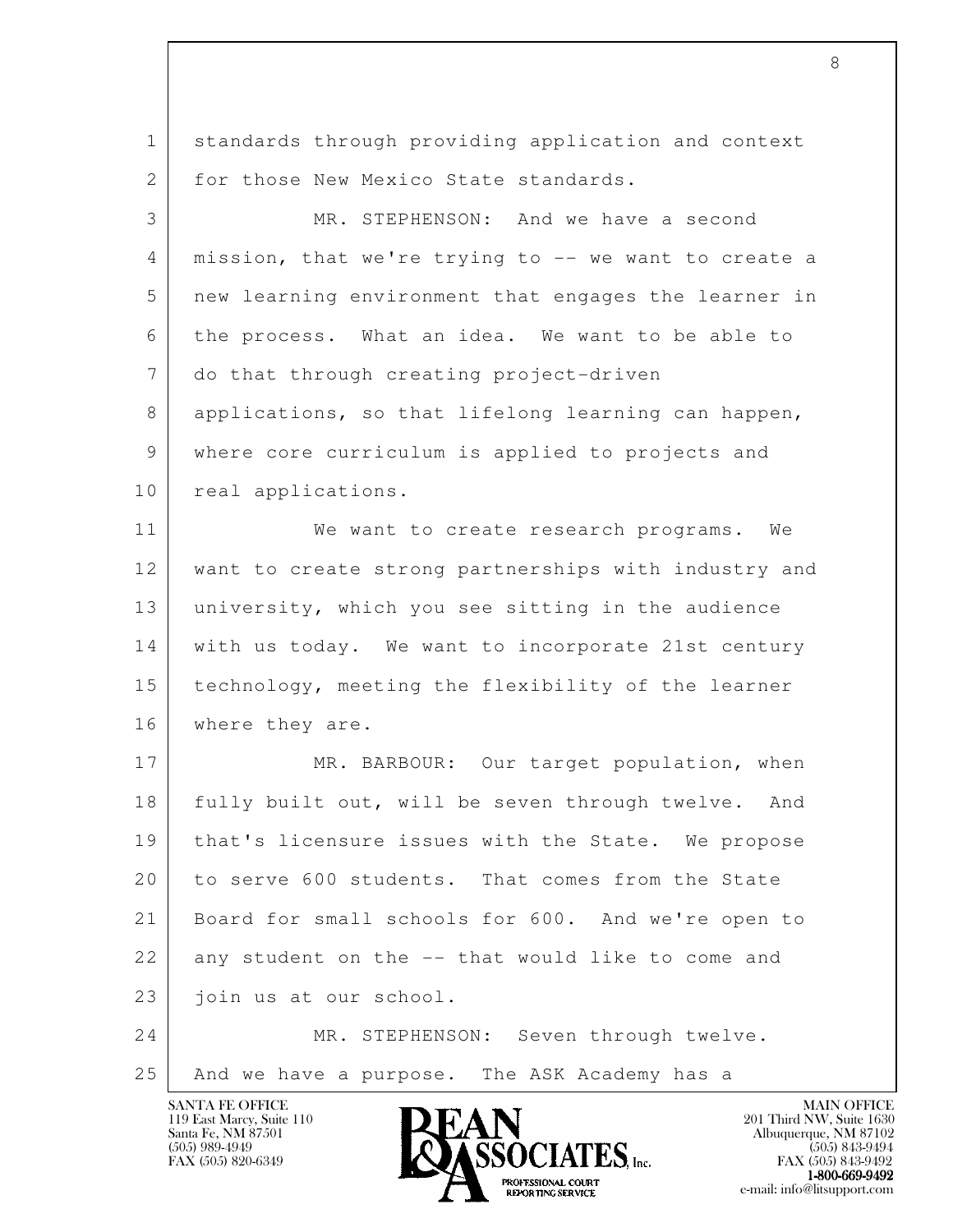standards through providing application and context for those New Mexico State standards.

MR. STEPHENSON: And we have a second mission, that we're trying to -- we want to create a new learning environment that engages the learner in the process. What an idea. We want to be able to do that through creating project-driven applications, so that lifelong learning can happen, where core curriculum is applied to projects and real applications.

We want to create research programs. We want to create strong partnerships with industry and university, which you see sitting in the audience with us today. We want to incorporate 21st century technology, meeting the flexibility of the learner where they are.

MR. BARBOUR: Our target population, when fully built out, will be seven through twelve. And that's licensure issues with the State. We propose to serve 600 students. That comes from the State Board for small schools for 600. And we're open to any student on the -- that would like to come and join us at our school.

MR. STEPHENSON: Seven through twelve. And we have a purpose. The ASK Academy has a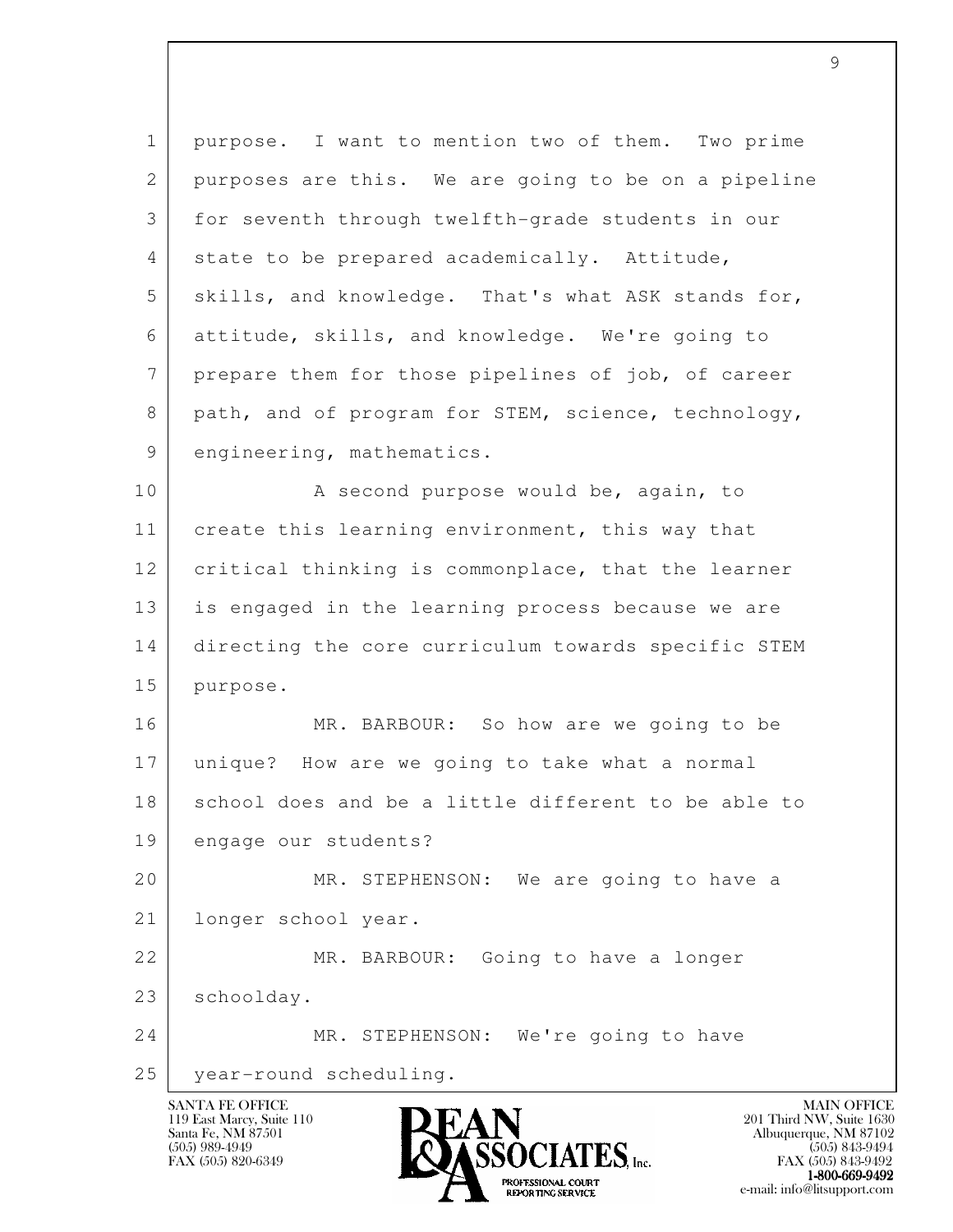purpose. I want to mention two of them. Two prime purposes are this. We are going to be on a pipeline for seventh through twelfth-grade students in our state to be prepared academically. Attitude, skills, and knowledge. That's what ASK stands for, attitude, skills, and knowledge. We're going to prepare them for those pipelines of job, of career path, and of program for STEM, science, technology, engineering, mathematics.

A second purpose would be, again, to create this learning environment, this way that critical thinking is commonplace, that the learner is engaged in the learning process because we are directing the core curriculum towards specific STEM purpose.

MR. BARBOUR: So how are we going to be unique? How are we going to take what a normal school does and be a little different to be able to engage our students?

MR. STEPHENSON: We are going to have a longer school year.

MR. BARBOUR: Going to have a longer schoolday.

MR. STEPHENSON: We're going to have year-round scheduling.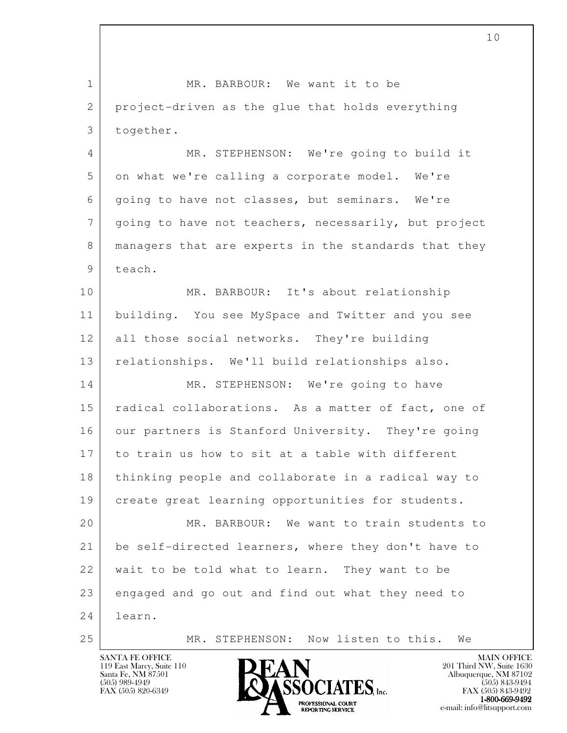MR. BARBOUR: We want it to be project-driven as the glue that holds everything together.

MR. STEPHENSON: We're going to build it on what we're calling a corporate model. We're going to have not classes, but seminars. We're going to have not teachers, necessarily, but project managers that are experts in the standards that they teach.

MR. BARBOUR: It's about relationship building. You see MySpace and Twitter and you see all those social networks. They're building relationships. We'll build relationships also.

MR. STEPHENSON: We're going to have radical collaborations. As a matter of fact, one of our partners is Stanford University. They're going to train us how to sit at a table with different thinking people and collaborate in a radical way to create great learning opportunities for students.

MR. BARBOUR: We want to train students to be self-directed learners, where they don't have to wait to be told what to learn. They want to be engaged and go out and find out what they need to learn.

MR. STEPHENSON: Now listen to this. We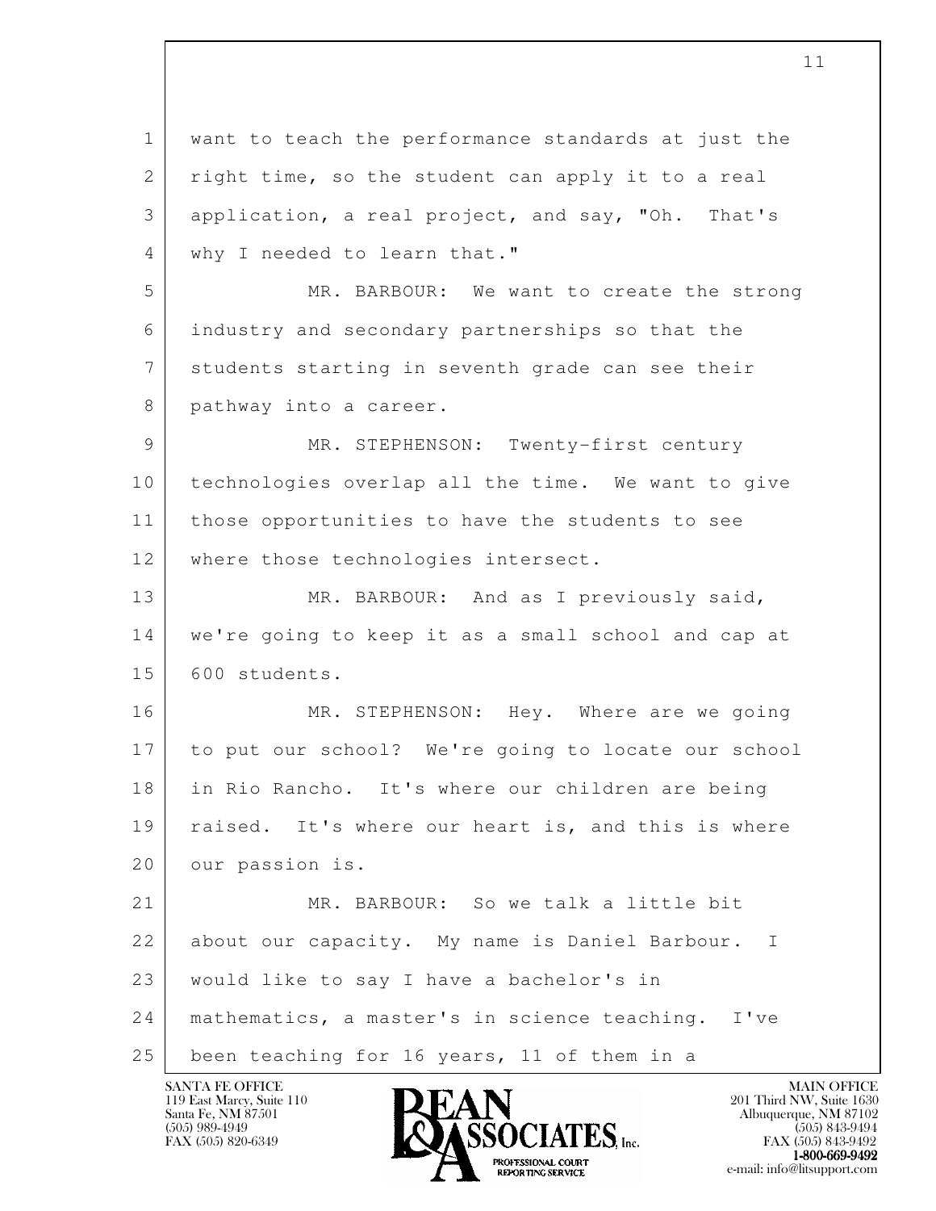want to teach the performance standards at just the right time, so the student can apply it to a real application, a real project, and say, "Oh. That's why I needed to learn that."

MR. BARBOUR: We want to create the strong industry and secondary partnerships so that the students starting in seventh grade can see their pathway into a career.

MR. STEPHENSON: Twenty-first century technologies overlap all the time. We want to give those opportunities to have the students to see where those technologies intersect.

MR. BARBOUR: And as I previously said, we're going to keep it as a small school and cap at 600 students.

MR. STEPHENSON: Hey. Where are we going to put our school? We're going to locate our school in Rio Rancho. It's where our children are being raised. It's where our heart is, and this is where our passion is.

MR. BARBOUR: So we talk a little bit about our capacity. My name is Daniel Barbour. I would like to say I have a bachelor's in mathematics, a master's in science teaching. I've been teaching for 16 years, 11 of them in a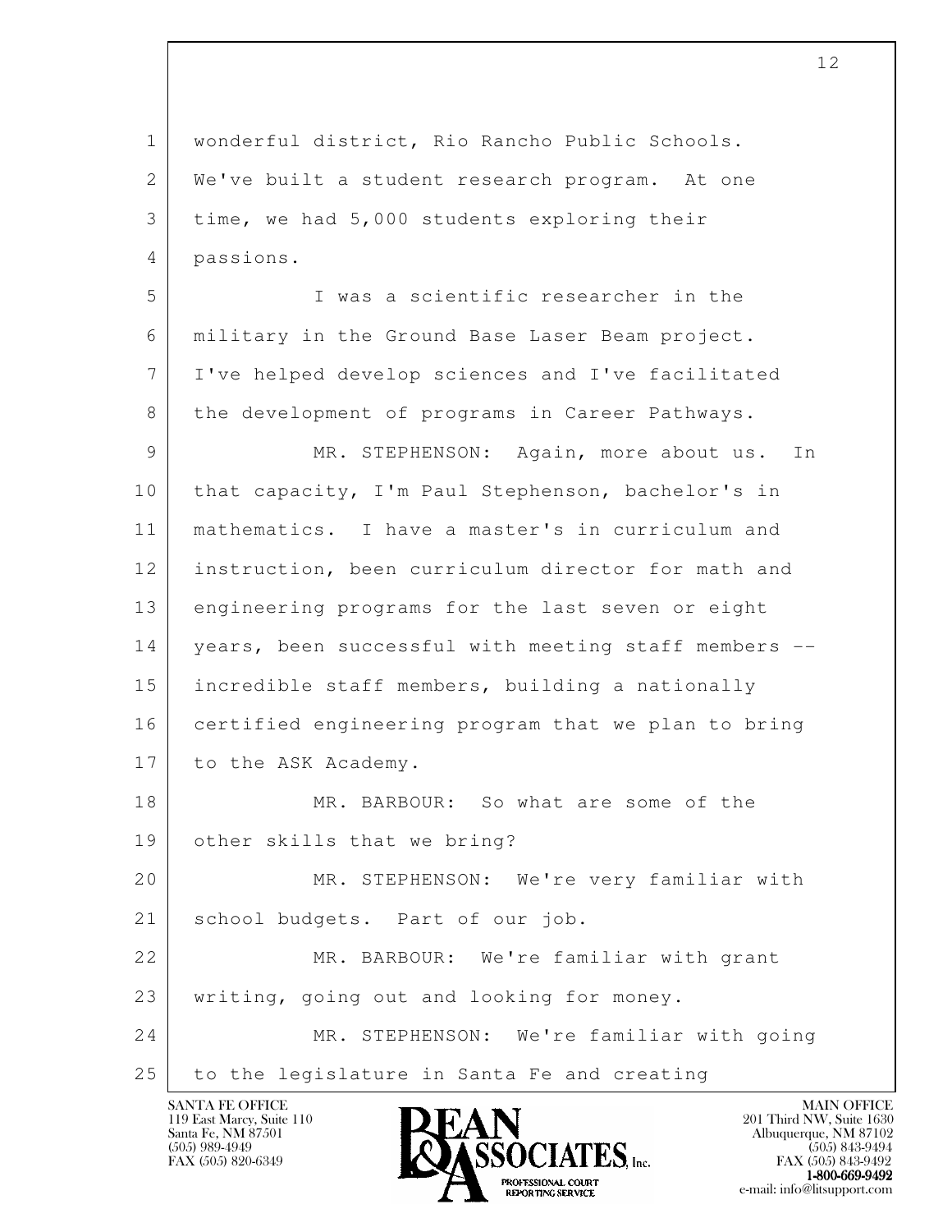wonderful district, Rio Rancho Public Schools. We've built a student research program. At one time, we had 5,000 students exploring their passions.

I was a scientific researcher in the military in the Ground Base Laser Beam project. I've helped develop sciences and I've facilitated the development of programs in Career Pathways.

MR. STEPHENSON: Again, more about us. In that capacity, I'm Paul Stephenson, bachelor's in mathematics. I have a master's in curriculum and instruction, been curriculum director for math and engineering programs for the last seven or eight years, been successful with meeting staff members -- incredible staff members, building a nationally certified engineering program that we plan to bring to the ASK Academy.

MR. BARBOUR: So what are some of the other skills that we bring?

MR. STEPHENSON: We're very familiar with school budgets. Part of our job.

MR. BARBOUR: We're familiar with grant writing, going out and looking for money.

MR. STEPHENSON: We're familiar with going to the legislature in Santa Fe and creating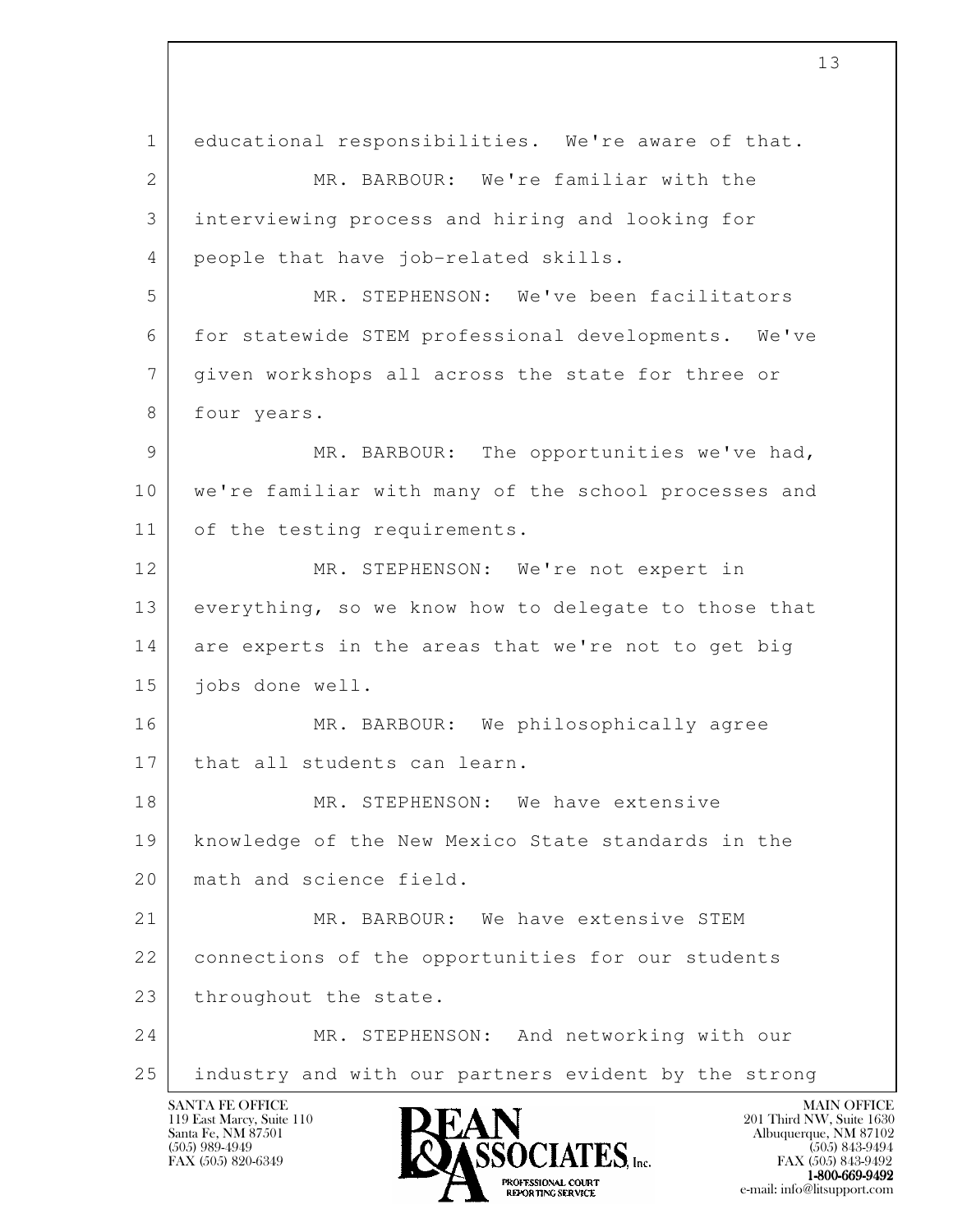educational responsibilities. We're aware of that.

MR. BARBOUR: We're familiar with the interviewing process and hiring and looking for people that have job-related skills.

MR. STEPHENSON: We've been facilitators for statewide STEM professional developments. We've given workshops all across the state for three or four years.

MR. BARBOUR: The opportunities we've had, we're familiar with many of the school processes and of the testing requirements.

MR. STEPHENSON: We're not expert in everything, so we know how to delegate to those that are experts in the areas that we're not to get big jobs done well.

MR. BARBOUR: We philosophically agree that all students can learn.

MR. STEPHENSON: We have extensive knowledge of the New Mexico State standards in the math and science field.

MR. BARBOUR: We have extensive STEM connections of the opportunities for our students throughout the state.

MR. STEPHENSON: And networking with our industry and with our partners evident by the strong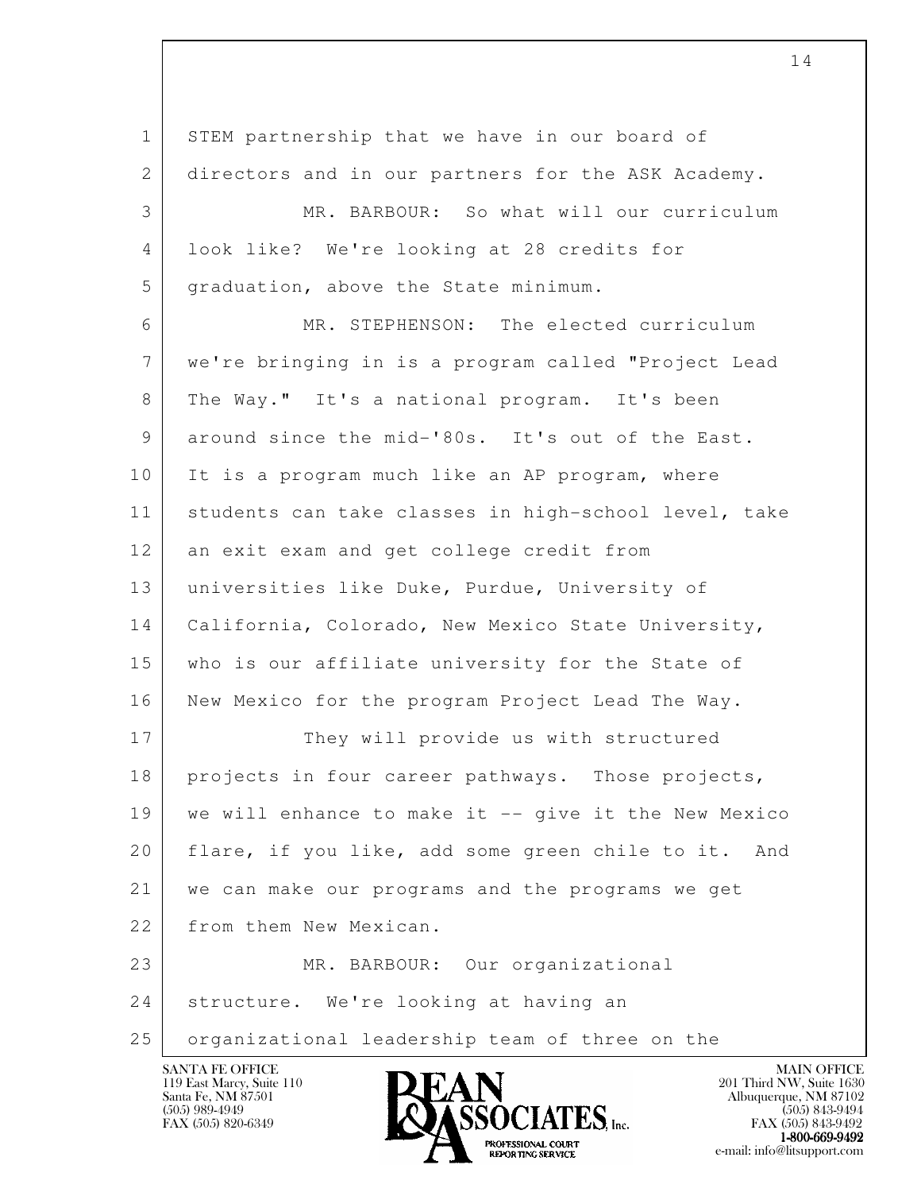STEM partnership that we have in our board of directors and in our partners for the ASK Academy.

MR. BARBOUR: So what will our curriculum look like? We're looking at 28 credits for graduation, above the State minimum.

MR. STEPHENSON: The elected curriculum we're bringing in is a program called "Project Lead The Way." It's a national program. It's been around since the mid-'80s. It's out of the East. It is a program much like an AP program, where students can take classes in high-school level, take an exit exam and get college credit from universities like Duke, Purdue, University of California, Colorado, New Mexico State University, who is our affiliate university for the State of New Mexico for the program Project Lead The Way.

They will provide us with structured projects in four career pathways. Those projects, we will enhance to make it -- give it the New Mexico flare, if you like, add some green chile to it. And we can make our programs and the programs we get from them New Mexican.

MR. BARBOUR: Our organizational structure. We're looking at having an organizational leadership team of three on the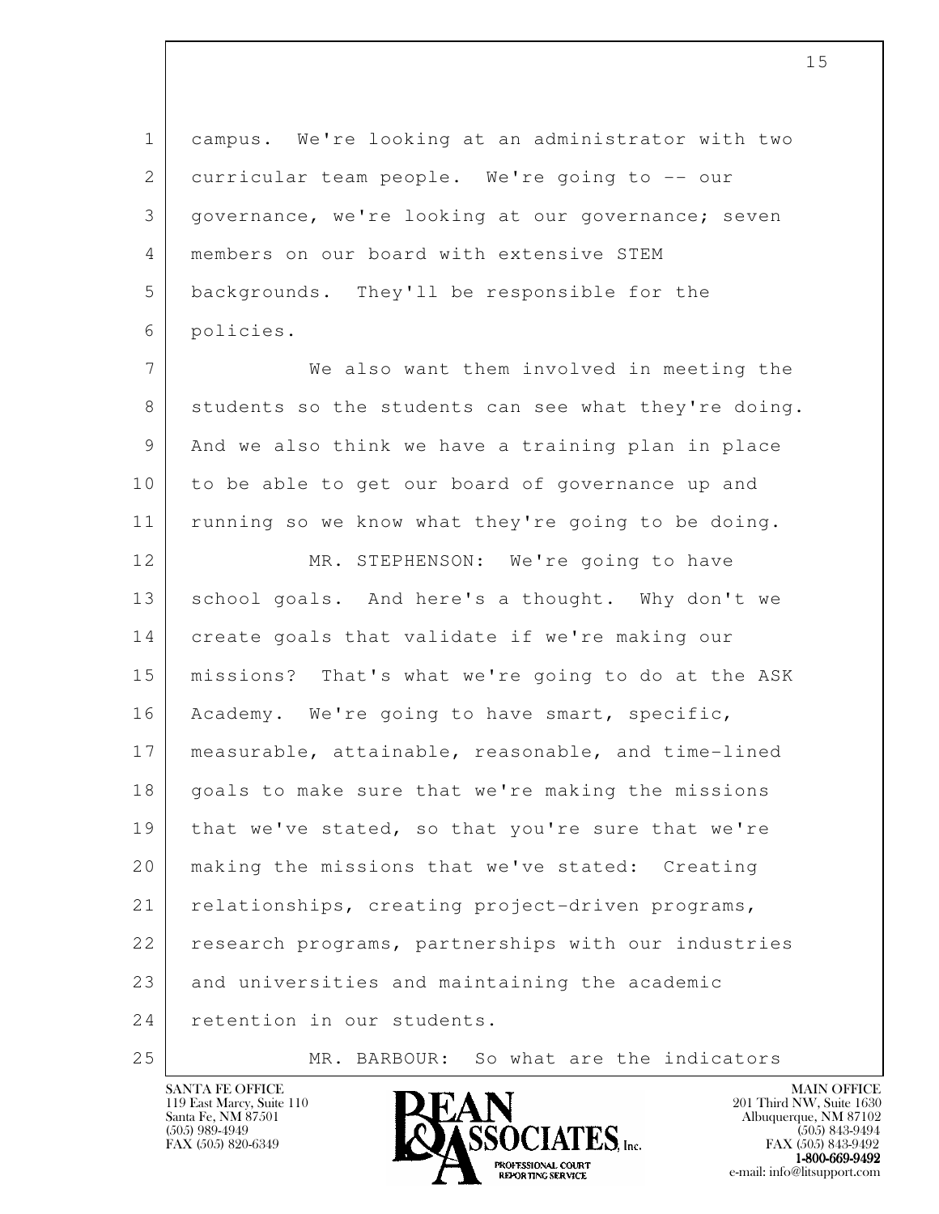campus. We're looking at an administrator with two curricular team people. We're going to -- our governance, we're looking at our governance; seven members on our board with extensive STEM backgrounds. They'll be responsible for the policies.

We also want them involved in meeting the students so the students can see what they're doing. And we also think we have a training plan in place to be able to get our board of governance up and running so we know what they're going to be doing.

MR. STEPHENSON: We're going to have school goals. And here's a thought. Why don't we create goals that validate if we're making our missions? That's what we're going to do at the ASK Academy. We're going to have smart, specific, measurable, attainable, reasonable, and time-lined goals to make sure that we're making the missions that we've stated, so that you're sure that we're making the missions that we've stated: Creating relationships, creating project-driven programs, research programs, partnerships with our industries and universities and maintaining the academic retention in our students.

MR. BARBOUR: So what are the indicators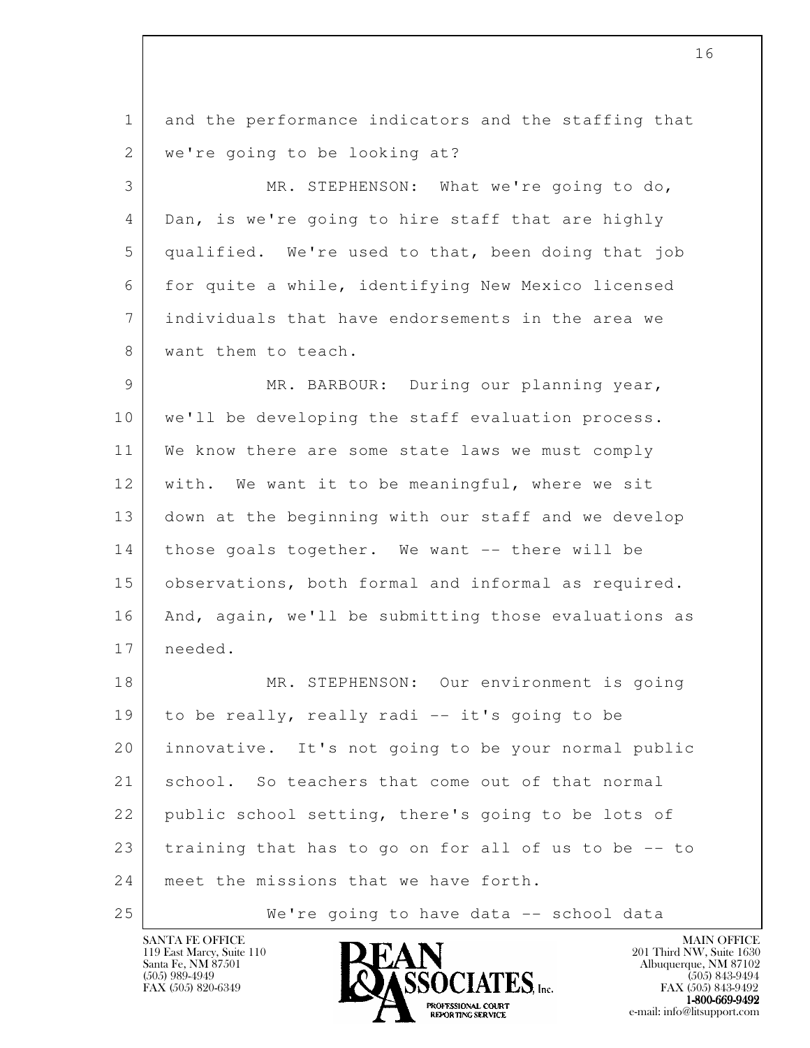and the performance indicators and the staffing that we're going to be looking at?

MR. STEPHENSON: What we're going to do, Dan, is we're going to hire staff that are highly qualified. We're used to that, been doing that job for quite a while, identifying New Mexico licensed individuals that have endorsements in the area we want them to teach.

MR. BARBOUR: During our planning year, we'll be developing the staff evaluation process. We know there are some state laws we must comply with. We want it to be meaningful, where we sit down at the beginning with our staff and we develop those goals together. We want -- there will be observations, both formal and informal as required. And, again, we'll be submitting those evaluations as needed.

MR. STEPHENSON: Our environment is going to be really, really radi -- it's going to be innovative. It's not going to be your normal public school. So teachers that come out of that normal public school setting, there's going to be lots of training that has to go on for all of us to be -- to meet the missions that we have forth.

We're going to have data -- school data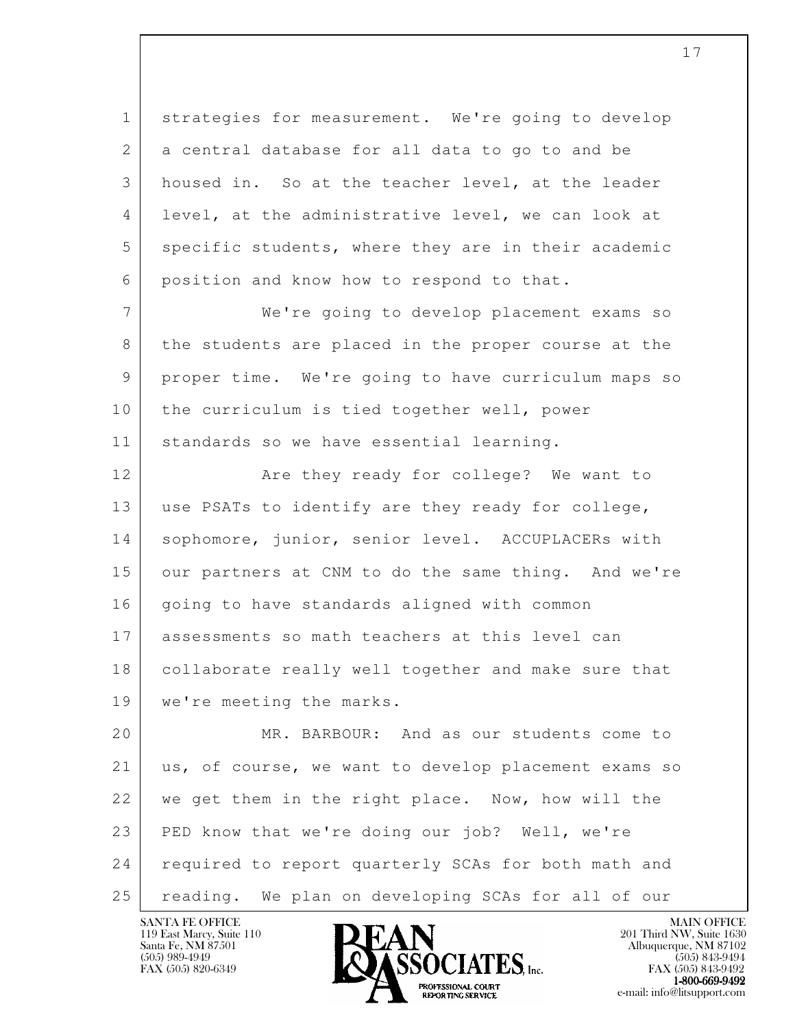strategies for measurement. We're going to develop a central database for all data to go to and be housed in. So at the teacher level, at the leader level, at the administrative level, we can look at specific students, where they are in their academic position and know how to respond to that.

We're going to develop placement exams so the students are placed in the proper course at the proper time. We're going to have curriculum maps so the curriculum is tied together well, power standards so we have essential learning.

Are they ready for college? We want to use PSATs to identify are they ready for college, sophomore, junior, senior level. ACCUPLACERs with our partners at CNM to do the same thing. And we're going to have standards aligned with common assessments so math teachers at this level can collaborate really well together and make sure that we're meeting the marks.

MR. BARBOUR: And as our students come to us, of course, we want to develop placement exams so we get them in the right place. Now, how will the PED know that we're doing our job? Well, we're required to report quarterly SCAs for both math and reading. We plan on developing SCAs for all of our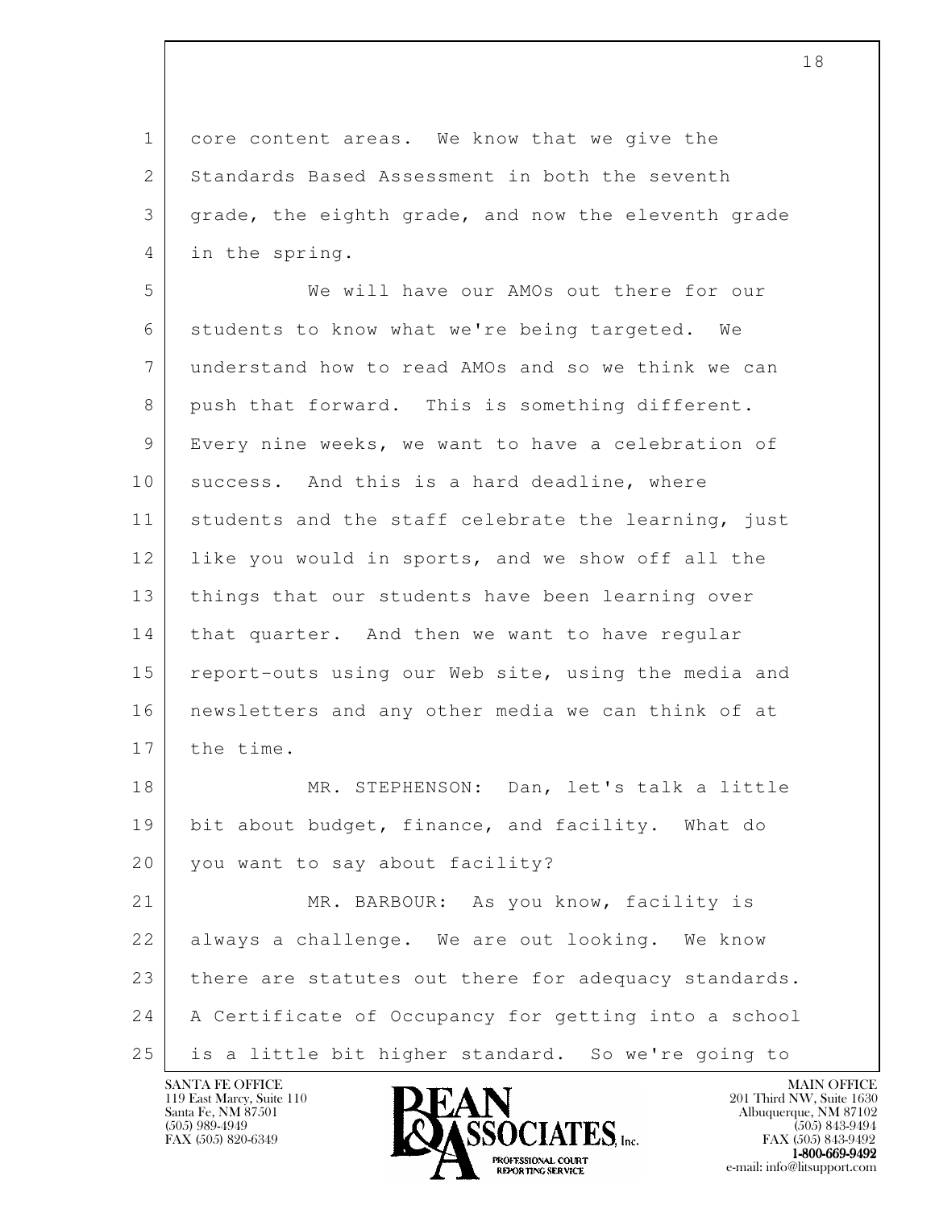core content areas. We know that we give the Standards Based Assessment in both the seventh grade, the eighth grade, and now the eleventh grade in the spring.

We will have our AMOs out there for our students to know what we're being targeted. We understand how to read AMOs and so we think we can push that forward. This is something different. Every nine weeks, we want to have a celebration of success. And this is a hard deadline, where students and the staff celebrate the learning, just like you would in sports, and we show off all the things that our students have been learning over that quarter. And then we want to have regular report-outs using our Web site, using the media and newsletters and any other media we can think of at the time.

MR. STEPHENSON: Dan, let's talk a little bit about budget, finance, and facility. What do you want to say about facility?

MR. BARBOUR: As you know, facility is always a challenge. We are out looking. We know there are statutes out there for adequacy standards. A Certificate of Occupancy for getting into a school is a little bit higher standard. So we're going to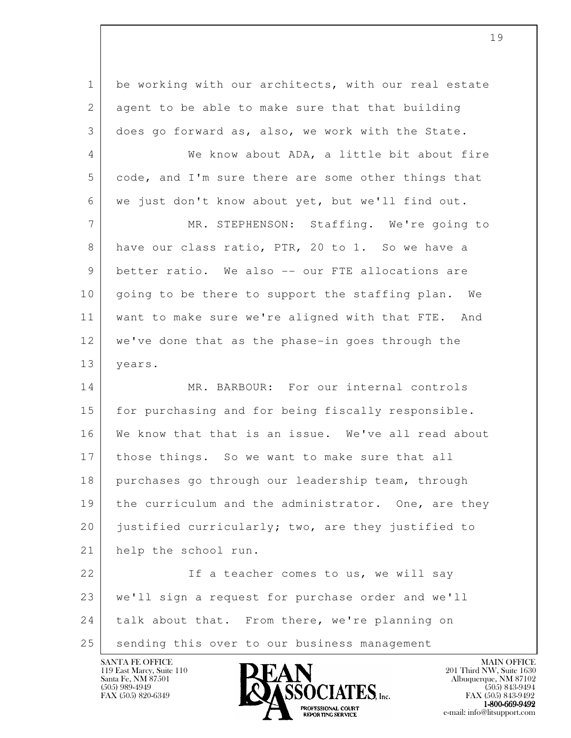be working with our architects, with our real estate agent to be able to make sure that that building does go forward as, also, we work with the State.

We know about ADA, a little bit about fire code, and I'm sure there are some other things that we just don't know about yet, but we'll find out.

MR. STEPHENSON: Staffing. We're going to have our class ratio, PTR, 20 to 1. So we have a better ratio. We also -- our FTE allocations are going to be there to support the staffing plan. We want to make sure we're aligned with that FTE. And we've done that as the phase-in goes through the years.

MR. BARBOUR: For our internal controls for purchasing and for being fiscally responsible. We know that that is an issue. We've all read about those things. So we want to make sure that all purchases go through our leadership team, through the curriculum and the administrator. One, are they justified curricularly; two, are they justified to help the school run.

If a teacher comes to us, we will say we'll sign a request for purchase order and we'll talk about that. From there, we're planning on sending this over to our business management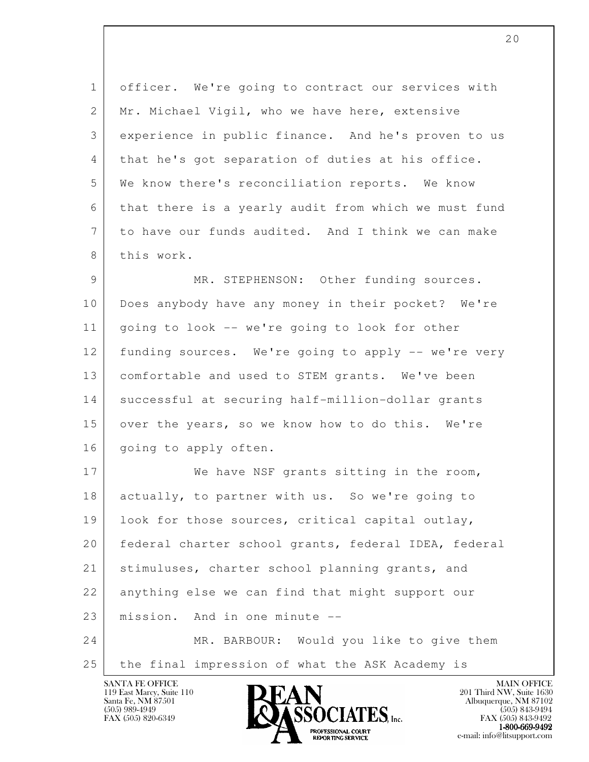officer. We're going to contract our services with Mr. Michael Vigil, who we have here, extensive experience in public finance. And he's proven to us that he's got separation of duties at his office. We know there's reconciliation reports. We know that there is a yearly audit from which we must fund to have our funds audited. And I think we can make this work.

MR. STEPHENSON: Other funding sources. Does anybody have any money in their pocket? We're going to look -- we're going to look for other funding sources. We're going to apply -- we're very comfortable and used to STEM grants. We've been successful at securing half-million-dollar grants over the years, so we know how to do this. We're going to apply often.

We have NSF grants sitting in the room, actually, to partner with us. So we're going to look for those sources, critical capital outlay, federal charter school grants, federal IDEA, federal stimuluses, charter school planning grants, and anything else we can find that might support our mission. And in one minute --

MR. BARBOUR: Would you like to give them the final impression of what the ASK Academy is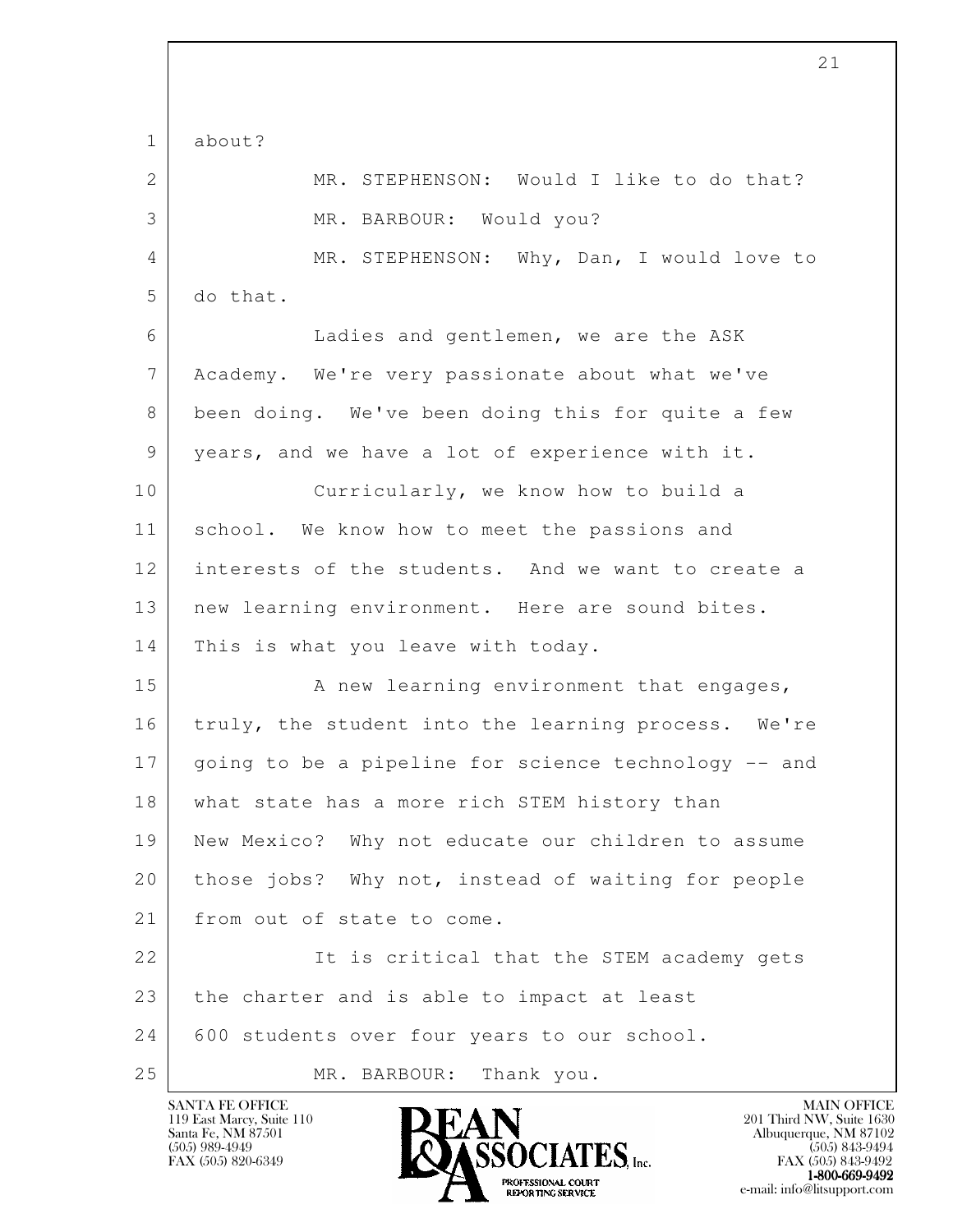about?

MR. STEPHENSON: Would I like to do that?

MR. BARBOUR: Would you?

MR. STEPHENSON: Why, Dan, I would love to do that.

Ladies and gentlemen, we are the ASK Academy. We're very passionate about what we've been doing. We've been doing this for quite a few years, and we have a lot of experience with it.

Curricularly, we know how to build a school. We know how to meet the passions and interests of the students. And we want to create a new learning environment. Here are sound bites. This is what you leave with today.

A new learning environment that engages, truly, the student into the learning process. We're going to be a pipeline for science technology -- and what state has a more rich STEM history than New Mexico? Why not educate our children to assume those jobs? Why not, instead of waiting for people from out of state to come.

It is critical that the STEM academy gets the charter and is able to impact at least 600 students over four years to our school.

MR. BARBOUR: Thank you.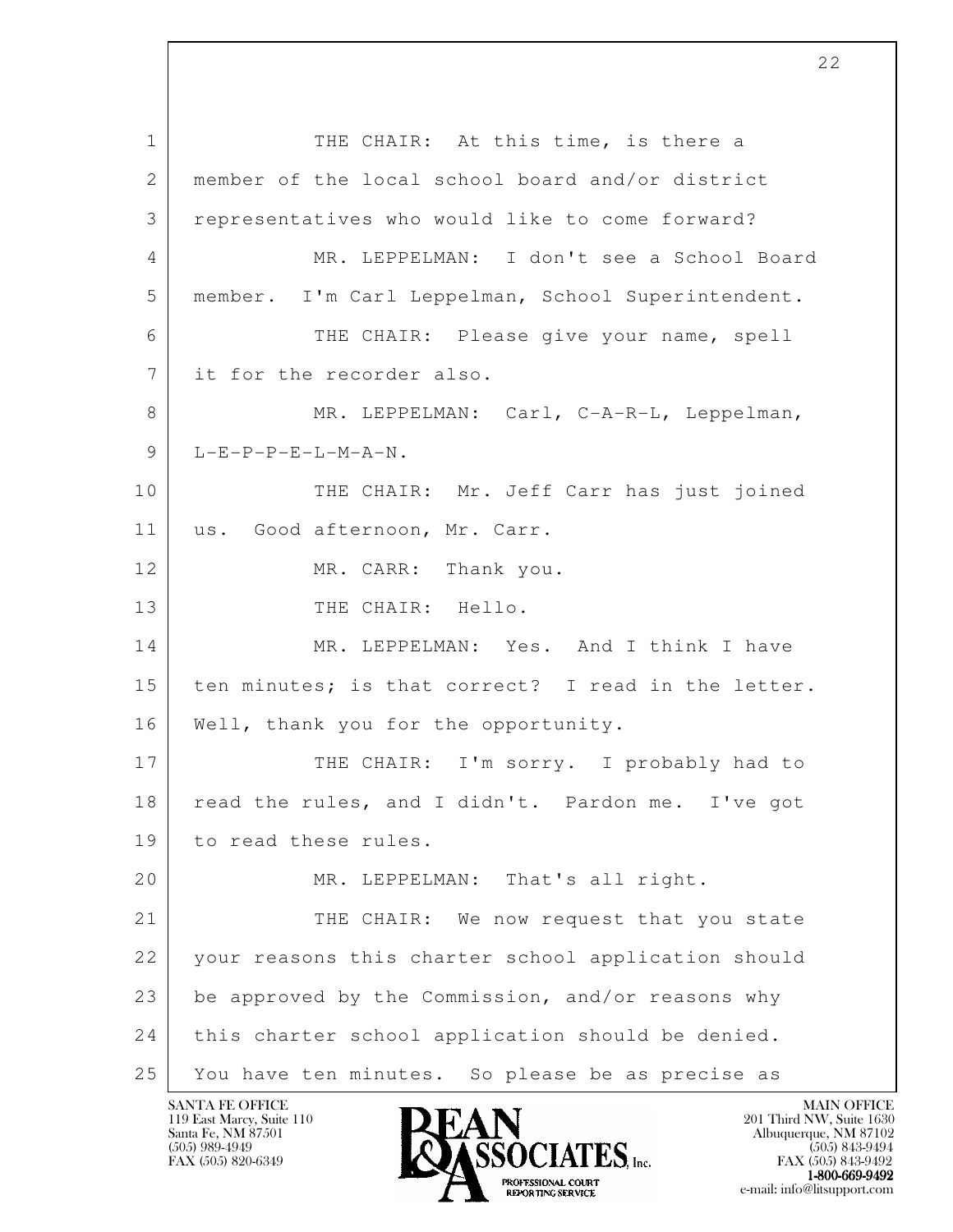1 THE CHAIR: At this time, is there a
2 member of the local school board and/or district
3 representatives who would like to come forward?
4 MR. LEPPELMAN: I don't see a School Board
5 member. I'm Carl Leppelman, School Superintendent.
6 THE CHAIR: Please give your name, spell
7 it for the recorder also.
8 MR. LEPPELMAN: Carl, C-A-R-L, Leppelman,
9 L-E-P-P-E-L-M-A-N.
10 THE CHAIR: Mr. Jeff Carr has just joined
11 us. Good afternoon, Mr. Carr.
12 MR. CARR: Thank you.
13 THE CHAIR: Hello.
14 MR. LEPPELMAN: Yes. And I think I have
15 ten minutes; is that correct? I read in the letter.
16 Well, thank you for the opportunity.
17 THE CHAIR: I'm sorry. I probably had to
18 read the rules, and I didn't. Pardon me. I've got
19 to read these rules.
20 MR. LEPPELMAN: That's all right.
21 THE CHAIR: We now request that you state
22 your reasons this charter school application should
23 be approved by the Commission, and/or reasons why
24 this charter school application should be denied.
25 You have ten minutes. So please be as precise as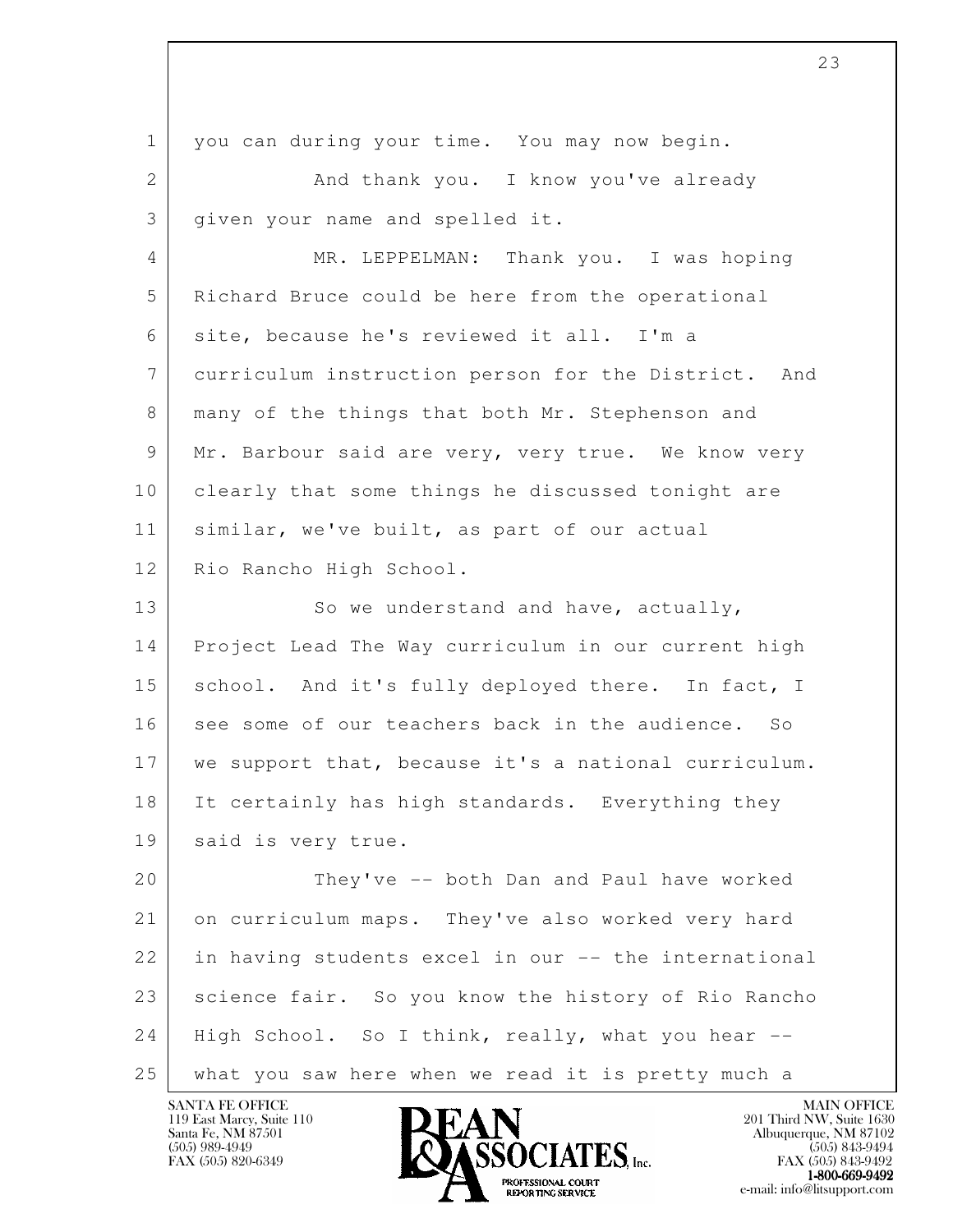you can during your time. You may now begin.

And thank you. I know you've already given your name and spelled it.

MR. LEPPELMAN: Thank you. I was hoping Richard Bruce could be here from the operational site, because he's reviewed it all. I'm a curriculum instruction person for the District. And many of the things that both Mr. Stephenson and Mr. Barbour said are very, very true. We know very clearly that some things he discussed tonight are similar, we've built, as part of our actual Rio Rancho High School.

So we understand and have, actually, Project Lead The Way curriculum in our current high school. And it's fully deployed there. In fact, I see some of our teachers back in the audience. So we support that, because it's a national curriculum. It certainly has high standards. Everything they said is very true.

They've -- both Dan and Paul have worked on curriculum maps. They've also worked very hard in having students excel in our -- the international science fair. So you know the history of Rio Rancho High School. So I think, really, what you hear -- what you saw here when we read it is pretty much a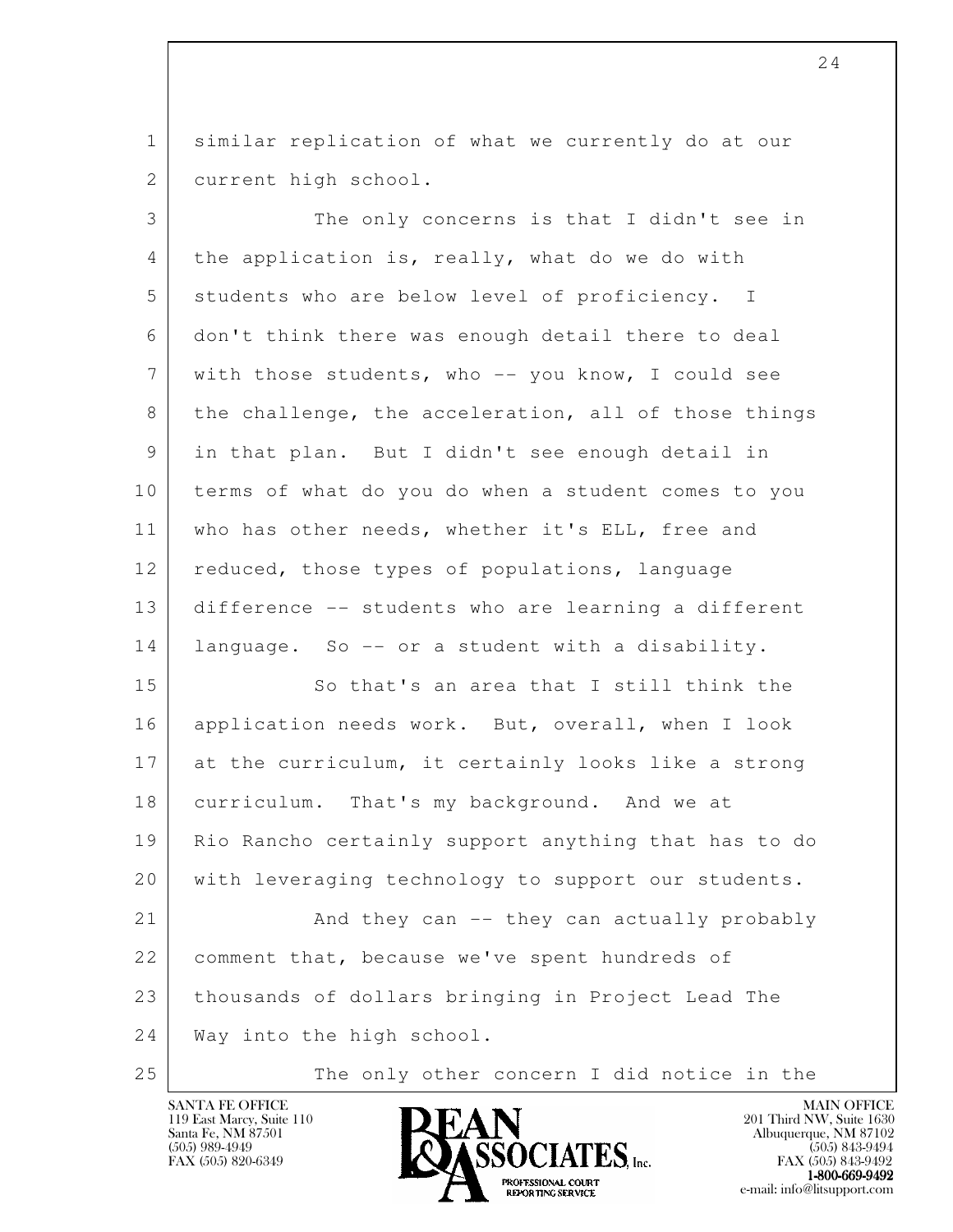similar replication of what we currently do at our current high school.

The only concerns is that I didn't see in the application is, really, what do we do with students who are below level of proficiency. I don't think there was enough detail there to deal with those students, who -- you know, I could see the challenge, the acceleration, all of those things in that plan. But I didn't see enough detail in terms of what do you do when a student comes to you who has other needs, whether it's ELL, free and reduced, those types of populations, language difference -- students who are learning a different language. So -- or a student with a disability.

So that's an area that I still think the application needs work. But, overall, when I look at the curriculum, it certainly looks like a strong curriculum. That's my background. And we at Rio Rancho certainly support anything that has to do with leveraging technology to support our students.

And they can -- they can actually probably comment that, because we've spent hundreds of thousands of dollars bringing in Project Lead The Way into the high school.

The only other concern I did notice in the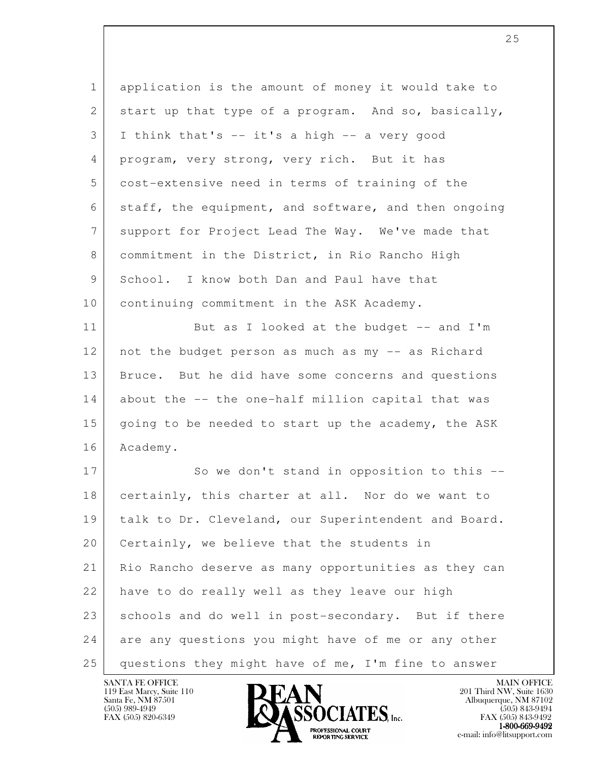application is the amount of money it would take to start up that type of a program. And so, basically, I think that's -- it's a high -- a very good program, very strong, very rich. But it has cost-extensive need in terms of training of the staff, the equipment, and software, and then ongoing support for Project Lead The Way. We've made that commitment in the District, in Rio Rancho High School. I know both Dan and Paul have that continuing commitment in the ASK Academy.

But as I looked at the budget -- and I'm not the budget person as much as my -- as Richard Bruce. But he did have some concerns and questions about the -- the one-half million capital that was going to be needed to start up the academy, the ASK Academy.

So we don't stand in opposition to this -- certainly, this charter at all. Nor do we want to talk to Dr. Cleveland, our Superintendent and Board. Certainly, we believe that the students in Rio Rancho deserve as many opportunities as they can have to do really well as they leave our high schools and do well in post-secondary. But if there are any questions you might have of me or any other questions they might have of me, I'm fine to answer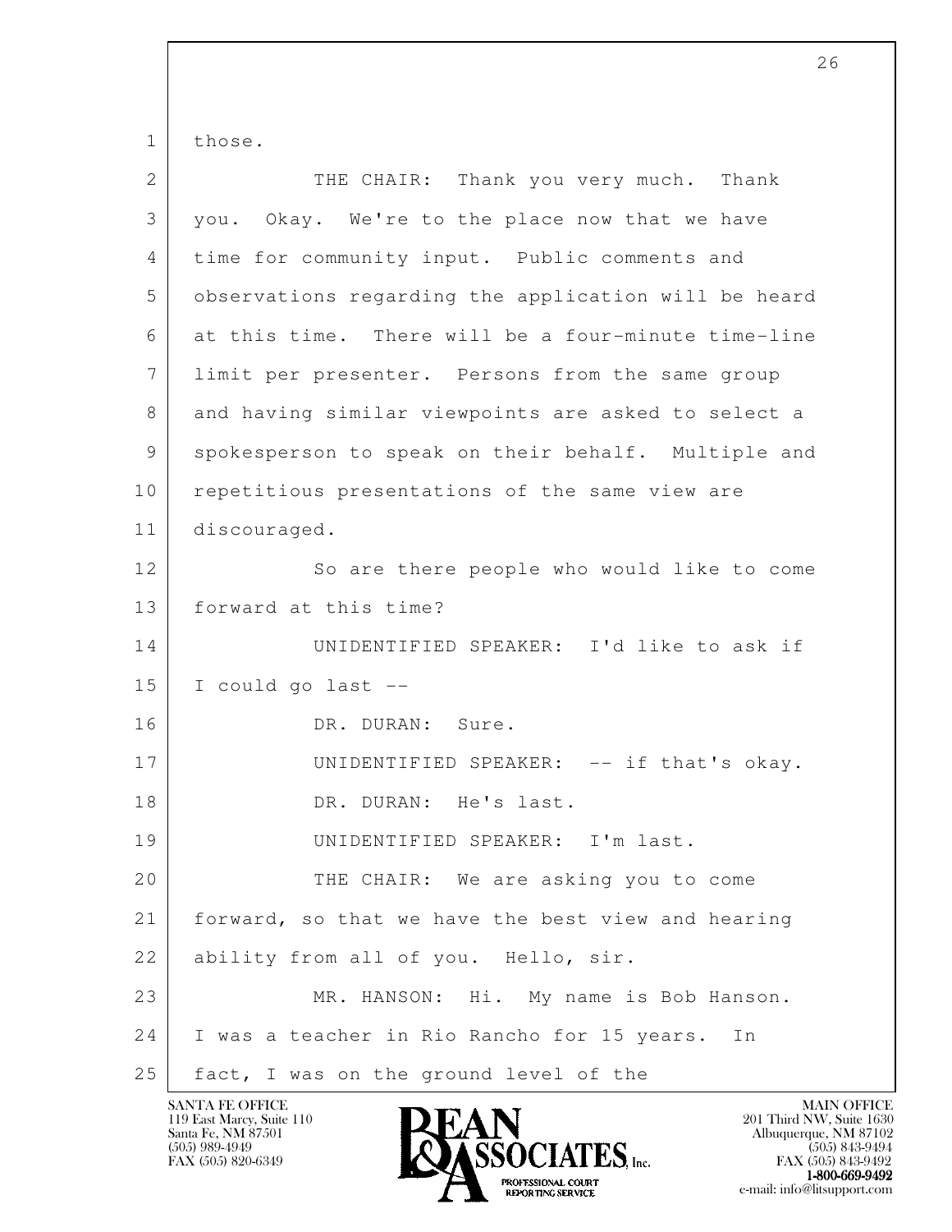those.

THE CHAIR: Thank you very much. Thank you. Okay. We're to the place now that we have time for community input. Public comments and observations regarding the application will be heard at this time. There will be a four-minute time-line limit per presenter. Persons from the same group and having similar viewpoints are asked to select a spokesperson to speak on their behalf. Multiple and repetitious presentations of the same view are discouraged.

So are there people who would like to come forward at this time?

UNIDENTIFIED SPEAKER: I'd like to ask if I could go last --

DR. DURAN: Sure.

UNIDENTIFIED SPEAKER: -- if that's okay.

DR. DURAN: He's last.

UNIDENTIFIED SPEAKER: I'm last.

THE CHAIR: We are asking you to come forward, so that we have the best view and hearing ability from all of you. Hello, sir.

MR. HANSON: Hi. My name is Bob Hanson. I was a teacher in Rio Rancho for 15 years. In fact, I was on the ground level of the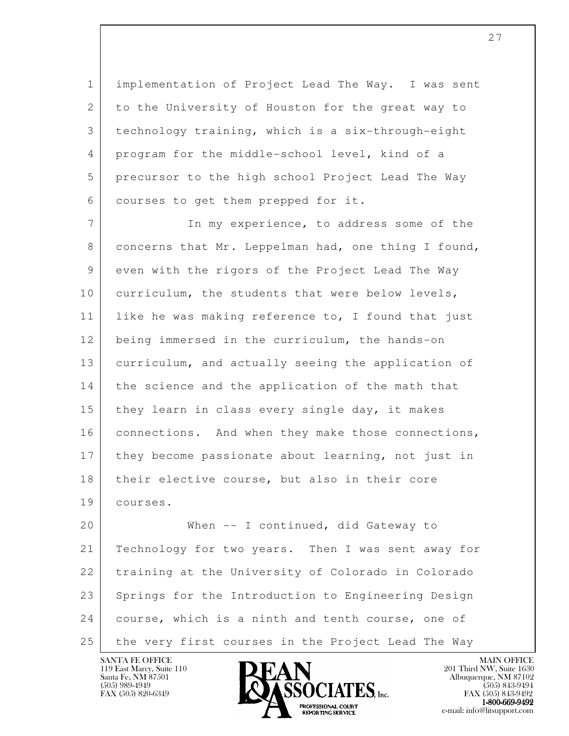implementation of Project Lead The Way. I was sent to the University of Houston for the great way to technology training, which is a six-through-eight program for the middle-school level, kind of a precursor to the high school Project Lead The Way courses to get them prepped for it.

In my experience, to address some of the concerns that Mr. Leppelman had, one thing I found, even with the rigors of the Project Lead The Way curriculum, the students that were below levels, like he was making reference to, I found that just being immersed in the curriculum, the hands-on curriculum, and actually seeing the application of the science and the application of the math that they learn in class every single day, it makes connections. And when they make those connections, they become passionate about learning, not just in their elective course, but also in their core courses.

When -- I continued, did Gateway to Technology for two years. Then I was sent away for training at the University of Colorado in Colorado Springs for the Introduction to Engineering Design course, which is a ninth and tenth course, one of the very first courses in the Project Lead The Way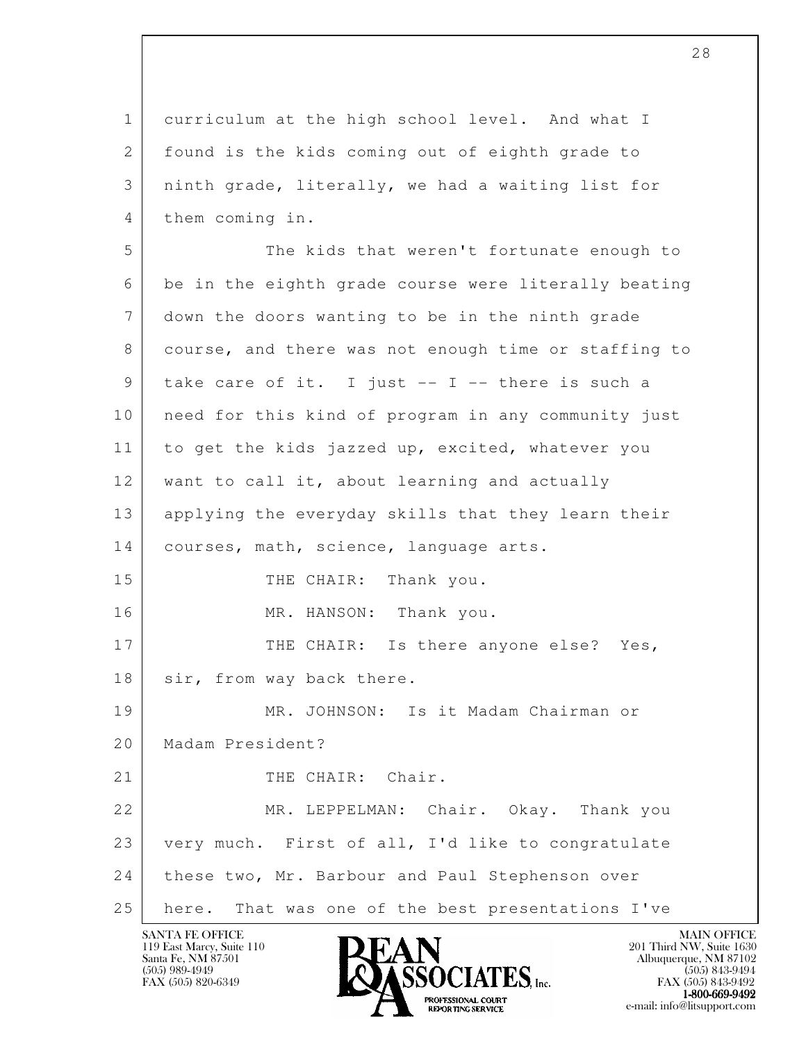curriculum at the high school level. And what I found is the kids coming out of eighth grade to ninth grade, literally, we had a waiting list for them coming in.

The kids that weren't fortunate enough to be in the eighth grade course were literally beating down the doors wanting to be in the ninth grade course, and there was not enough time or staffing to take care of it. I just -- I -- there is such a need for this kind of program in any community just to get the kids jazzed up, excited, whatever you want to call it, about learning and actually applying the everyday skills that they learn their courses, math, science, language arts.

THE CHAIR: Thank you.

MR. HANSON: Thank you.

THE CHAIR: Is there anyone else? Yes, sir, from way back there.

MR. JOHNSON: Is it Madam Chairman or Madam President?

THE CHAIR: Chair.

MR. LEPPELMAN: Chair. Okay. Thank you very much. First of all, I'd like to congratulate these two, Mr. Barbour and Paul Stephenson over here. That was one of the best presentations I've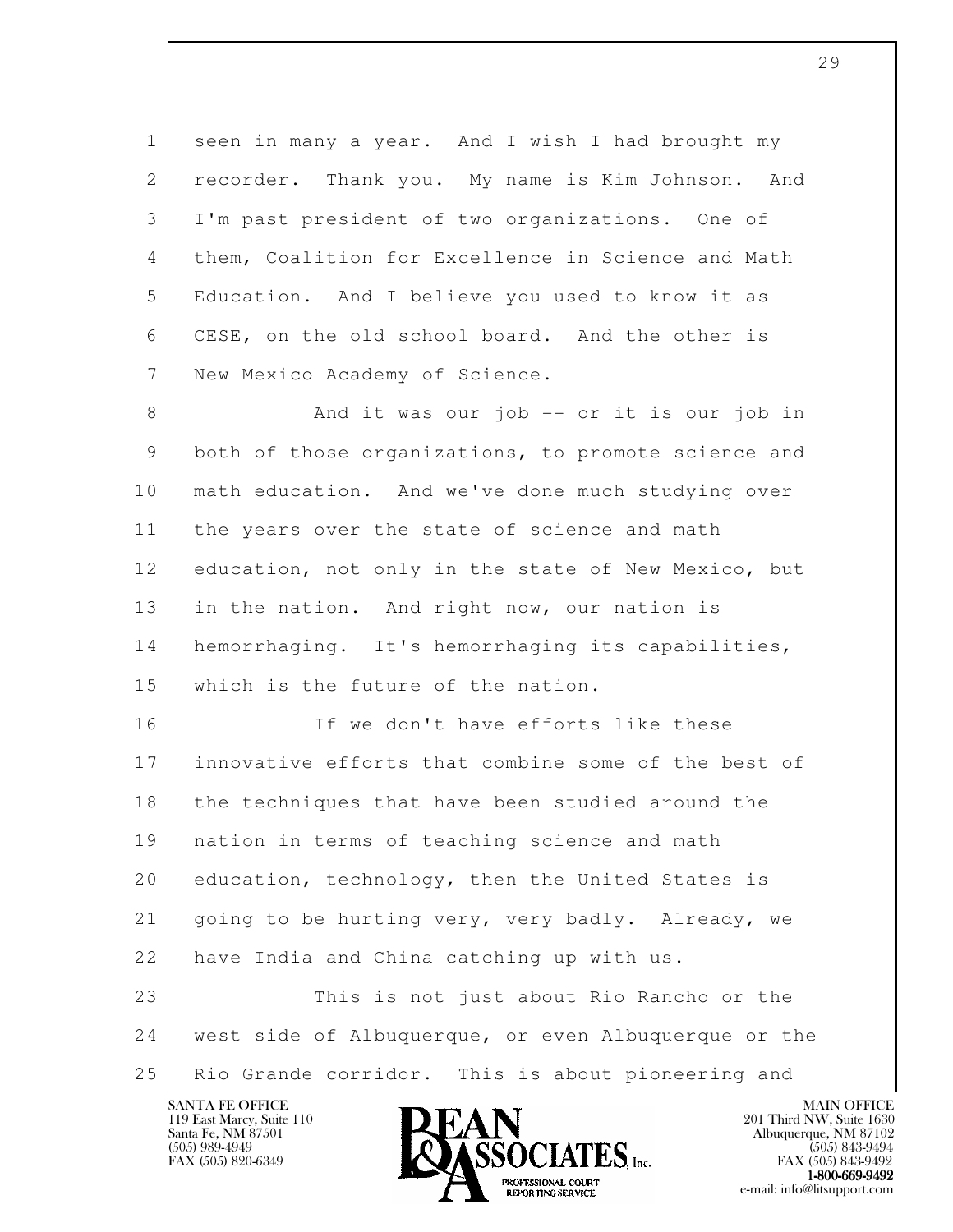seen in many a year. And I wish I had brought my recorder. Thank you. My name is Kim Johnson. And I'm past president of two organizations. One of them, Coalition for Excellence in Science and Math Education. And I believe you used to know it as CESE, on the old school board. And the other is New Mexico Academy of Science.

And it was our job -- or it is our job in both of those organizations, to promote science and math education. And we've done much studying over the years over the state of science and math education, not only in the state of New Mexico, but in the nation. And right now, our nation is hemorrhaging. It's hemorrhaging its capabilities, which is the future of the nation.

If we don't have efforts like these innovative efforts that combine some of the best of the techniques that have been studied around the nation in terms of teaching science and math education, technology, then the United States is going to be hurting very, very badly. Already, we have India and China catching up with us.

This is not just about Rio Rancho or the west side of Albuquerque, or even Albuquerque or the Rio Grande corridor. This is about pioneering and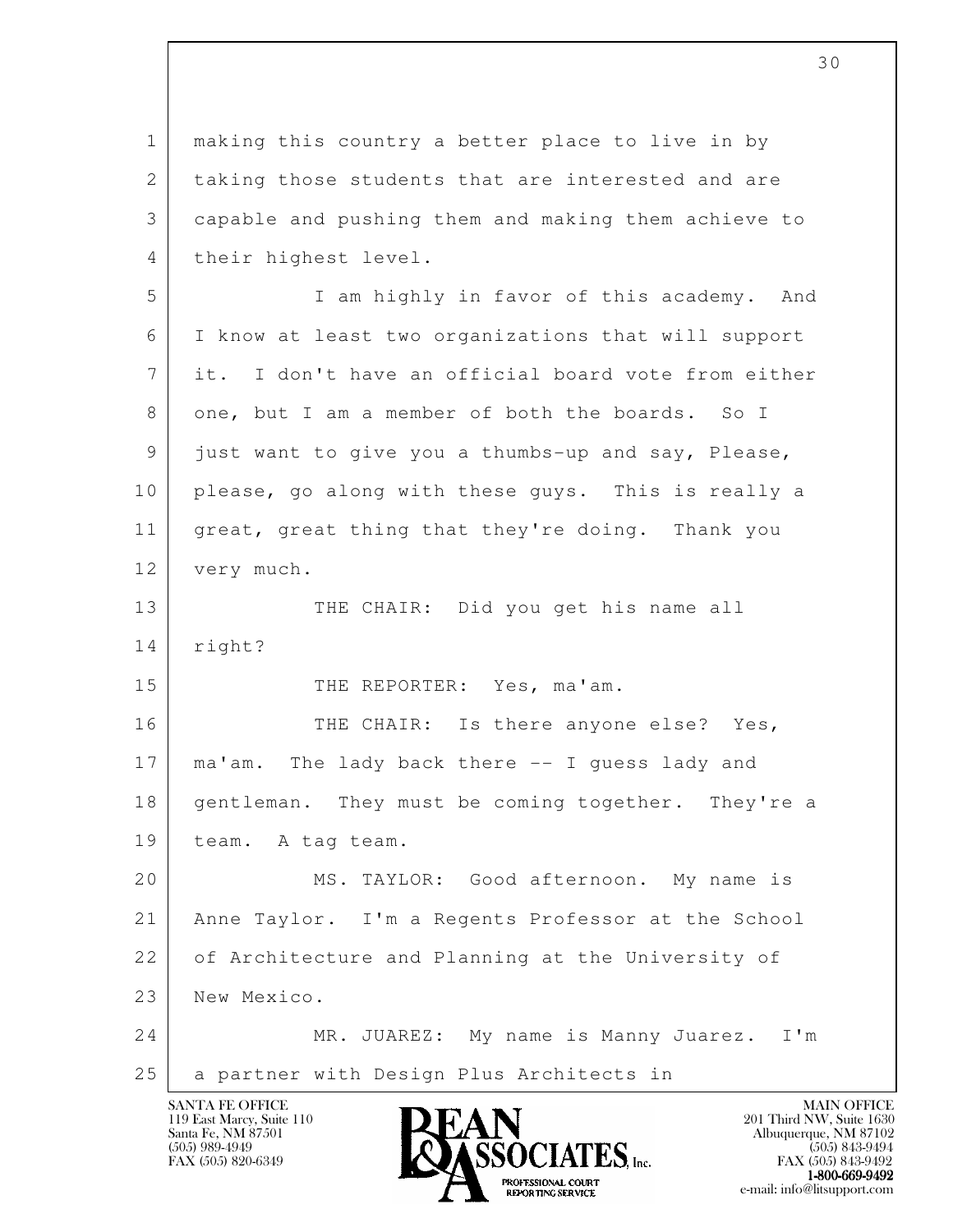making this country a better place to live in by taking those students that are interested and are capable and pushing them and making them achieve to their highest level.

I am highly in favor of this academy. And I know at least two organizations that will support it. I don't have an official board vote from either one, but I am a member of both the boards. So I just want to give you a thumbs-up and say, Please, please, go along with these guys. This is really a great, great thing that they're doing. Thank you very much.

THE CHAIR: Did you get his name all right?

THE REPORTER: Yes, ma'am.

THE CHAIR: Is there anyone else? Yes, ma'am. The lady back there -- I guess lady and gentleman. They must be coming together. They're a team. A tag team.

MS. TAYLOR: Good afternoon. My name is Anne Taylor. I'm a Regents Professor at the School of Architecture and Planning at the University of New Mexico.

MR. JUAREZ: My name is Manny Juarez. I'm a partner with Design Plus Architects in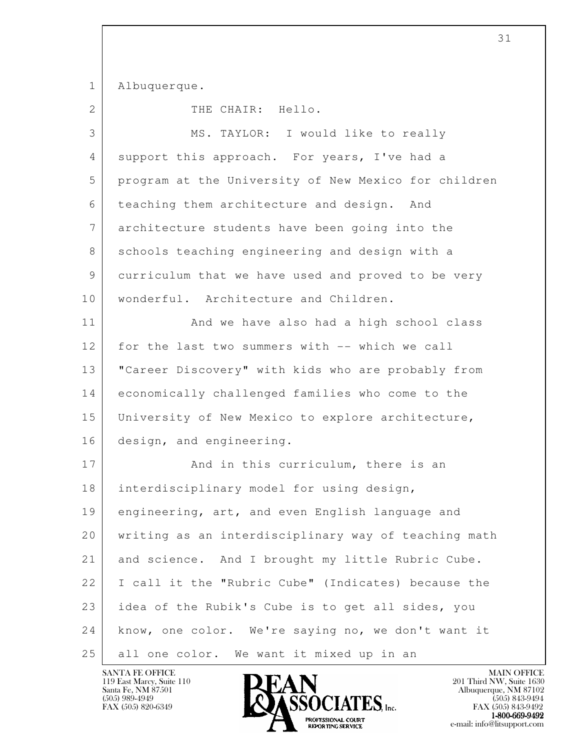Albuquerque.

THE CHAIR: Hello.

MS. TAYLOR: I would like to really support this approach. For years, I've had a program at the University of New Mexico for children teaching them architecture and design. And architecture students have been going into the schools teaching engineering and design with a curriculum that we have used and proved to be very wonderful. Architecture and Children.

And we have also had a high school class for the last two summers with -- which we call "Career Discovery" with kids who are probably from economically challenged families who come to the University of New Mexico to explore architecture, design, and engineering.

And in this curriculum, there is an interdisciplinary model for using design, engineering, art, and even English language and writing as an interdisciplinary way of teaching math and science. And I brought my little Rubric Cube. I call it the "Rubric Cube" (Indicates) because the idea of the Rubik's Cube is to get all sides, you know, one color. We're saying no, we don't want it all one color. We want it mixed up in an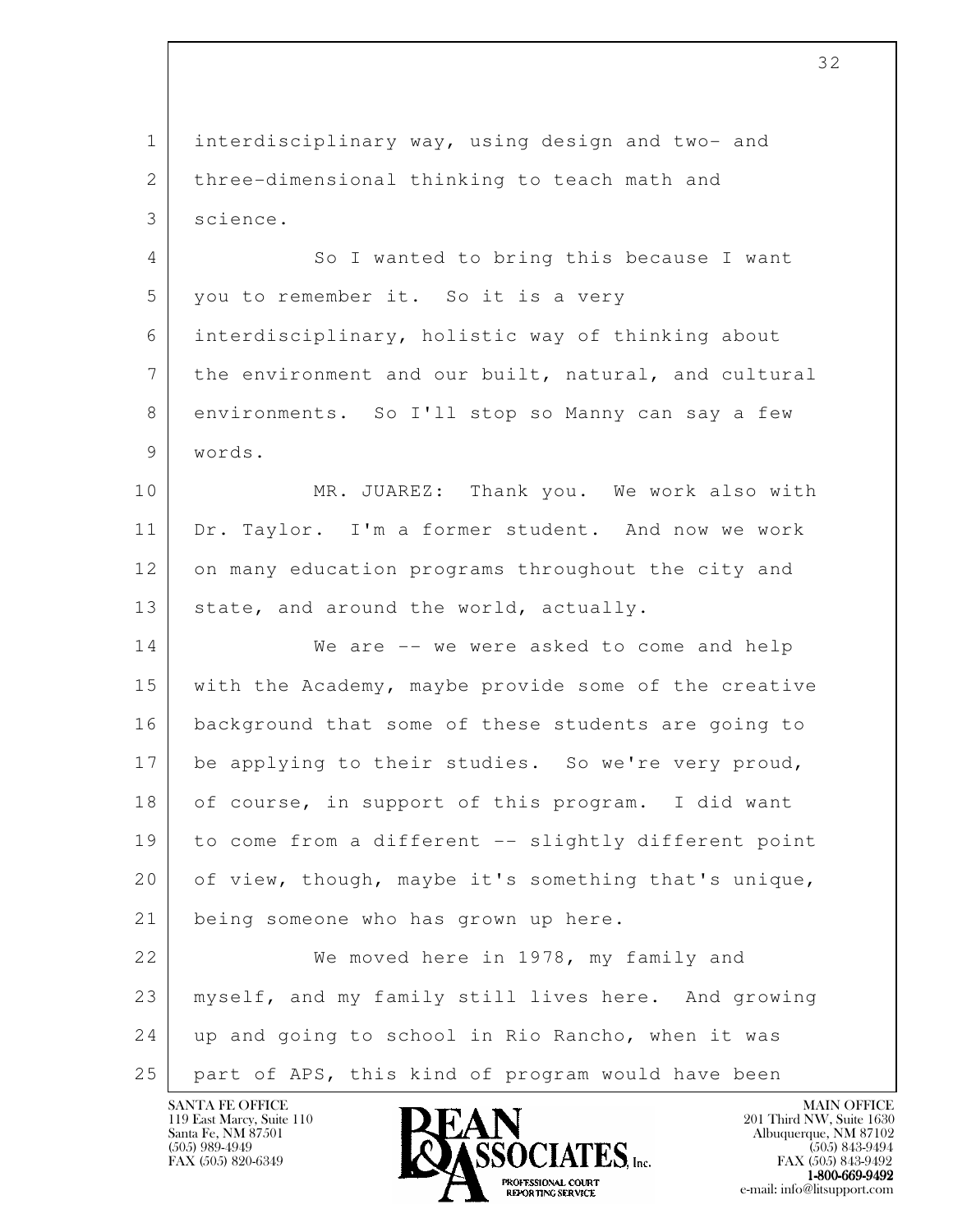interdisciplinary way, using design and two- and three-dimensional thinking to teach math and science.

So I wanted to bring this because I want you to remember it. So it is a very interdisciplinary, holistic way of thinking about the environment and our built, natural, and cultural environments. So I'll stop so Manny can say a few words.

MR. JUAREZ: Thank you. We work also with Dr. Taylor. I'm a former student. And now we work on many education programs throughout the city and state, and around the world, actually.

We are -- we were asked to come and help with the Academy, maybe provide some of the creative background that some of these students are going to be applying to their studies. So we're very proud, of course, in support of this program. I did want to come from a different -- slightly different point of view, though, maybe it's something that's unique, being someone who has grown up here.

We moved here in 1978, my family and myself, and my family still lives here. And growing up and going to school in Rio Rancho, when it was part of APS, this kind of program would have been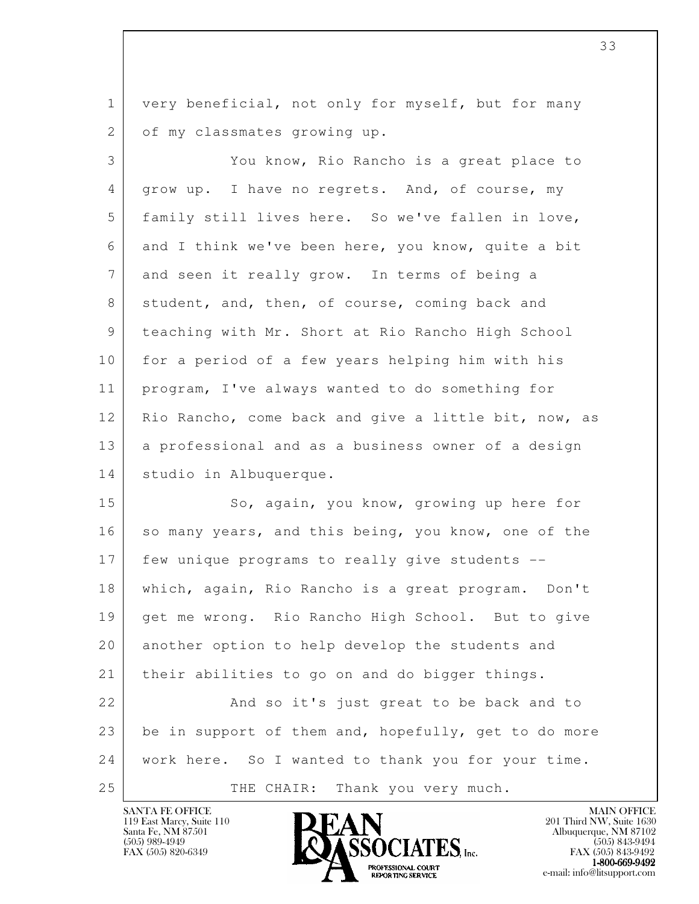very beneficial, not only for myself, but for many of my classmates growing up.

You know, Rio Rancho is a great place to grow up. I have no regrets. And, of course, my family still lives here. So we've fallen in love, and I think we've been here, you know, quite a bit and seen it really grow. In terms of being a student, and, then, of course, coming back and teaching with Mr. Short at Rio Rancho High School for a period of a few years helping him with his program, I've always wanted to do something for Rio Rancho, come back and give a little bit, now, as a professional and as a business owner of a design studio in Albuquerque.

So, again, you know, growing up here for so many years, and this being, you know, one of the few unique programs to really give students -- which, again, Rio Rancho is a great program. Don't get me wrong. Rio Rancho High School. But to give another option to help develop the students and their abilities to go on and do bigger things.

And so it's just great to be back and to be in support of them and, hopefully, get to do more work here. So I wanted to thank you for your time.

THE CHAIR: Thank you very much.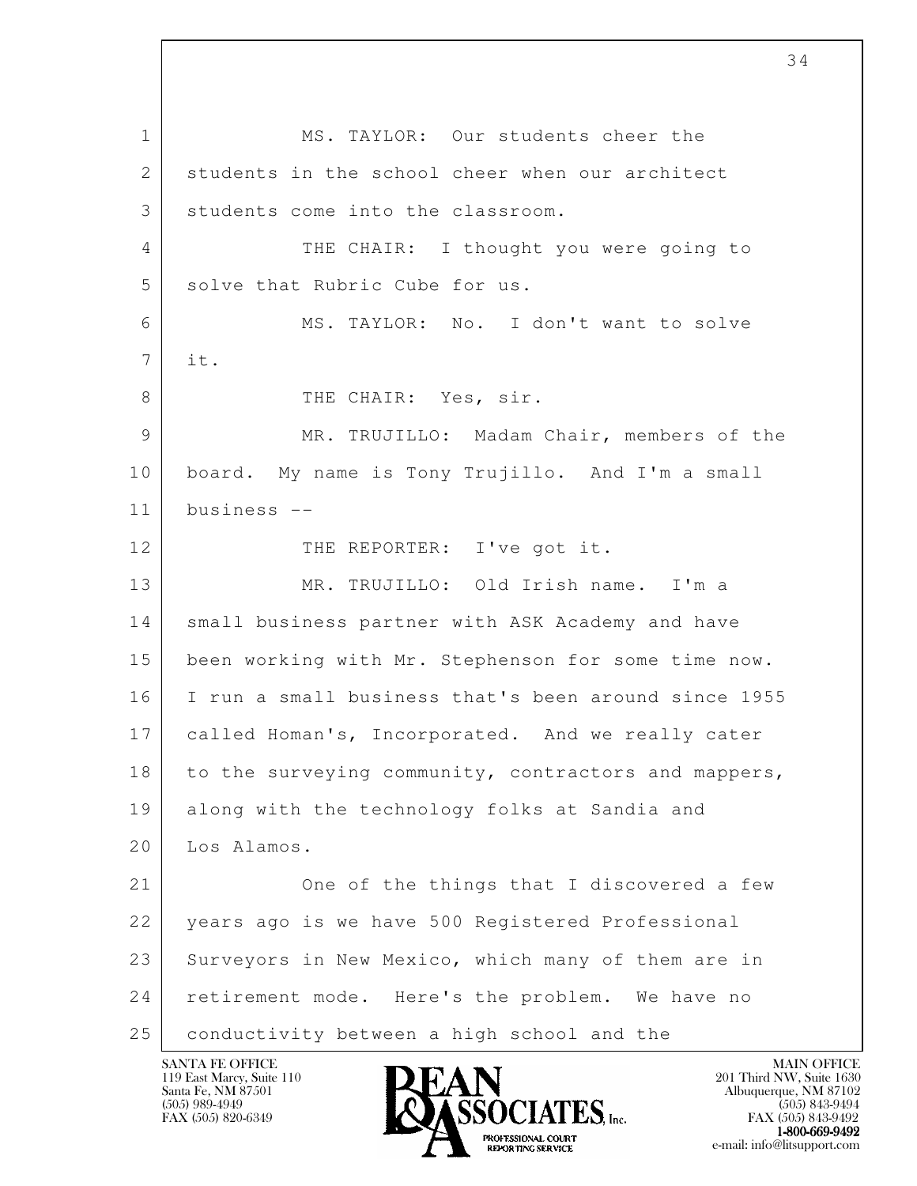MS. TAYLOR: Our students cheer the students in the school cheer when our architect students come into the classroom.

THE CHAIR: I thought you were going to solve that Rubric Cube for us.

MS. TAYLOR: No. I don't want to solve it.

THE CHAIR: Yes, sir.

MR. TRUJILLO: Madam Chair, members of the board. My name is Tony Trujillo. And I'm a small business --

THE REPORTER: I've got it.

MR. TRUJILLO: Old Irish name. I'm a small business partner with ASK Academy and have been working with Mr. Stephenson for some time now. I run a small business that's been around since 1955 called Homan's, Incorporated. And we really cater to the surveying community, contractors and mappers, along with the technology folks at Sandia and Los Alamos.

One of the things that I discovered a few years ago is we have 500 Registered Professional Surveyors in New Mexico, which many of them are in retirement mode. Here's the problem. We have no conductivity between a high school and the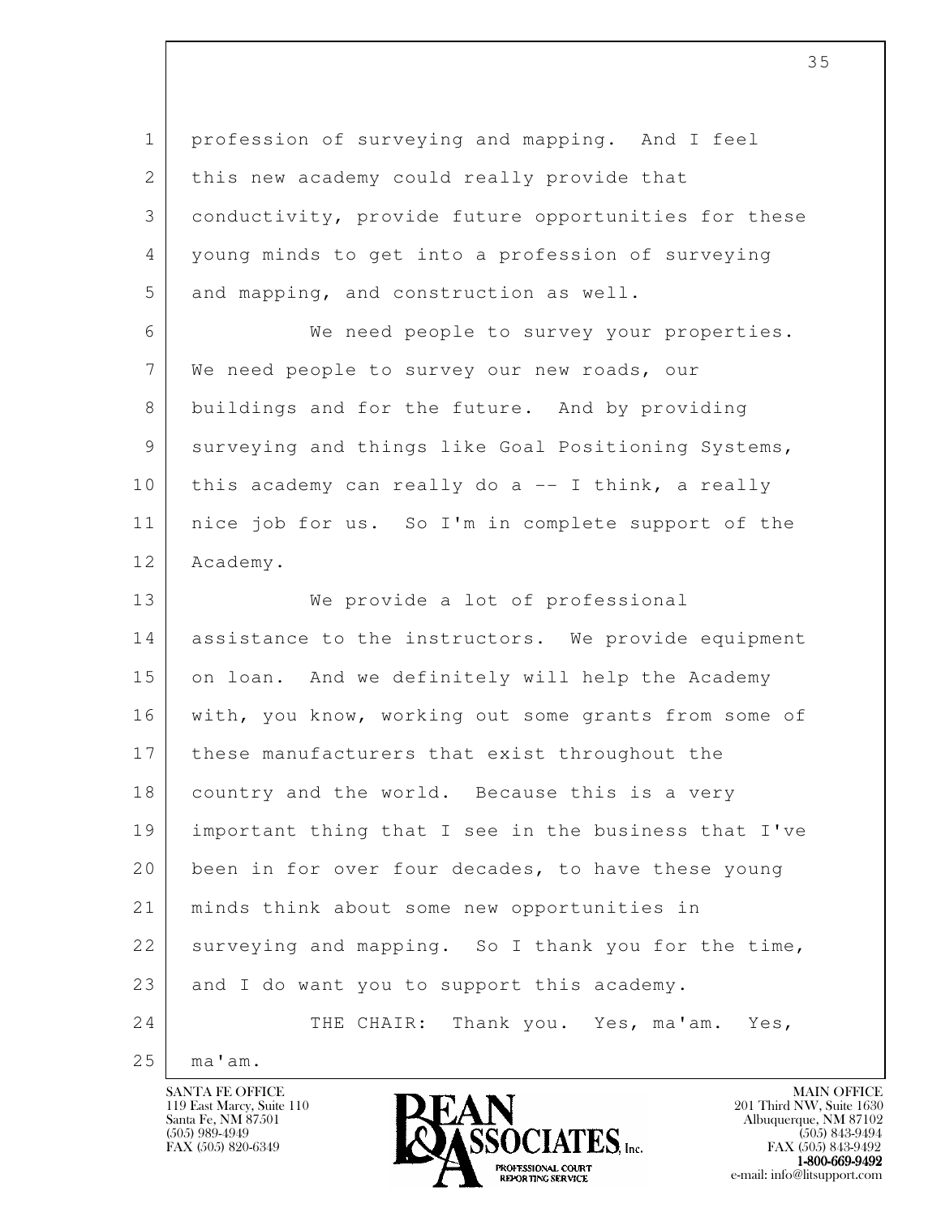profession of surveying and mapping. And I feel this new academy could really provide that conductivity, provide future opportunities for these young minds to get into a profession of surveying and mapping, and construction as well.

We need people to survey your properties. We need people to survey our new roads, our buildings and for the future. And by providing surveying and things like Goal Positioning Systems, this academy can really do a -- I think, a really nice job for us. So I'm in complete support of the Academy.

We provide a lot of professional assistance to the instructors. We provide equipment on loan. And we definitely will help the Academy with, you know, working out some grants from some of these manufacturers that exist throughout the country and the world. Because this is a very important thing that I see in the business that I've been in for over four decades, to have these young minds think about some new opportunities in surveying and mapping. So I thank you for the time, and I do want you to support this academy.

THE CHAIR: Thank you. Yes, ma'am. Yes, ma'am.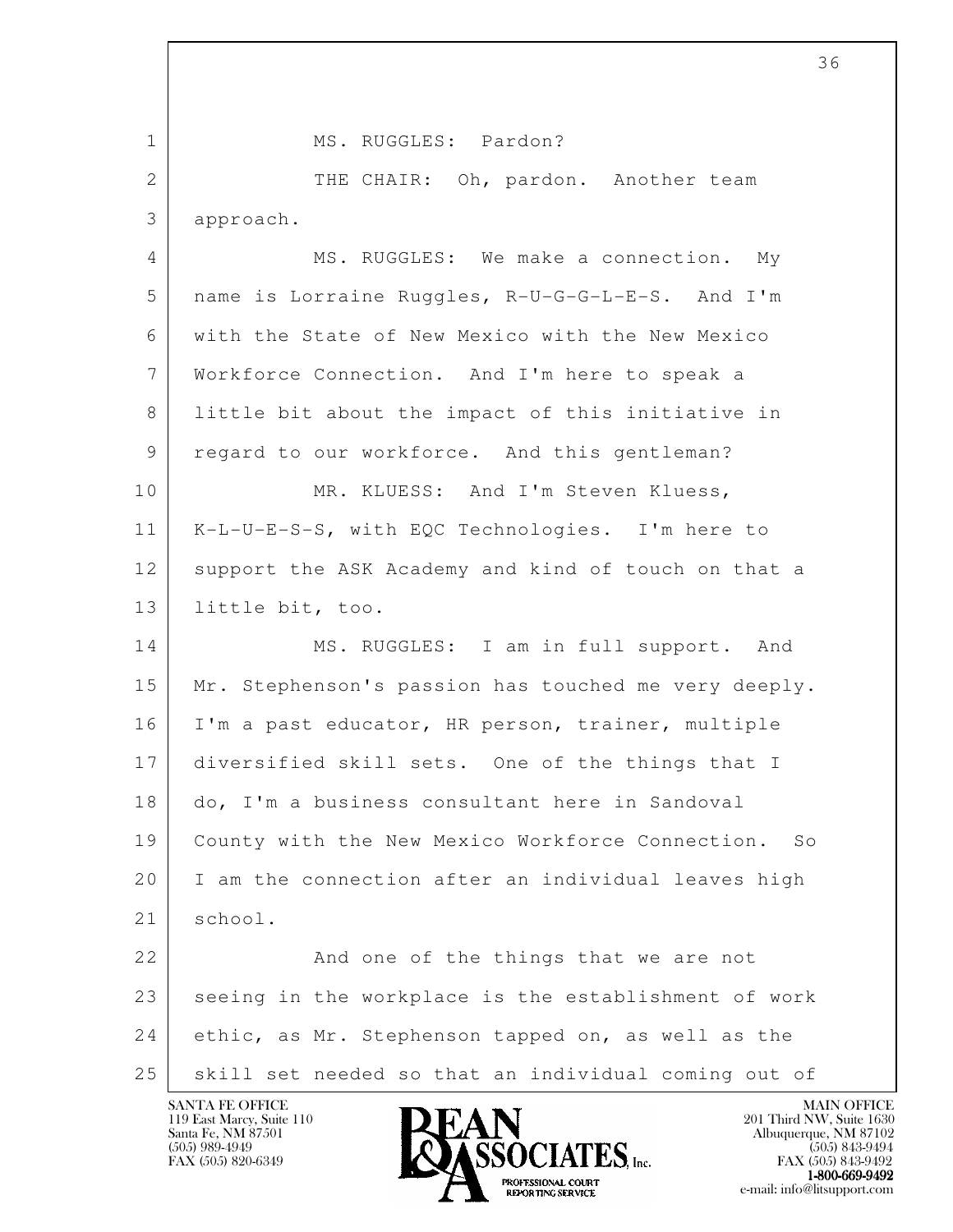MS. RUGGLES: Pardon?

THE CHAIR: Oh, pardon. Another team approach.

MS. RUGGLES: We make a connection. My name is Lorraine Ruggles, R-U-G-G-L-E-S. And I'm with the State of New Mexico with the New Mexico Workforce Connection. And I'm here to speak a little bit about the impact of this initiative in regard to our workforce. And this gentleman?

MR. KLUESS: And I'm Steven Kluess, K-L-U-E-S-S, with EQC Technologies. I'm here to support the ASK Academy and kind of touch on that a little bit, too.

MS. RUGGLES: I am in full support. And Mr. Stephenson's passion has touched me very deeply. I'm a past educator, HR person, trainer, multiple diversified skill sets. One of the things that I do, I'm a business consultant here in Sandoval County with the New Mexico Workforce Connection. So I am the connection after an individual leaves high school.

And one of the things that we are not seeing in the workplace is the establishment of work ethic, as Mr. Stephenson tapped on, as well as the skill set needed so that an individual coming out of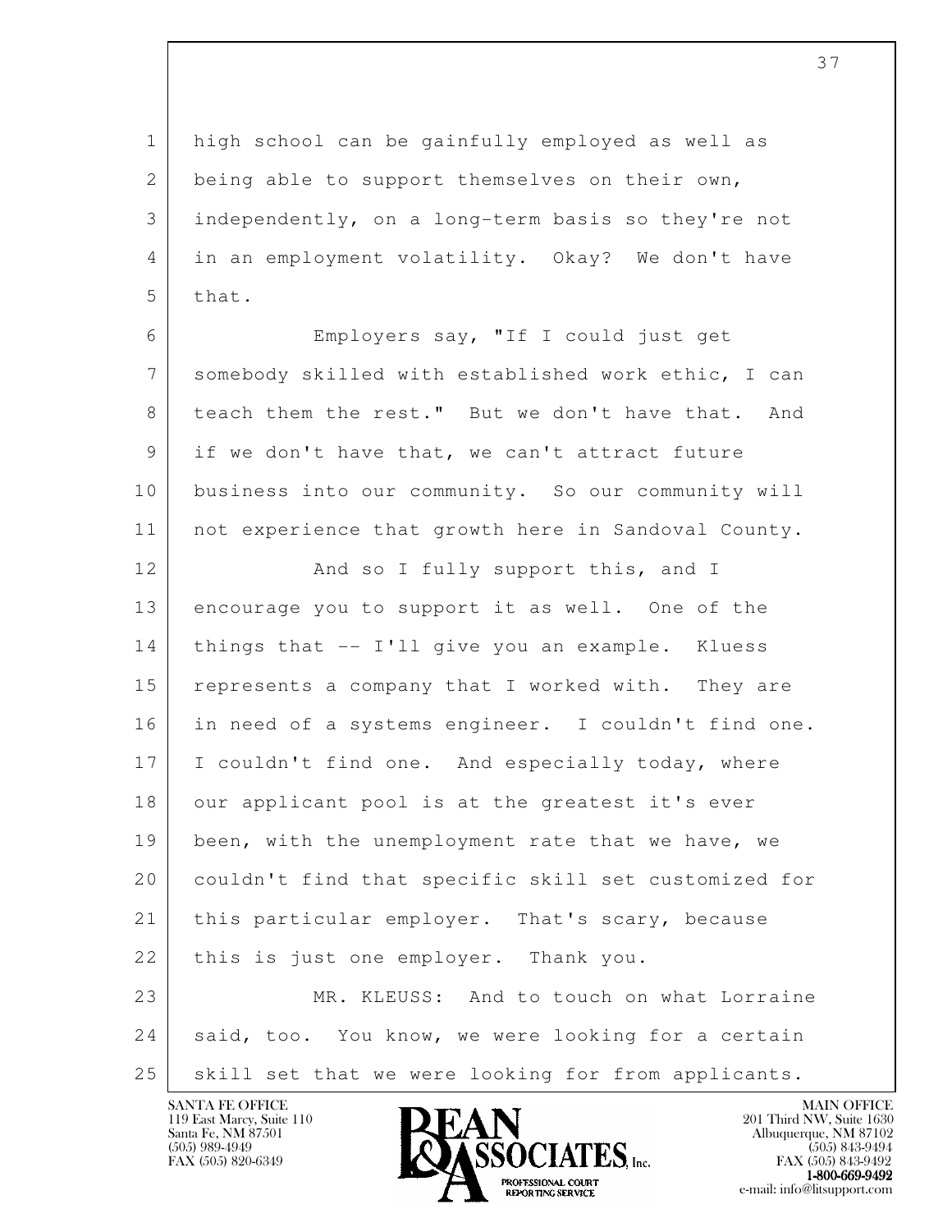high school can be gainfully employed as well as being able to support themselves on their own, independently, on a long-term basis so they're not in an employment volatility. Okay? We don't have that.

Employers say, "If I could just get somebody skilled with established work ethic, I can teach them the rest." But we don't have that. And if we don't have that, we can't attract future business into our community. So our community will not experience that growth here in Sandoval County.

And so I fully support this, and I encourage you to support it as well. One of the things that -- I'll give you an example. Kluess represents a company that I worked with. They are in need of a systems engineer. I couldn't find one. I couldn't find one. And especially today, where our applicant pool is at the greatest it's ever been, with the unemployment rate that we have, we couldn't find that specific skill set customized for this particular employer. That's scary, because this is just one employer. Thank you.

MR. KLEUSS: And to touch on what Lorraine said, too. You know, we were looking for a certain skill set that we were looking for from applicants.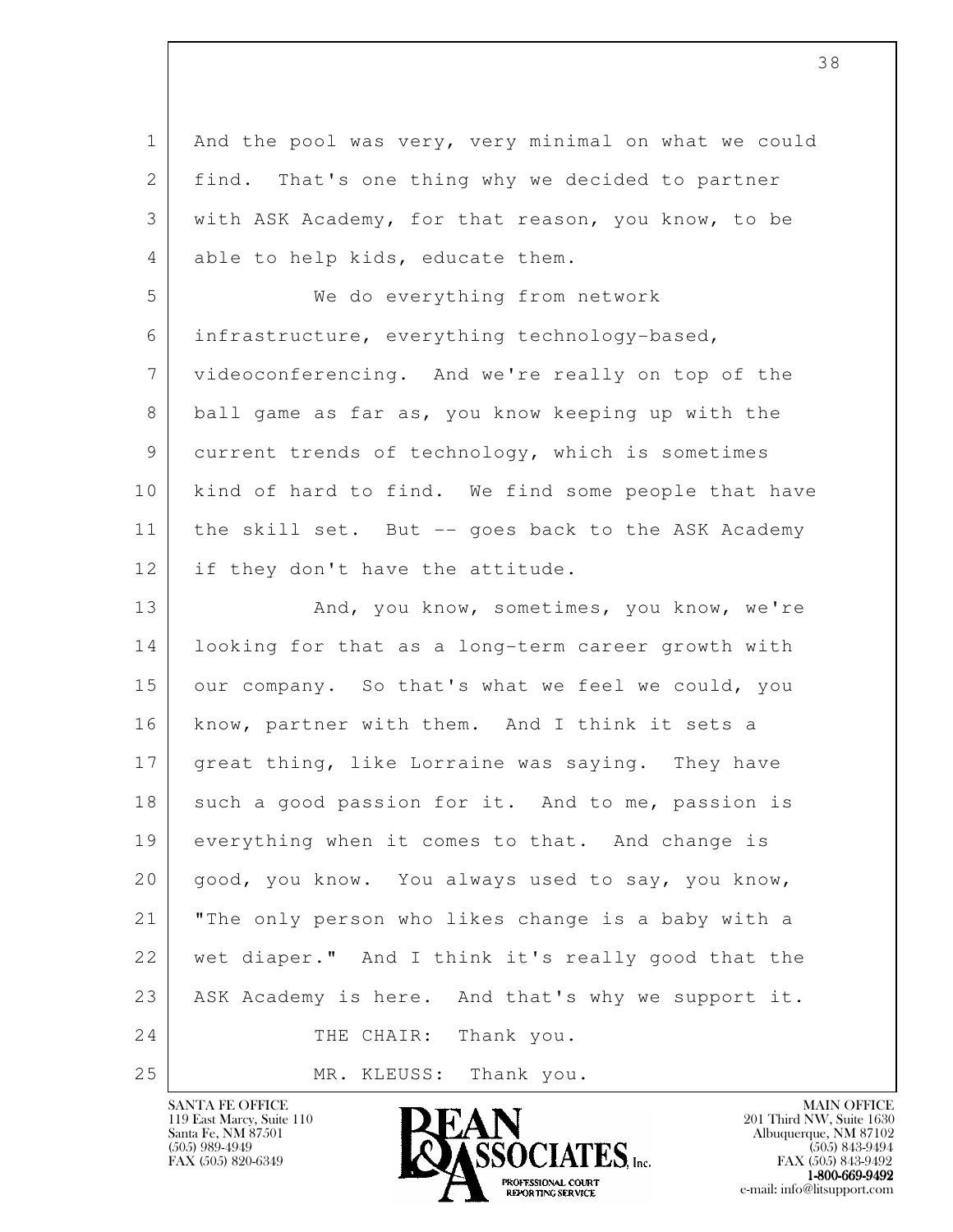And the pool was very, very minimal on what we could find. That's one thing why we decided to partner with ASK Academy, for that reason, you know, to be able to help kids, educate them.

We do everything from network infrastructure, everything technology-based, videoconferencing. And we're really on top of the ball game as far as, you know keeping up with the current trends of technology, which is sometimes kind of hard to find. We find some people that have the skill set. But -- goes back to the ASK Academy if they don't have the attitude.

And, you know, sometimes, you know, we're looking for that as a long-term career growth with our company. So that's what we feel we could, you know, partner with them. And I think it sets a great thing, like Lorraine was saying. They have such a good passion for it. And to me, passion is everything when it comes to that. And change is good, you know. You always used to say, you know, "The only person who likes change is a baby with a wet diaper." And I think it's really good that the ASK Academy is here. And that's why we support it.

THE CHAIR: Thank you.

MR. KLEUSS: Thank you.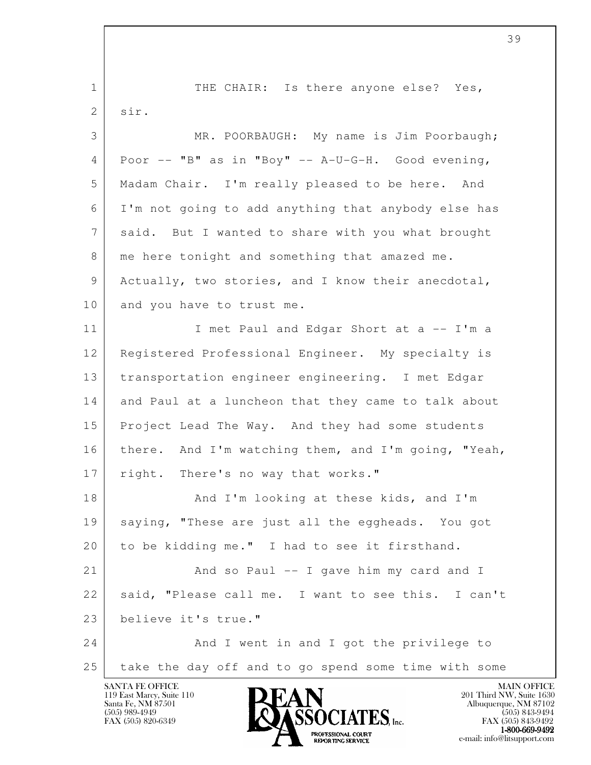THE CHAIR: Is there anyone else? Yes, sir.

MR. POORBAUGH: My name is Jim Poorbaugh; Poor -- "B" as in "Boy" -- A-U-G-H. Good evening, Madam Chair. I'm really pleased to be here. And I'm not going to add anything that anybody else has said. But I wanted to share with you what brought me here tonight and something that amazed me. Actually, two stories, and I know their anecdotal, and you have to trust me.

I met Paul and Edgar Short at a -- I'm a Registered Professional Engineer. My specialty is transportation engineer engineering. I met Edgar and Paul at a luncheon that they came to talk about Project Lead The Way. And they had some students there. And I'm watching them, and I'm going, "Yeah, right. There's no way that works."

And I'm looking at these kids, and I'm saying, "These are just all the eggheads. You got to be kidding me." I had to see it firsthand.

And so Paul -- I gave him my card and I said, "Please call me. I want to see this. I can't believe it's true."

And I went in and I got the privilege to take the day off and to go spend some time with some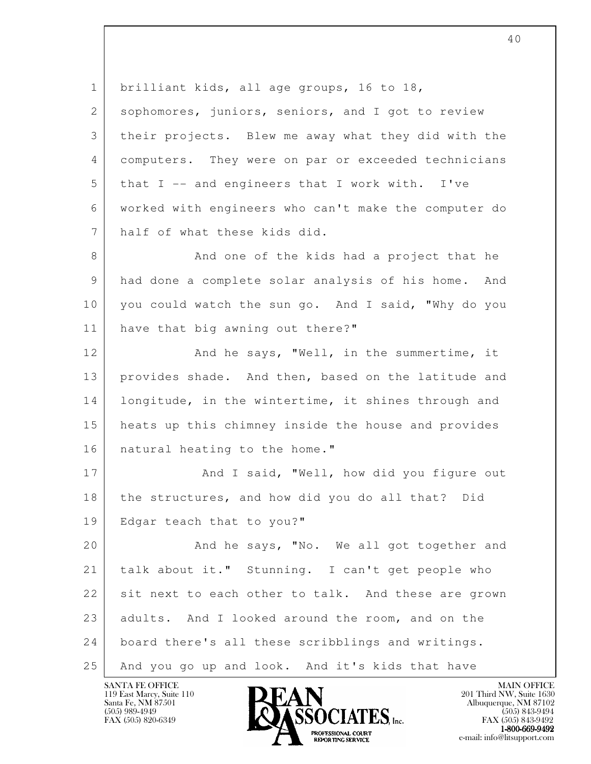brilliant kids, all age groups, 16 to 18, sophomores, juniors, seniors, and I got to review their projects. Blew me away what they did with the computers. They were on par or exceeded technicians that I -- and engineers that I work with. I've worked with engineers who can't make the computer do half of what these kids did.

And one of the kids had a project that he had done a complete solar analysis of his home. And you could watch the sun go. And I said, "Why do you have that big awning out there?"

And he says, "Well, in the summertime, it provides shade. And then, based on the latitude and longitude, in the wintertime, it shines through and heats up this chimney inside the house and provides natural heating to the home."

And I said, "Well, how did you figure out the structures, and how did you do all that? Did Edgar teach that to you?"

And he says, "No. We all got together and talk about it." Stunning. I can't get people who sit next to each other to talk. And these are grown adults. And I looked around the room, and on the board there's all these scribblings and writings. And you go up and look. And it's kids that have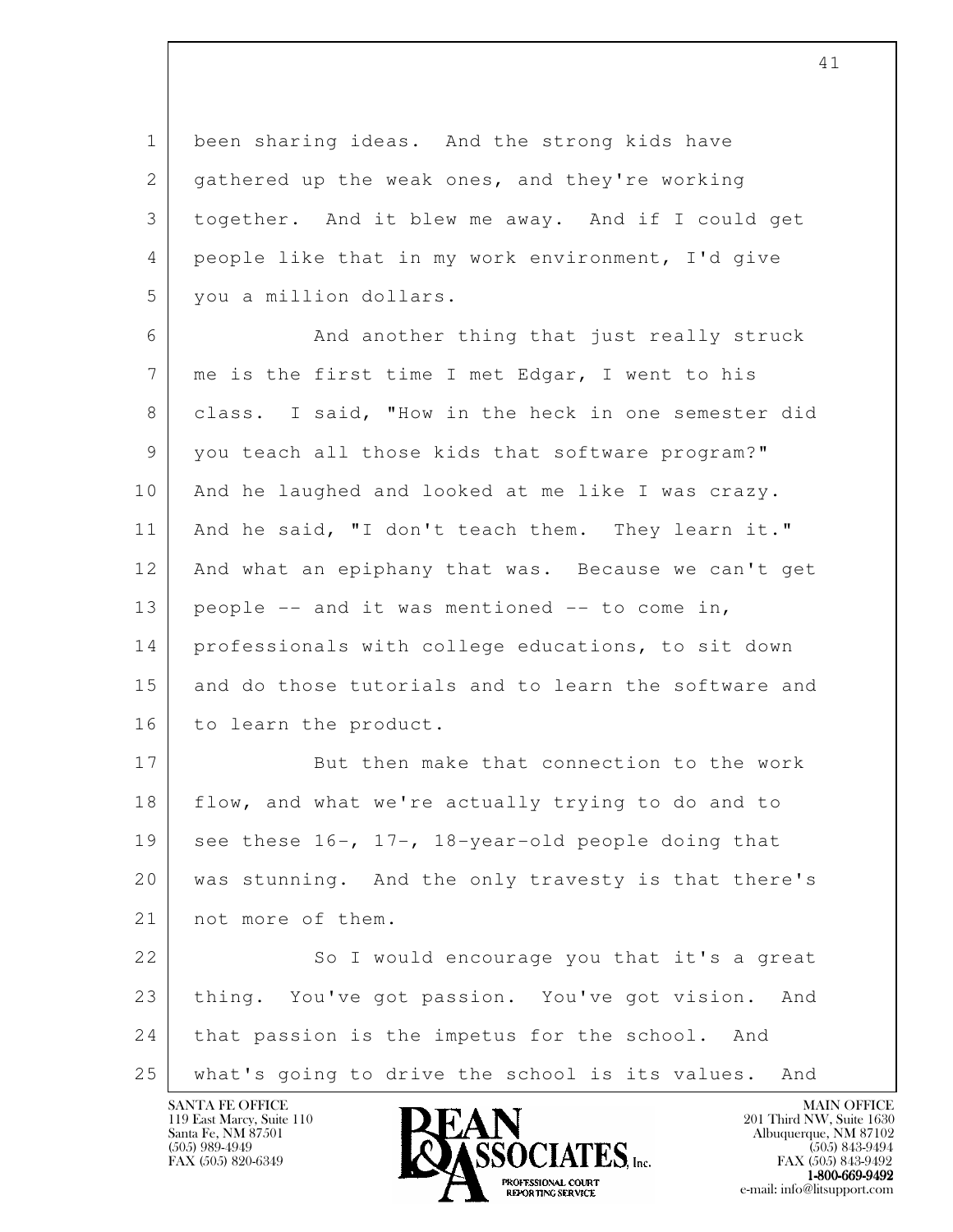been sharing ideas. And the strong kids have gathered up the weak ones, and they're working together. And it blew me away. And if I could get people like that in my work environment, I'd give you a million dollars.

And another thing that just really struck me is the first time I met Edgar, I went to his class. I said, "How in the heck in one semester did you teach all those kids that software program?" And he laughed and looked at me like I was crazy. And he said, "I don't teach them. They learn it." And what an epiphany that was. Because we can't get people -- and it was mentioned -- to come in, professionals with college educations, to sit down and do those tutorials and to learn the software and to learn the product.

But then make that connection to the work flow, and what we're actually trying to do and to see these 16-, 17-, 18-year-old people doing that was stunning. And the only travesty is that there's not more of them.

So I would encourage you that it's a great thing. You've got passion. You've got vision. And that passion is the impetus for the school. And what's going to drive the school is its values. And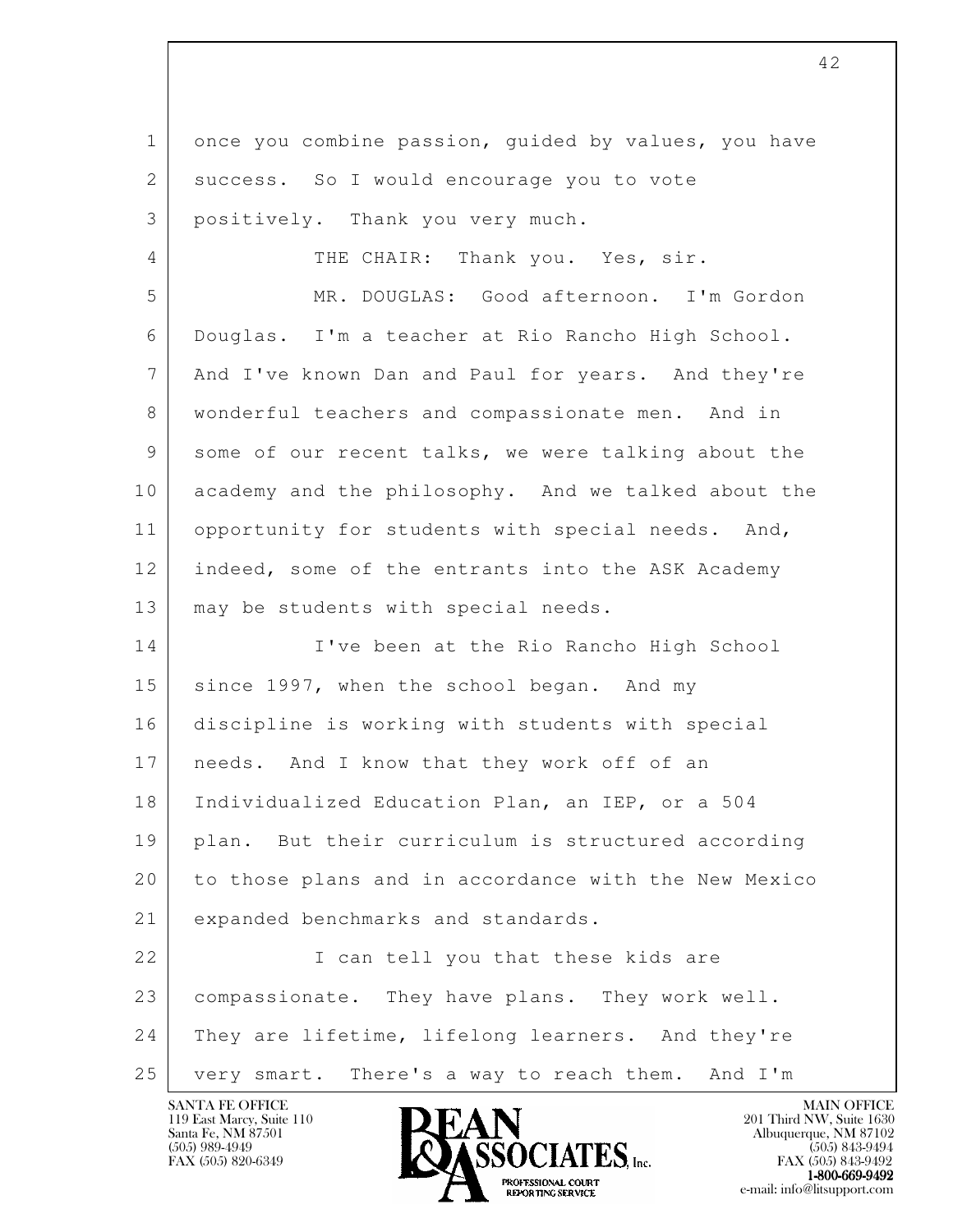once you combine passion, guided by values, you have success. So I would encourage you to vote positively. Thank you very much.

THE CHAIR: Thank you. Yes, sir.

MR. DOUGLAS: Good afternoon. I'm Gordon Douglas. I'm a teacher at Rio Rancho High School. And I've known Dan and Paul for years. And they're wonderful teachers and compassionate men. And in some of our recent talks, we were talking about the academy and the philosophy. And we talked about the opportunity for students with special needs. And, indeed, some of the entrants into the ASK Academy may be students with special needs.

I've been at the Rio Rancho High School since 1997, when the school began. And my discipline is working with students with special needs. And I know that they work off of an Individualized Education Plan, an IEP, or a 504 plan. But their curriculum is structured according to those plans and in accordance with the New Mexico expanded benchmarks and standards.

I can tell you that these kids are compassionate. They have plans. They work well. They are lifetime, lifelong learners. And they're very smart. There's a way to reach them. And I'm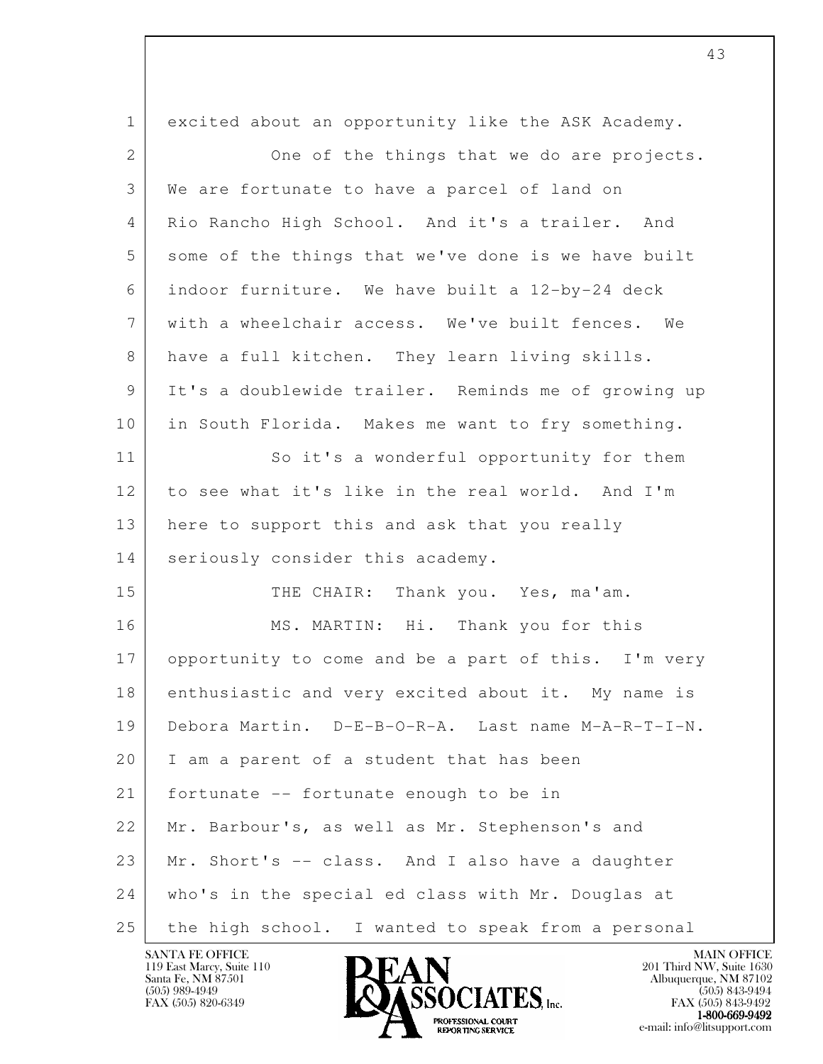excited about an opportunity like the ASK Academy.

One of the things that we do are projects. We are fortunate to have a parcel of land on Rio Rancho High School. And it's a trailer. And some of the things that we've done is we have built indoor furniture. We have built a 12-by-24 deck with a wheelchair access. We've built fences. We have a full kitchen. They learn living skills. It's a doublewide trailer. Reminds me of growing up in South Florida. Makes me want to fry something.

So it's a wonderful opportunity for them to see what it's like in the real world. And I'm here to support this and ask that you really seriously consider this academy.

THE CHAIR: Thank you. Yes, ma'am.

MS. MARTIN: Hi. Thank you for this opportunity to come and be a part of this. I'm very enthusiastic and very excited about it. My name is Debora Martin. D-E-B-O-R-A. Last name M-A-R-T-I-N. I am a parent of a student that has been fortunate -- fortunate enough to be in Mr. Barbour's, as well as Mr. Stephenson's and Mr. Short's -- class. And I also have a daughter who's in the special ed class with Mr. Douglas at the high school. I wanted to speak from a personal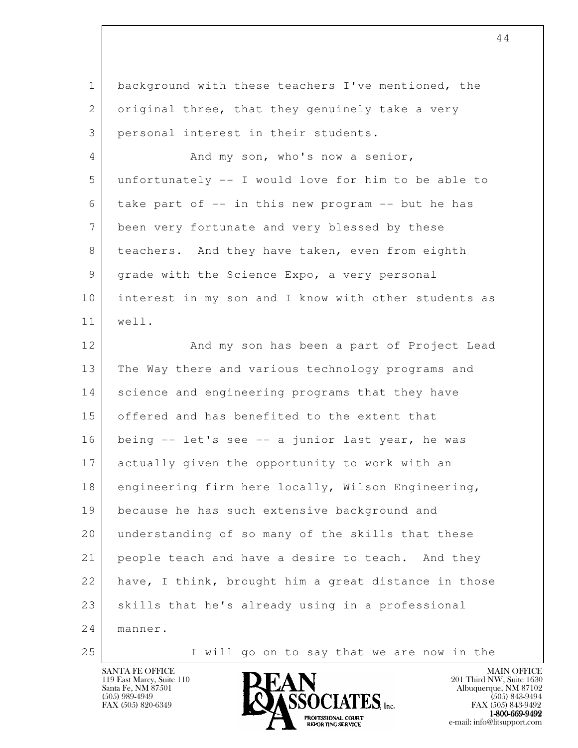background with these teachers I've mentioned, the original three, that they genuinely take a very personal interest in their students.

And my son, who's now a senior, unfortunately -- I would love for him to be able to take part of -- in this new program -- but he has been very fortunate and very blessed by these teachers. And they have taken, even from eighth grade with the Science Expo, a very personal interest in my son and I know with other students as well.

And my son has been a part of Project Lead The Way there and various technology programs and science and engineering programs that they have offered and has benefited to the extent that being -- let's see -- a junior last year, he was actually given the opportunity to work with an engineering firm here locally, Wilson Engineering, because he has such extensive background and understanding of so many of the skills that these people teach and have a desire to teach. And they have, I think, brought him a great distance in those skills that he's already using in a professional manner.

I will go on to say that we are now in the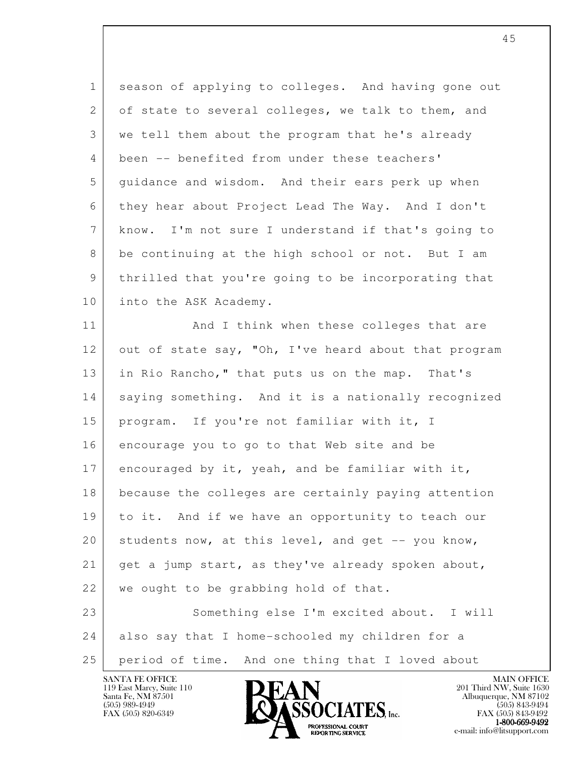season of applying to colleges. And having gone out of state to several colleges, we talk to them, and we tell them about the program that he's already been -- benefited from under these teachers' guidance and wisdom. And their ears perk up when they hear about Project Lead The Way. And I don't know. I'm not sure I understand if that's going to be continuing at the high school or not. But I am thrilled that you're going to be incorporating that into the ASK Academy.

And I think when these colleges that are out of state say, "Oh, I've heard about that program in Rio Rancho," that puts us on the map. That's saying something. And it is a nationally recognized program. If you're not familiar with it, I encourage you to go to that Web site and be encouraged by it, yeah, and be familiar with it, because the colleges are certainly paying attention to it. And if we have an opportunity to teach our students now, at this level, and get -- you know, get a jump start, as they've already spoken about, we ought to be grabbing hold of that.

Something else I'm excited about. I will also say that I home-schooled my children for a period of time. And one thing that I loved about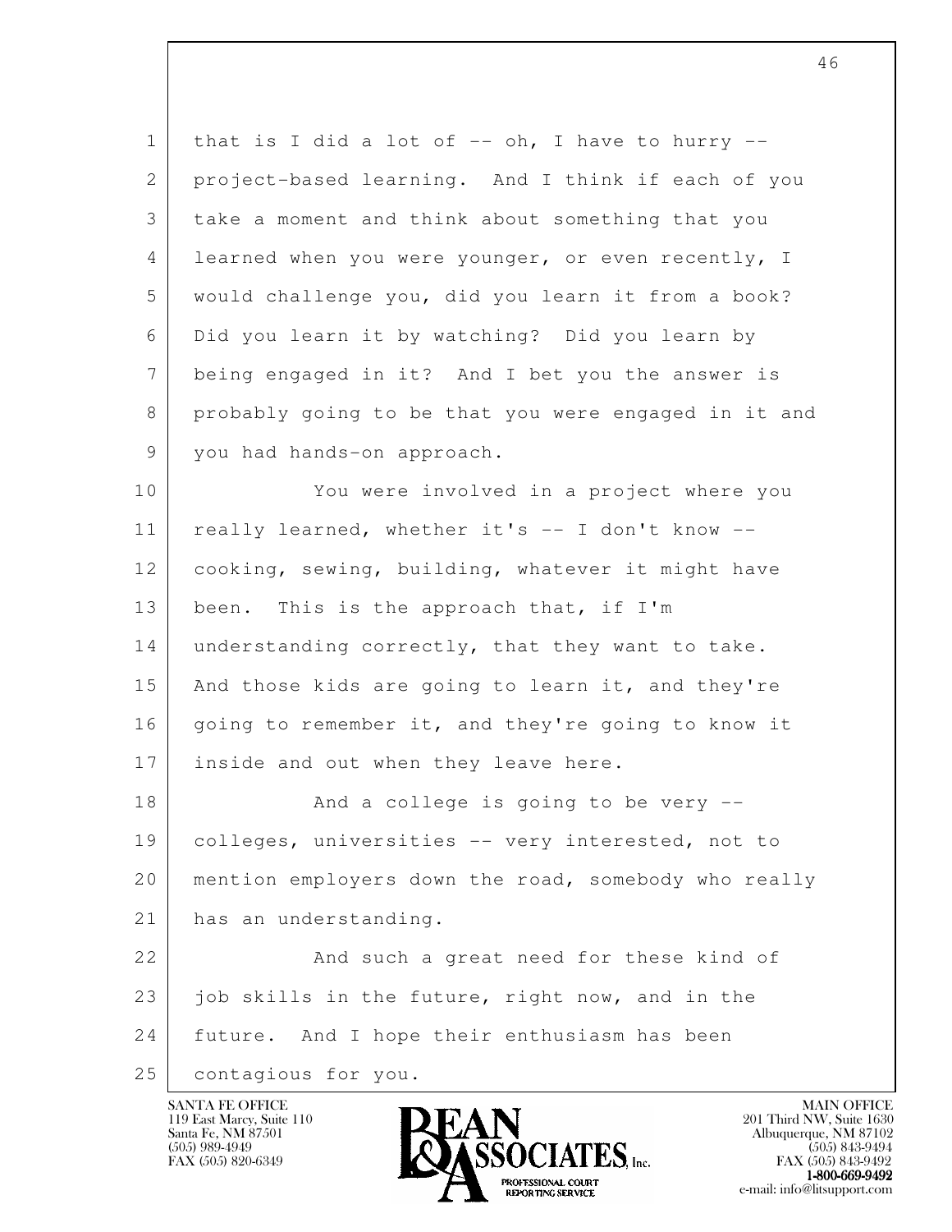that is I did a lot of -- oh, I have to hurry -- project-based learning. And I think if each of you take a moment and think about something that you learned when you were younger, or even recently, I would challenge you, did you learn it from a book? Did you learn it by watching? Did you learn by being engaged in it? And I bet you the answer is probably going to be that you were engaged in it and you had hands-on approach.

You were involved in a project where you really learned, whether it's -- I don't know -- cooking, sewing, building, whatever it might have been. This is the approach that, if I'm understanding correctly, that they want to take. And those kids are going to learn it, and they're going to remember it, and they're going to know it inside and out when they leave here.

And a college is going to be very -- colleges, universities -- very interested, not to mention employers down the road, somebody who really has an understanding.

And such a great need for these kind of job skills in the future, right now, and in the future. And I hope their enthusiasm has been contagious for you.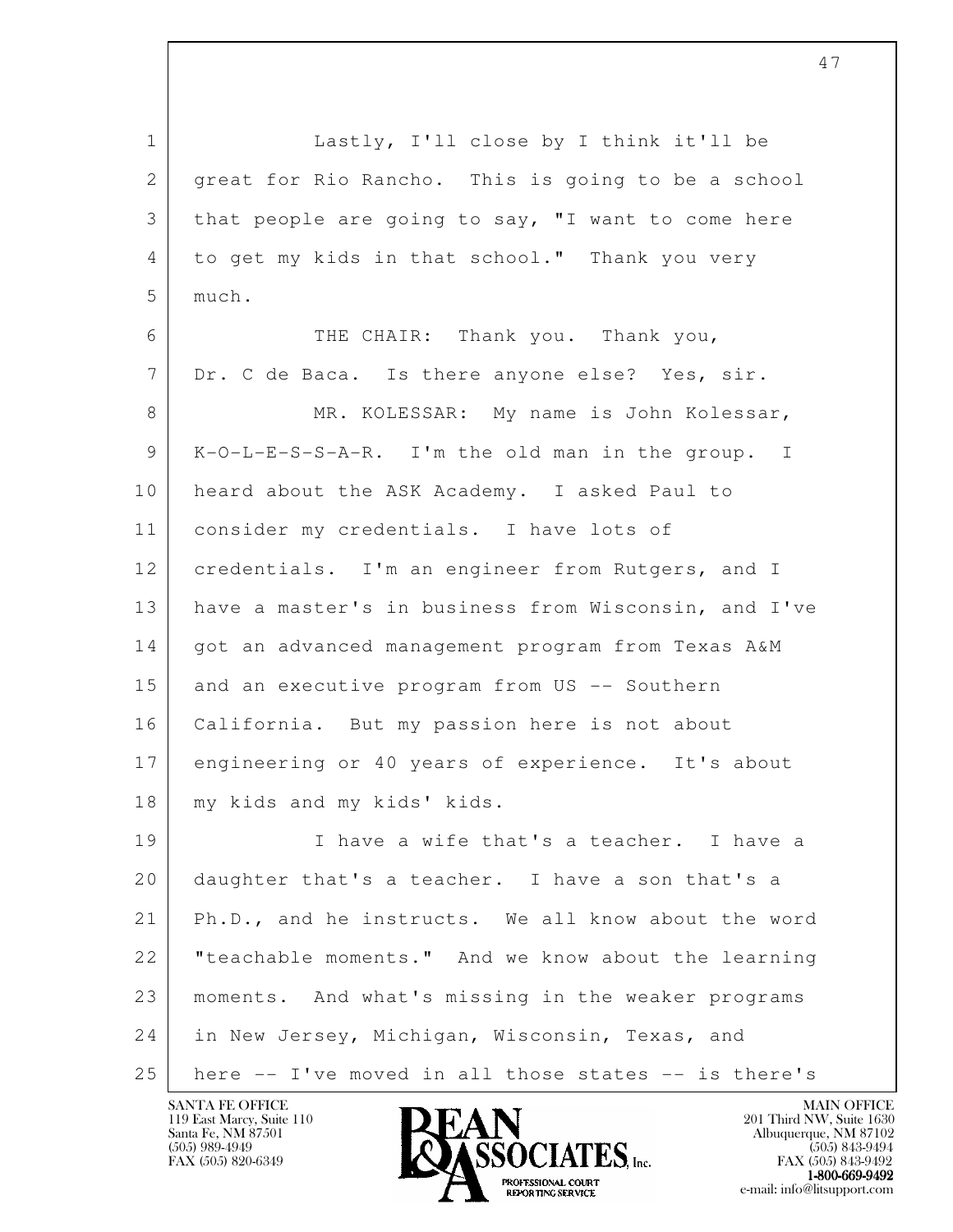Lastly, I'll close by I think it'll be great for Rio Rancho. This is going to be a school that people are going to say, "I want to come here to get my kids in that school." Thank you very much.

THE CHAIR: Thank you. Thank you, Dr. C de Baca. Is there anyone else? Yes, sir.

MR. KOLESSAR: My name is John Kolessar, K-O-L-E-S-S-A-R. I'm the old man in the group. I heard about the ASK Academy. I asked Paul to consider my credentials. I have lots of credentials. I'm an engineer from Rutgers, and I have a master's in business from Wisconsin, and I've got an advanced management program from Texas A&M and an executive program from US -- Southern California. But my passion here is not about engineering or 40 years of experience. It's about my kids and my kids' kids.

I have a wife that's a teacher. I have a daughter that's a teacher. I have a son that's a Ph.D., and he instructs. We all know about the word "teachable moments." And we know about the learning moments. And what's missing in the weaker programs in New Jersey, Michigan, Wisconsin, Texas, and here -- I've moved in all those states -- is there's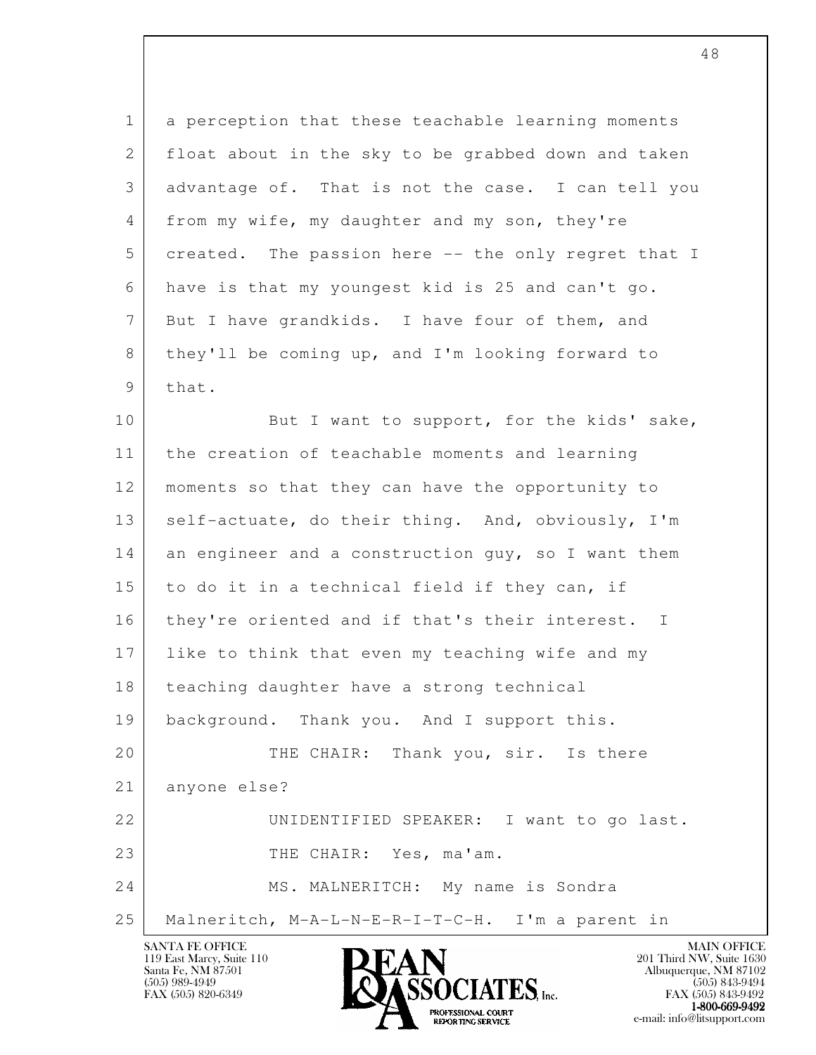a perception that these teachable learning moments float about in the sky to be grabbed down and taken advantage of. That is not the case. I can tell you from my wife, my daughter and my son, they're created. The passion here -- the only regret that I have is that my youngest kid is 25 and can't go. But I have grandkids. I have four of them, and they'll be coming up, and I'm looking forward to that.

But I want to support, for the kids' sake, the creation of teachable moments and learning moments so that they can have the opportunity to self-actuate, do their thing. And, obviously, I'm an engineer and a construction guy, so I want them to do it in a technical field if they can, if they're oriented and if that's their interest. I like to think that even my teaching wife and my teaching daughter have a strong technical background. Thank you. And I support this.

THE CHAIR: Thank you, sir. Is there anyone else?

UNIDENTIFIED SPEAKER: I want to go last.

THE CHAIR: Yes, ma'am.

MS. MALNERITCH: My name is Sondra Malneritch, M-A-L-N-E-R-I-T-C-H. I'm a parent in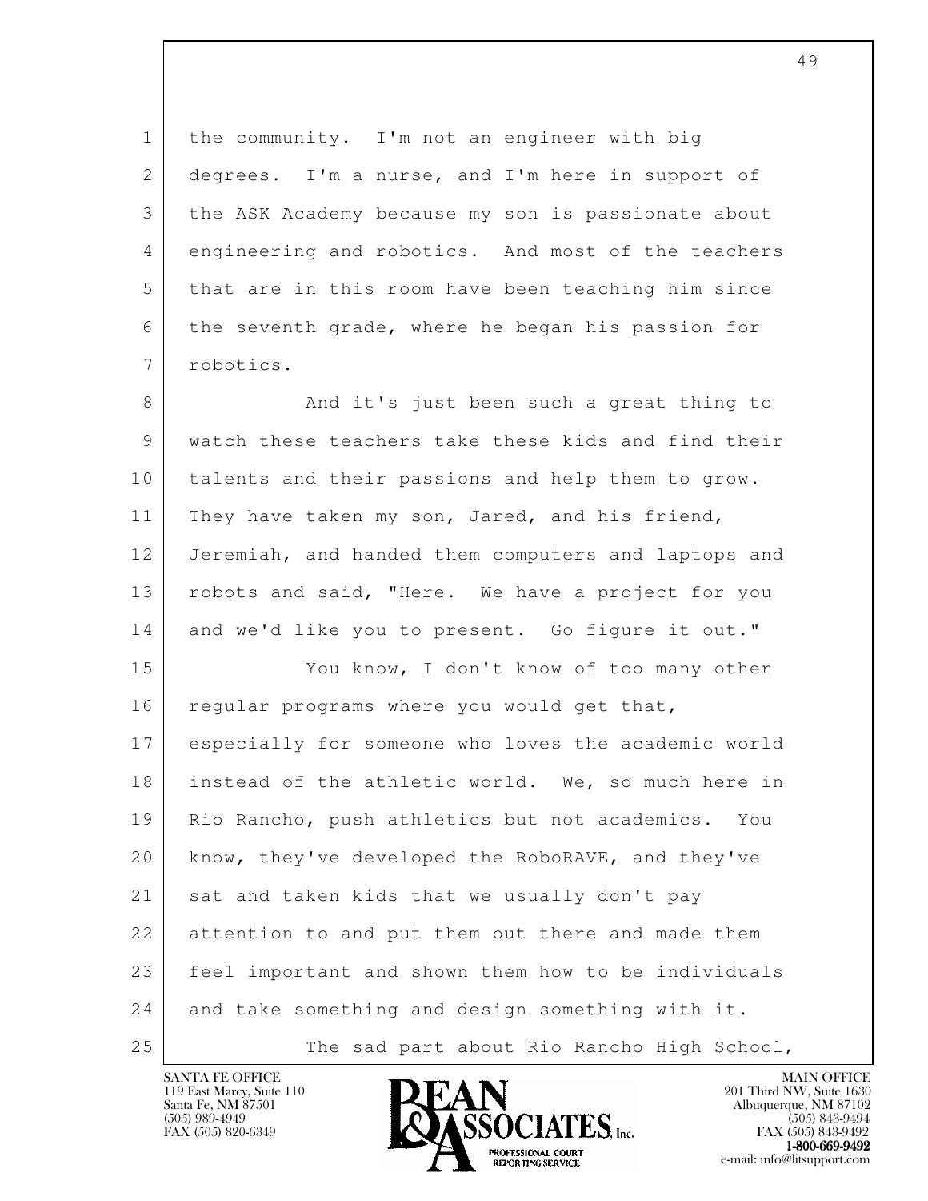the community. I'm not an engineer with big degrees. I'm a nurse, and I'm here in support of the ASK Academy because my son is passionate about engineering and robotics. And most of the teachers that are in this room have been teaching him since the seventh grade, where he began his passion for robotics.

And it's just been such a great thing to watch these teachers take these kids and find their talents and their passions and help them to grow. They have taken my son, Jared, and his friend, Jeremiah, and handed them computers and laptops and robots and said, "Here. We have a project for you and we'd like you to present. Go figure it out."

You know, I don't know of too many other regular programs where you would get that, especially for someone who loves the academic world instead of the athletic world. We, so much here in Rio Rancho, push athletics but not academics. You know, they've developed the RoboRAVE, and they've sat and taken kids that we usually don't pay attention to and put them out there and made them feel important and shown them how to be individuals and take something and design something with it.

The sad part about Rio Rancho High School,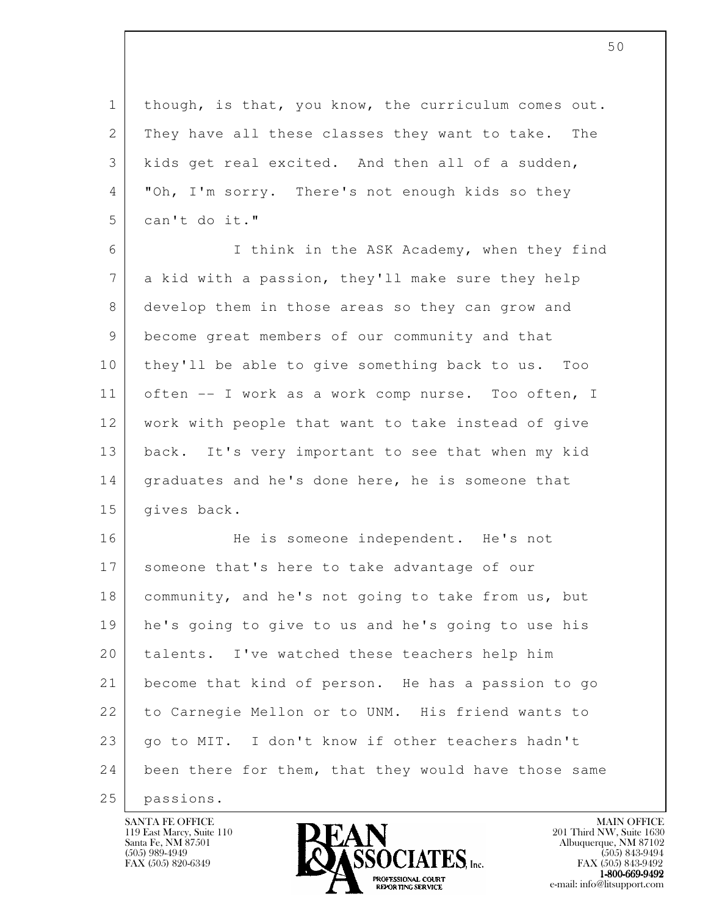though, is that, you know, the curriculum comes out. They have all these classes they want to take. The kids get real excited. And then all of a sudden, "Oh, I'm sorry. There's not enough kids so they can't do it."

I think in the ASK Academy, when they find a kid with a passion, they'll make sure they help develop them in those areas so they can grow and become great members of our community and that they'll be able to give something back to us. Too often -- I work as a work comp nurse. Too often, I work with people that want to take instead of give back. It's very important to see that when my kid graduates and he's done here, he is someone that gives back.

He is someone independent. He's not someone that's here to take advantage of our community, and he's not going to take from us, but he's going to give to us and he's going to use his talents. I've watched these teachers help him become that kind of person. He has a passion to go to Carnegie Mellon or to UNM. His friend wants to go to MIT. I don't know if other teachers hadn't been there for them, that they would have those same passions.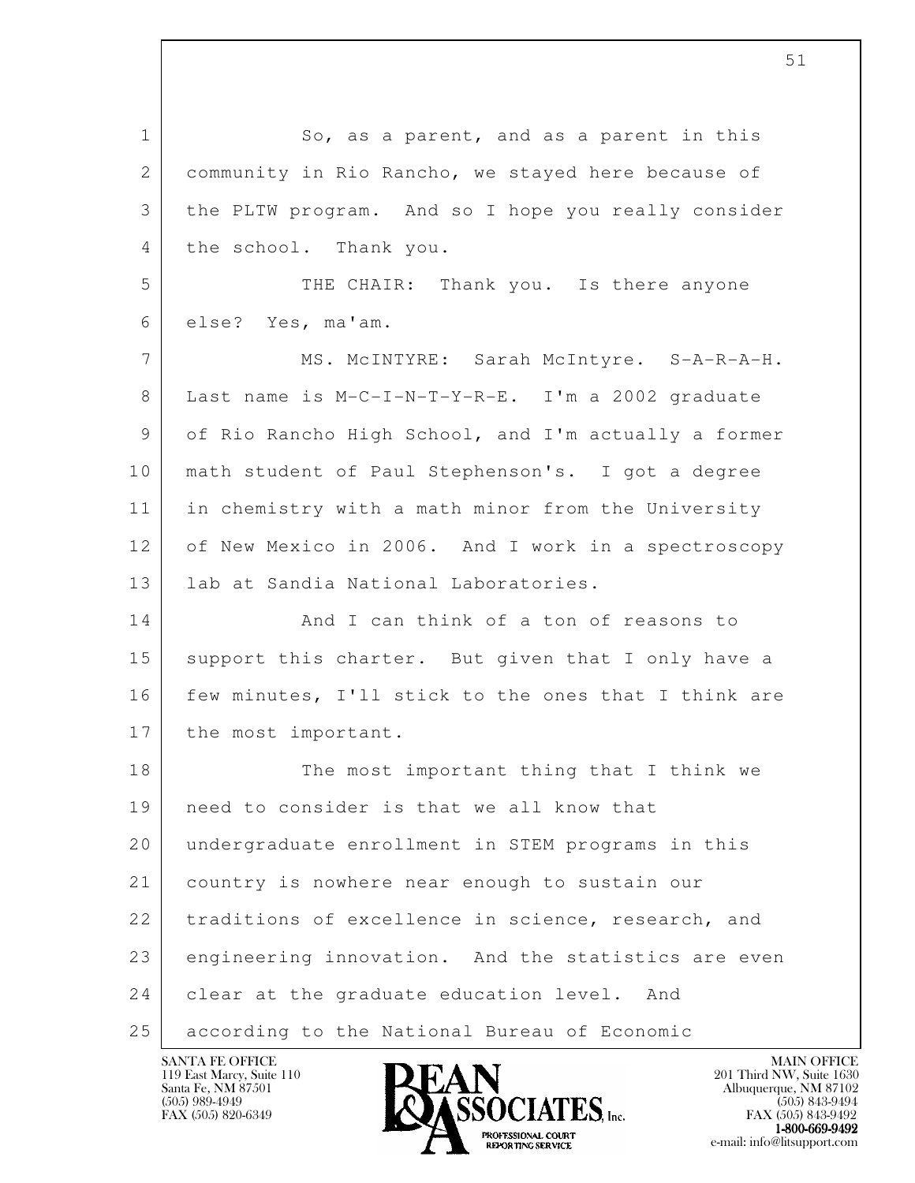So, as a parent, and as a parent in this community in Rio Rancho, we stayed here because of the PLTW program. And so I hope you really consider the school. Thank you.

THE CHAIR: Thank you. Is there anyone else? Yes, ma'am.

MS. McINTYRE: Sarah McIntyre. S-A-R-A-H. Last name is M-C-I-N-T-Y-R-E. I'm a 2002 graduate of Rio Rancho High School, and I'm actually a former math student of Paul Stephenson's. I got a degree in chemistry with a math minor from the University of New Mexico in 2006. And I work in a spectroscopy lab at Sandia National Laboratories.

And I can think of a ton of reasons to support this charter. But given that I only have a few minutes, I'll stick to the ones that I think are the most important.

The most important thing that I think we need to consider is that we all know that undergraduate enrollment in STEM programs in this country is nowhere near enough to sustain our traditions of excellence in science, research, and engineering innovation. And the statistics are even clear at the graduate education level. And according to the National Bureau of Economic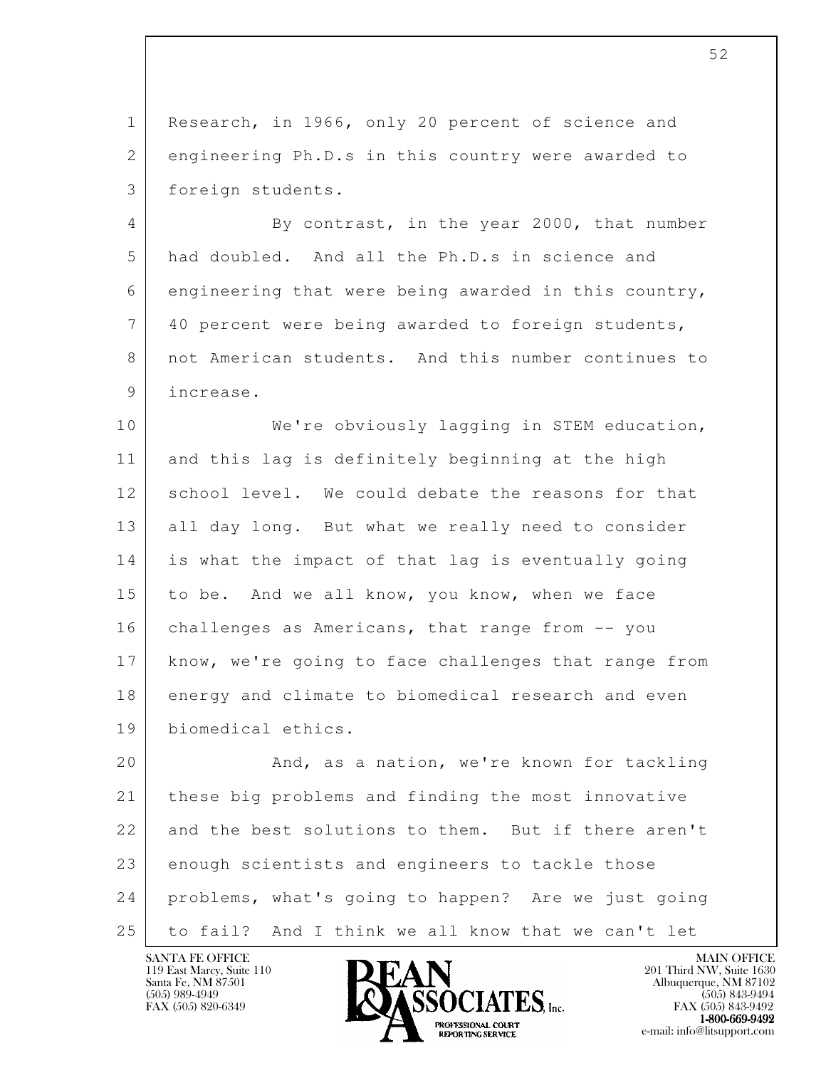Research, in 1966, only 20 percent of science and engineering Ph.D.s in this country were awarded to foreign students.

By contrast, in the year 2000, that number had doubled. And all the Ph.D.s in science and engineering that were being awarded in this country, 40 percent were being awarded to foreign students, not American students. And this number continues to increase.

We're obviously lagging in STEM education, and this lag is definitely beginning at the high school level. We could debate the reasons for that all day long. But what we really need to consider is what the impact of that lag is eventually going to be. And we all know, you know, when we face challenges as Americans, that range from -- you know, we're going to face challenges that range from energy and climate to biomedical research and even biomedical ethics.

And, as a nation, we're known for tackling these big problems and finding the most innovative and the best solutions to them. But if there aren't enough scientists and engineers to tackle those problems, what's going to happen? Are we just going to fail? And I think we all know that we can't let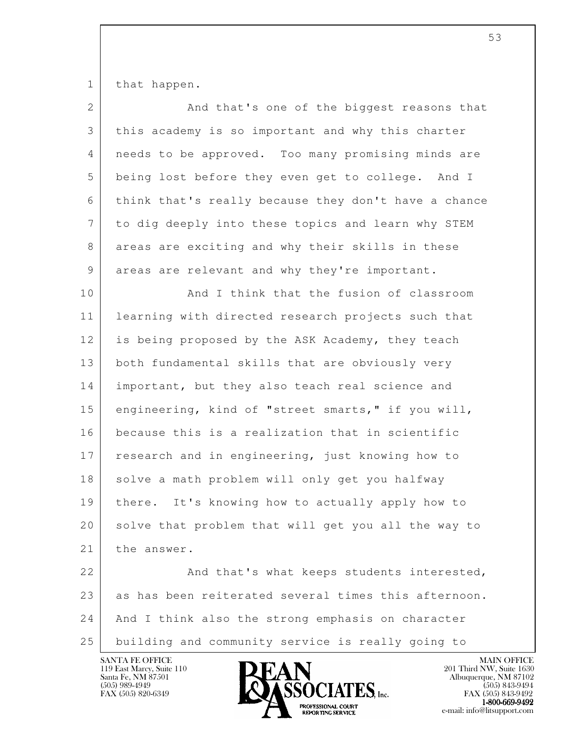that happen.

And that's one of the biggest reasons that this academy is so important and why this charter needs to be approved. Too many promising minds are being lost before they even get to college. And I think that's really because they don't have a chance to dig deeply into these topics and learn why STEM areas are exciting and why their skills in these areas are relevant and why they're important.

And I think that the fusion of classroom learning with directed research projects such that is being proposed by the ASK Academy, they teach both fundamental skills that are obviously very important, but they also teach real science and engineering, kind of "street smarts," if you will, because this is a realization that in scientific research and in engineering, just knowing how to solve a math problem will only get you halfway there. It's knowing how to actually apply how to solve that problem that will get you all the way to the answer.

And that's what keeps students interested, as has been reiterated several times this afternoon. And I think also the strong emphasis on character building and community service is really going to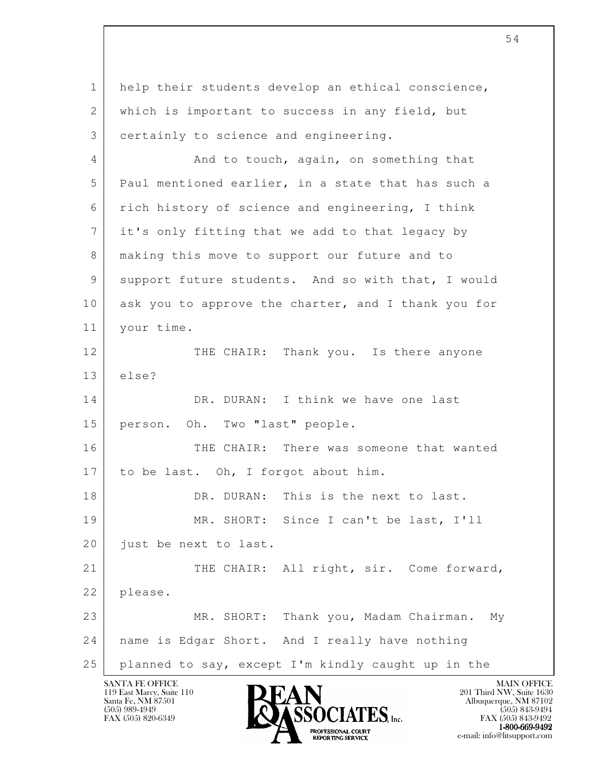help their students develop an ethical conscience, which is important to success in any field, but certainly to science and engineering.

And to touch, again, on something that Paul mentioned earlier, in a state that has such a rich history of science and engineering, I think it's only fitting that we add to that legacy by making this move to support our future and to support future students. And so with that, I would ask you to approve the charter, and I thank you for your time.

THE CHAIR: Thank you. Is there anyone else?

DR. DURAN: I think we have one last person. Oh. Two "last" people.

THE CHAIR: There was someone that wanted to be last. Oh, I forgot about him.

DR. DURAN: This is the next to last.

MR. SHORT: Since I can't be last, I'll just be next to last.

THE CHAIR: All right, sir. Come forward, please.

MR. SHORT: Thank you, Madam Chairman. My name is Edgar Short. And I really have nothing planned to say, except I'm kindly caught up in the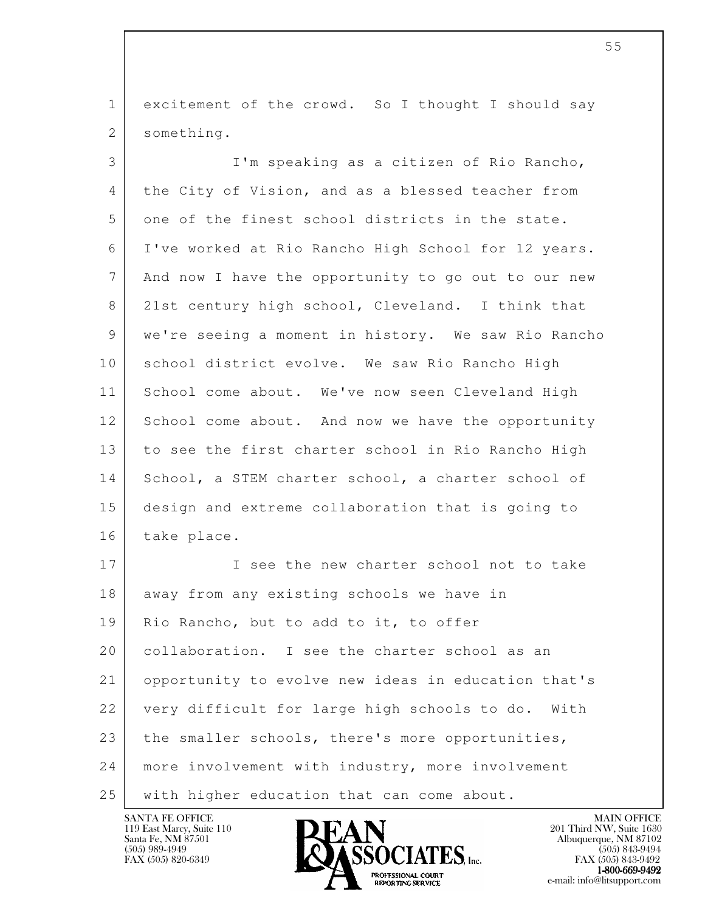excitement of the crowd. So I thought I should say something.

I'm speaking as a citizen of Rio Rancho, the City of Vision, and as a blessed teacher from one of the finest school districts in the state. I've worked at Rio Rancho High School for 12 years. And now I have the opportunity to go out to our new 21st century high school, Cleveland. I think that we're seeing a moment in history. We saw Rio Rancho school district evolve. We saw Rio Rancho High School come about. We've now seen Cleveland High School come about. And now we have the opportunity to see the first charter school in Rio Rancho High School, a STEM charter school, a charter school of design and extreme collaboration that is going to take place.

I see the new charter school not to take away from any existing schools we have in Rio Rancho, but to add to it, to offer collaboration. I see the charter school as an opportunity to evolve new ideas in education that's very difficult for large high schools to do. With the smaller schools, there's more opportunities, more involvement with industry, more involvement with higher education that can come about.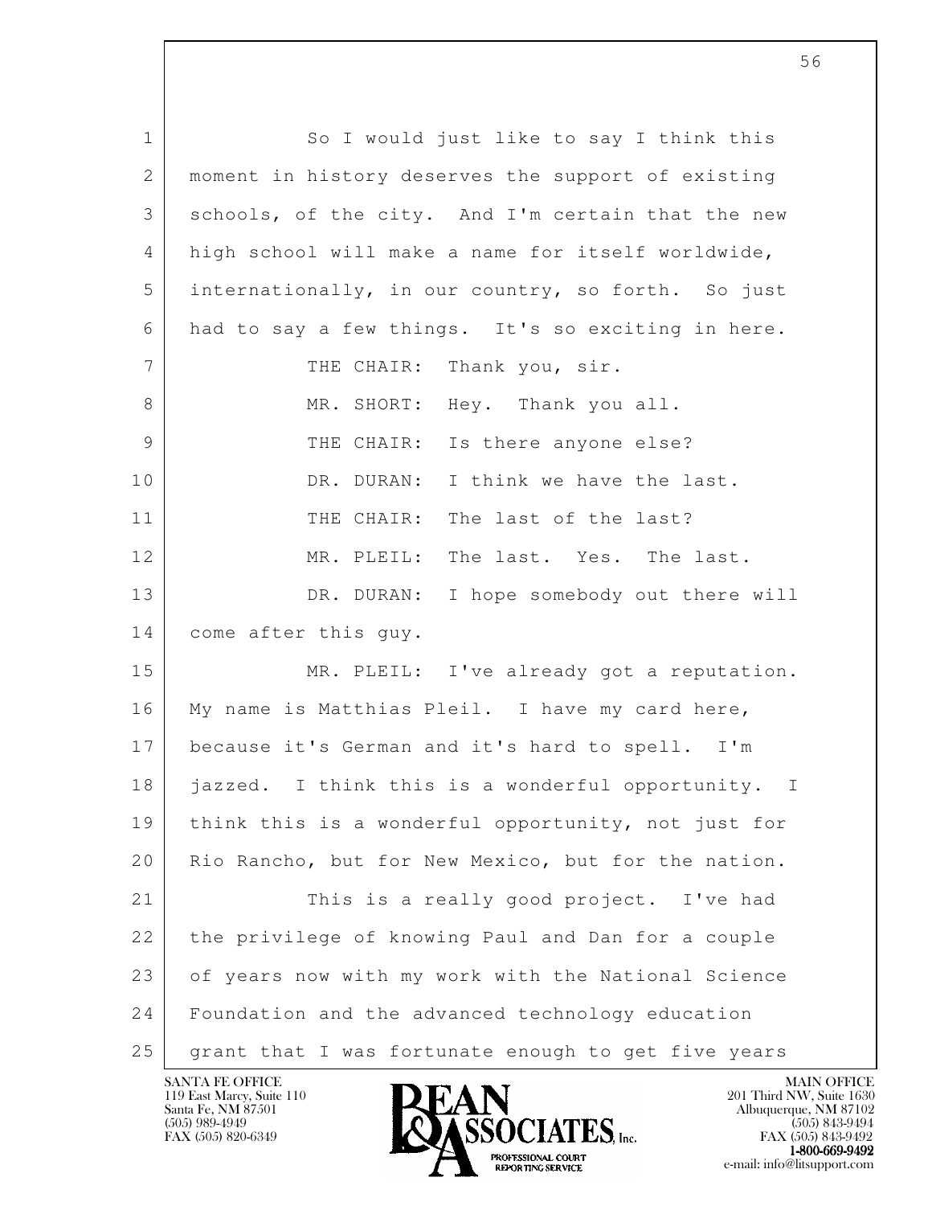So I would just like to say I think this moment in history deserves the support of existing schools, of the city. And I'm certain that the new high school will make a name for itself worldwide, internationally, in our country, so forth. So just had to say a few things. It's so exciting in here.

THE CHAIR: Thank you, sir.

MR. SHORT: Hey. Thank you all.

THE CHAIR: Is there anyone else?

DR. DURAN: I think we have the last.

THE CHAIR: The last of the last?

MR. PLEIL: The last. Yes. The last.

DR. DURAN: I hope somebody out there will come after this guy.

MR. PLEIL: I've already got a reputation. My name is Matthias Pleil. I have my card here, because it's German and it's hard to spell. I'm jazzed. I think this is a wonderful opportunity. I think this is a wonderful opportunity, not just for Rio Rancho, but for New Mexico, but for the nation.

This is a really good project. I've had the privilege of knowing Paul and Dan for a couple of years now with my work with the National Science Foundation and the advanced technology education grant that I was fortunate enough to get five years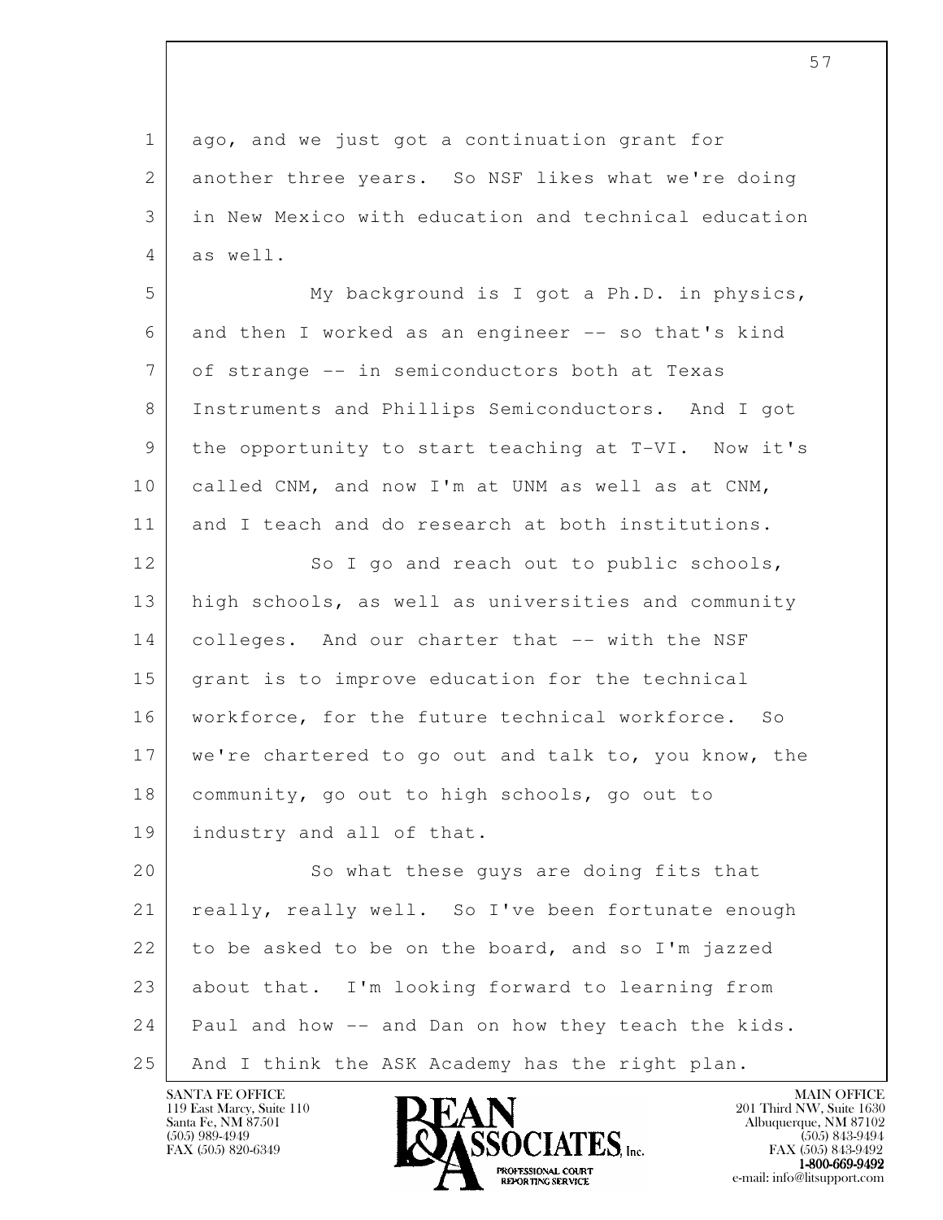ago, and we just got a continuation grant for another three years. So NSF likes what we're doing in New Mexico with education and technical education as well.

My background is I got a Ph.D. in physics, and then I worked as an engineer -- so that's kind of strange -- in semiconductors both at Texas Instruments and Phillips Semiconductors. And I got the opportunity to start teaching at T-VI. Now it's called CNM, and now I'm at UNM as well as at CNM, and I teach and do research at both institutions.

So I go and reach out to public schools, high schools, as well as universities and community colleges. And our charter that -- with the NSF grant is to improve education for the technical workforce, for the future technical workforce. So we're chartered to go out and talk to, you know, the community, go out to high schools, go out to industry and all of that.

So what these guys are doing fits that really, really well. So I've been fortunate enough to be asked to be on the board, and so I'm jazzed about that. I'm looking forward to learning from Paul and how -- and Dan on how they teach the kids. And I think the ASK Academy has the right plan.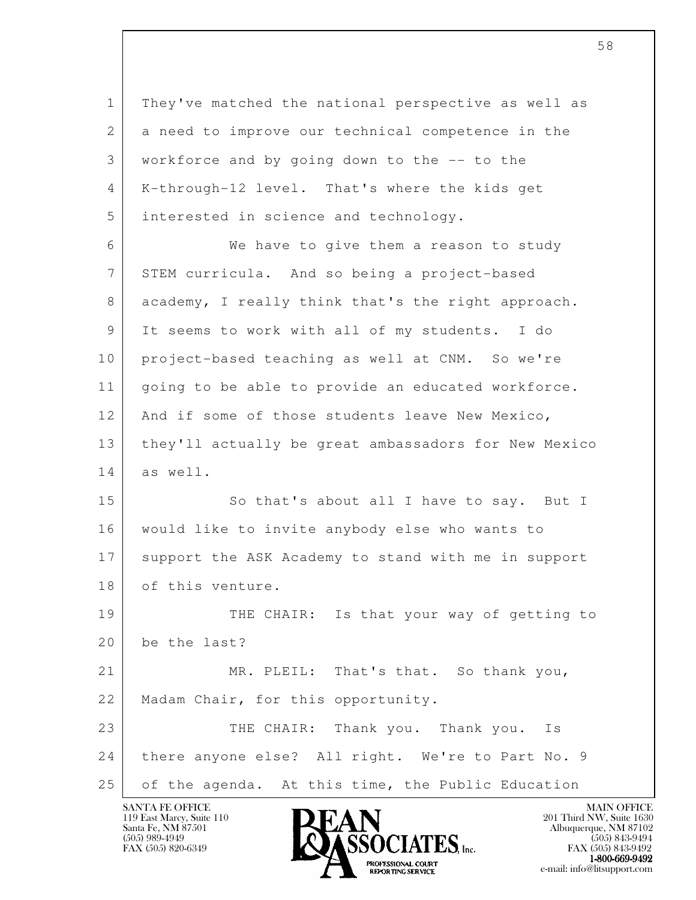They've matched the national perspective as well as a need to improve our technical competence in the workforce and by going down to the -- to the K-through-12 level. That's where the kids get interested in science and technology.

We have to give them a reason to study STEM curricula. And so being a project-based academy, I really think that's the right approach. It seems to work with all of my students. I do project-based teaching as well at CNM. So we're going to be able to provide an educated workforce. And if some of those students leave New Mexico, they'll actually be great ambassadors for New Mexico as well.

So that's about all I have to say. But I would like to invite anybody else who wants to support the ASK Academy to stand with me in support of this venture.

THE CHAIR: Is that your way of getting to be the last?

MR. PLEIL: That's that. So thank you, Madam Chair, for this opportunity.

THE CHAIR: Thank you. Thank you. Is there anyone else? All right. We're to Part No. 9 of the agenda. At this time, the Public Education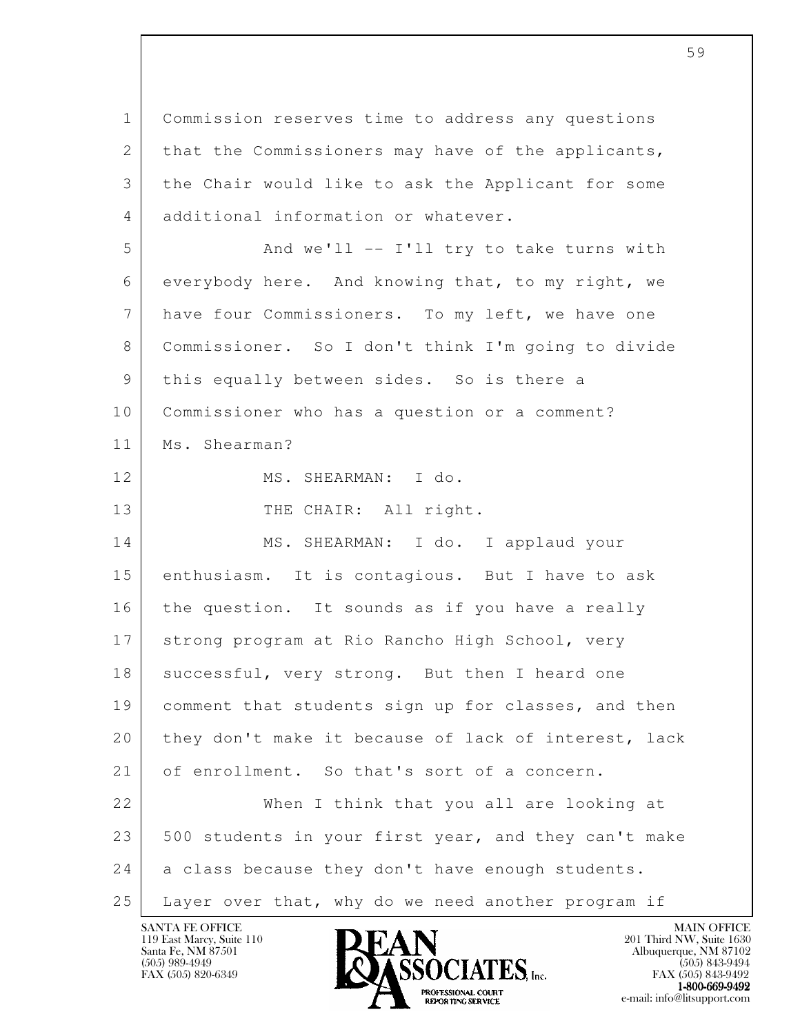Commission reserves time to address any questions that the Commissioners may have of the applicants, the Chair would like to ask the Applicant for some additional information or whatever.

And we'll -- I'll try to take turns with everybody here. And knowing that, to my right, we have four Commissioners. To my left, we have one Commissioner. So I don't think I'm going to divide this equally between sides. So is there a Commissioner who has a question or a comment? Ms. Shearman?

MS. SHEARMAN: I do.

THE CHAIR: All right.

MS. SHEARMAN: I do. I applaud your enthusiasm. It is contagious. But I have to ask the question. It sounds as if you have a really strong program at Rio Rancho High School, very successful, very strong. But then I heard one comment that students sign up for classes, and then they don't make it because of lack of interest, lack of enrollment. So that's sort of a concern.

When I think that you all are looking at 500 students in your first year, and they can't make a class because they don't have enough students. Layer over that, why do we need another program if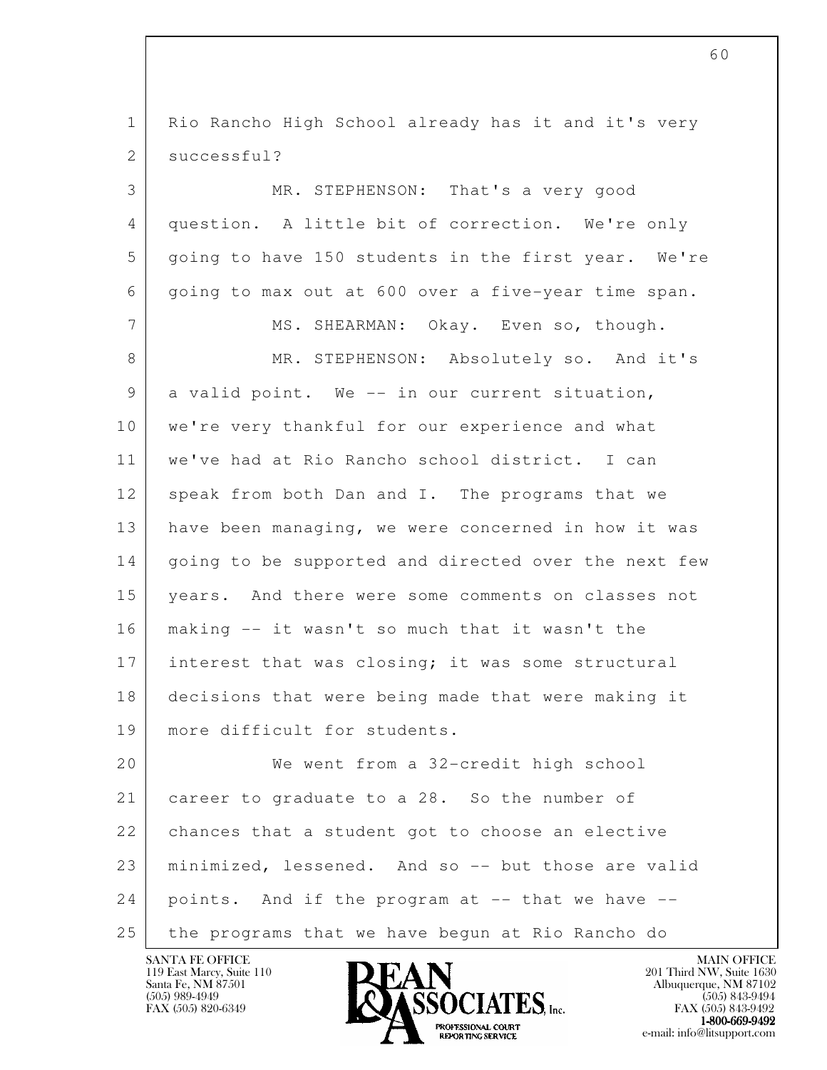Rio Rancho High School already has it and it's very successful?

MR. STEPHENSON: That's a very good question. A little bit of correction. We're only going to have 150 students in the first year. We're going to max out at 600 over a five-year time span.

MS. SHEARMAN: Okay. Even so, though.

MR. STEPHENSON: Absolutely so. And it's a valid point. We -- in our current situation, we're very thankful for our experience and what we've had at Rio Rancho school district. I can speak from both Dan and I. The programs that we have been managing, we were concerned in how it was going to be supported and directed over the next few years. And there were some comments on classes not making -- it wasn't so much that it wasn't the interest that was closing; it was some structural decisions that were being made that were making it more difficult for students.

We went from a 32-credit high school career to graduate to a 28. So the number of chances that a student got to choose an elective minimized, lessened. And so -- but those are valid points. And if the program at -- that we have -- the programs that we have begun at Rio Rancho do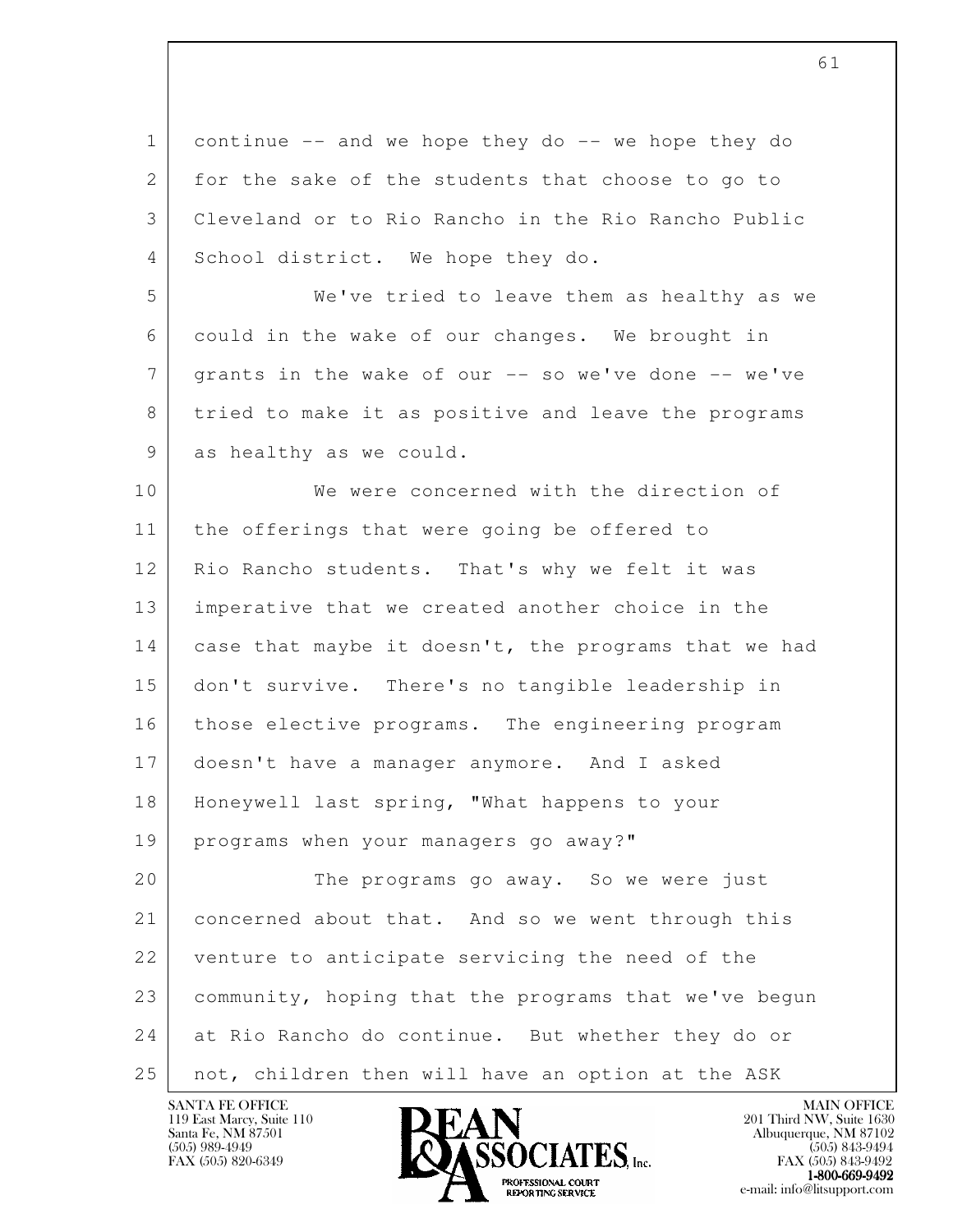continue -- and we hope they do -- we hope they do for the sake of the students that choose to go to Cleveland or to Rio Rancho in the Rio Rancho Public School district. We hope they do.

We've tried to leave them as healthy as we could in the wake of our changes. We brought in grants in the wake of our -- so we've done -- we've tried to make it as positive and leave the programs as healthy as we could.

We were concerned with the direction of the offerings that were going be offered to Rio Rancho students. That's why we felt it was imperative that we created another choice in the case that maybe it doesn't, the programs that we had don't survive. There's no tangible leadership in those elective programs. The engineering program doesn't have a manager anymore. And I asked Honeywell last spring, "What happens to your programs when your managers go away?"

The programs go away. So we were just concerned about that. And so we went through this venture to anticipate servicing the need of the community, hoping that the programs that we've begun at Rio Rancho do continue. But whether they do or not, children then will have an option at the ASK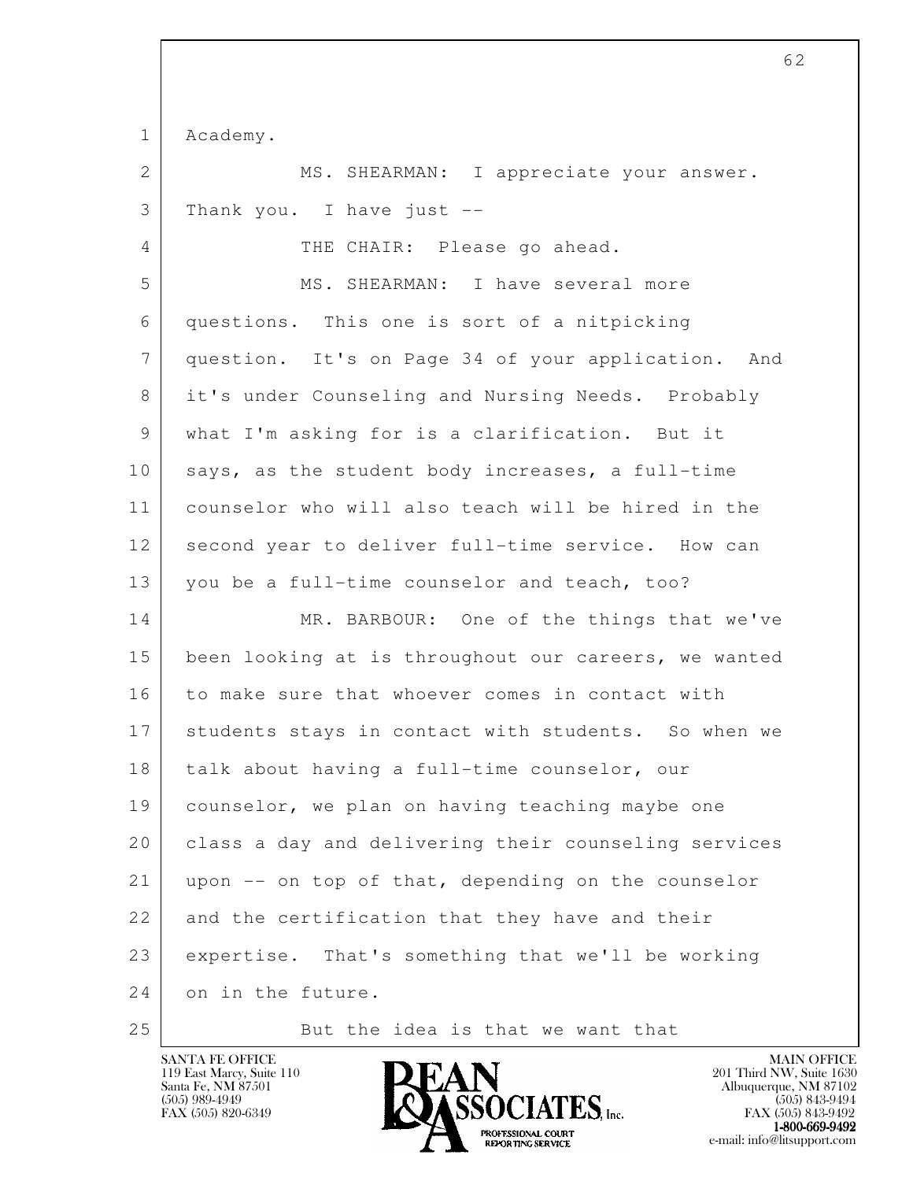Academy.

MS. SHEARMAN: I appreciate your answer. Thank you. I have just --

THE CHAIR: Please go ahead.

MS. SHEARMAN: I have several more questions. This one is sort of a nitpicking question. It's on Page 34 of your application. And it's under Counseling and Nursing Needs. Probably what I'm asking for is a clarification. But it says, as the student body increases, a full-time counselor who will also teach will be hired in the second year to deliver full-time service. How can you be a full-time counselor and teach, too?

MR. BARBOUR: One of the things that we've been looking at is throughout our careers, we wanted to make sure that whoever comes in contact with students stays in contact with students. So when we talk about having a full-time counselor, our counselor, we plan on having teaching maybe one class a day and delivering their counseling services upon -- on top of that, depending on the counselor and the certification that they have and their expertise. That's something that we'll be working on in the future.

But the idea is that we want that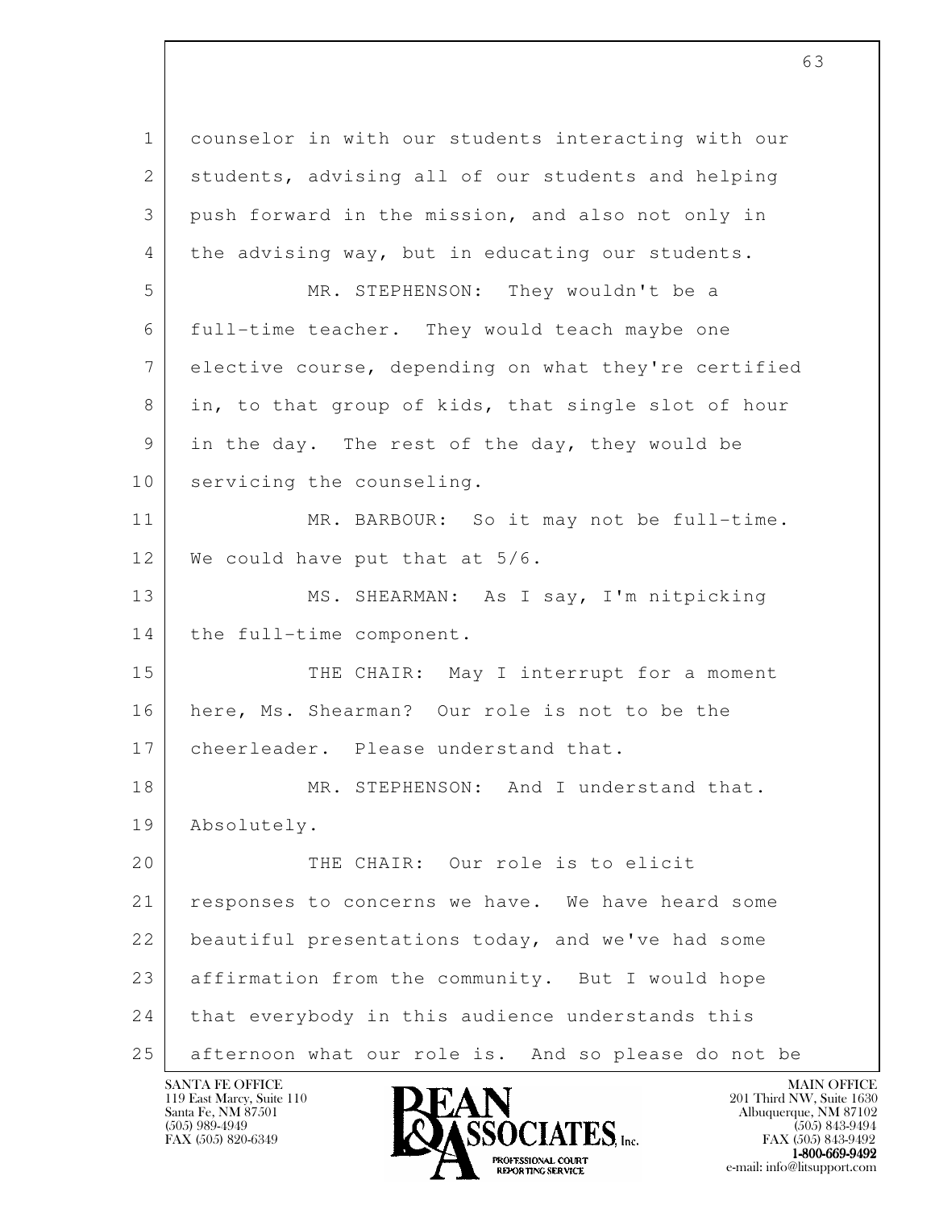counselor in with our students interacting with our students, advising all of our students and helping push forward in the mission, and also not only in the advising way, but in educating our students.

MR. STEPHENSON: They wouldn't be a full-time teacher. They would teach maybe one elective course, depending on what they're certified in, to that group of kids, that single slot of hour in the day. The rest of the day, they would be servicing the counseling.

MR. BARBOUR: So it may not be full-time. We could have put that at 5/6.

MS. SHEARMAN: As I say, I'm nitpicking the full-time component.

THE CHAIR: May I interrupt for a moment here, Ms. Shearman? Our role is not to be the cheerleader. Please understand that.

MR. STEPHENSON: And I understand that. Absolutely.

THE CHAIR: Our role is to elicit responses to concerns we have. We have heard some beautiful presentations today, and we've had some affirmation from the community. But I would hope that everybody in this audience understands this afternoon what our role is. And so please do not be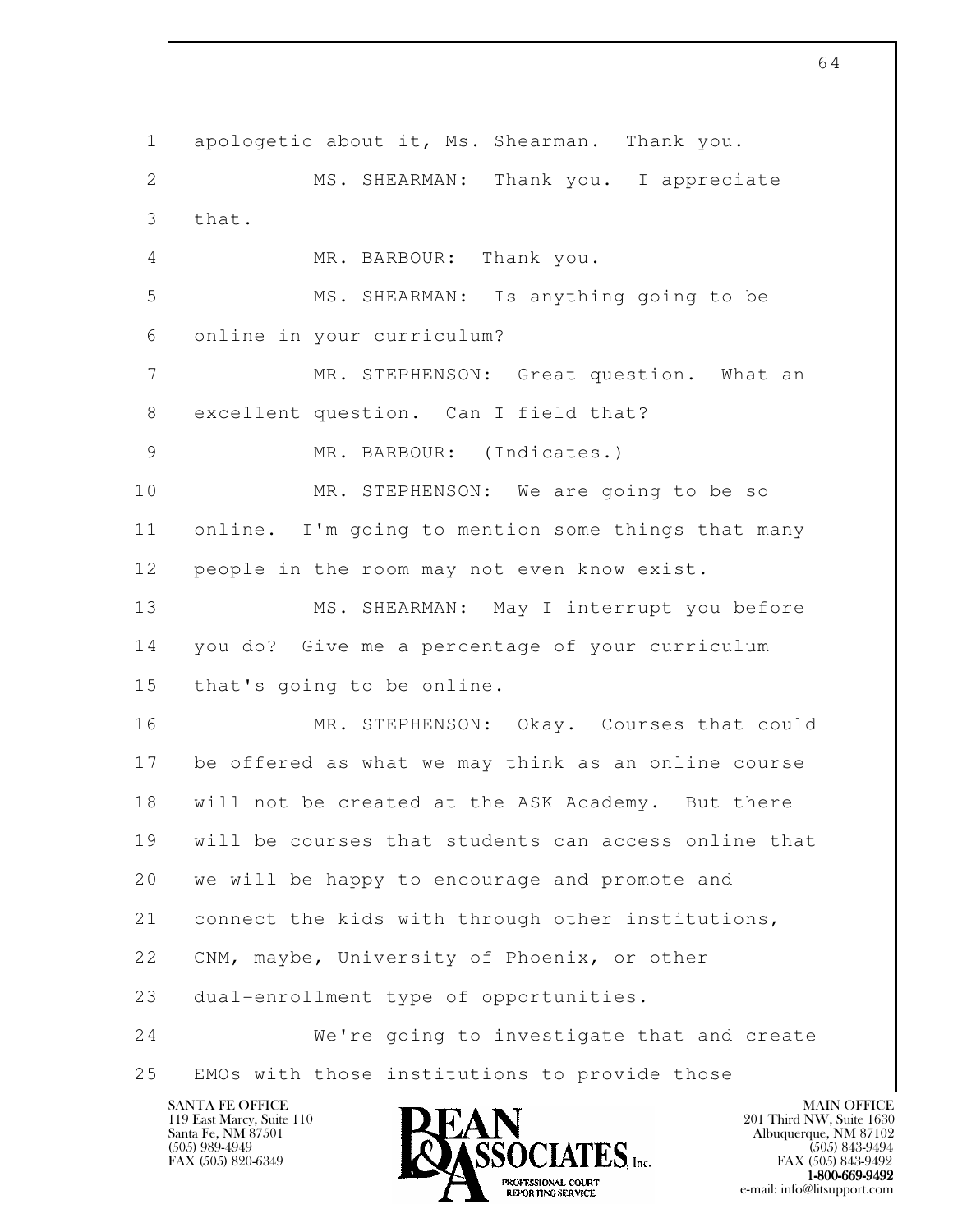apologetic about it, Ms. Shearman. Thank you.

MS. SHEARMAN: Thank you. I appreciate that.

MR. BARBOUR: Thank you.

MS. SHEARMAN: Is anything going to be online in your curriculum?

MR. STEPHENSON: Great question. What an excellent question. Can I field that?

MR. BARBOUR: (Indicates.)

MR. STEPHENSON: We are going to be so online. I'm going to mention some things that many people in the room may not even know exist.

MS. SHEARMAN: May I interrupt you before you do? Give me a percentage of your curriculum that's going to be online.

MR. STEPHENSON: Okay. Courses that could be offered as what we may think as an online course will not be created at the ASK Academy. But there will be courses that students can access online that we will be happy to encourage and promote and connect the kids with through other institutions, CNM, maybe, University of Phoenix, or other dual-enrollment type of opportunities.

We're going to investigate that and create EMOs with those institutions to provide those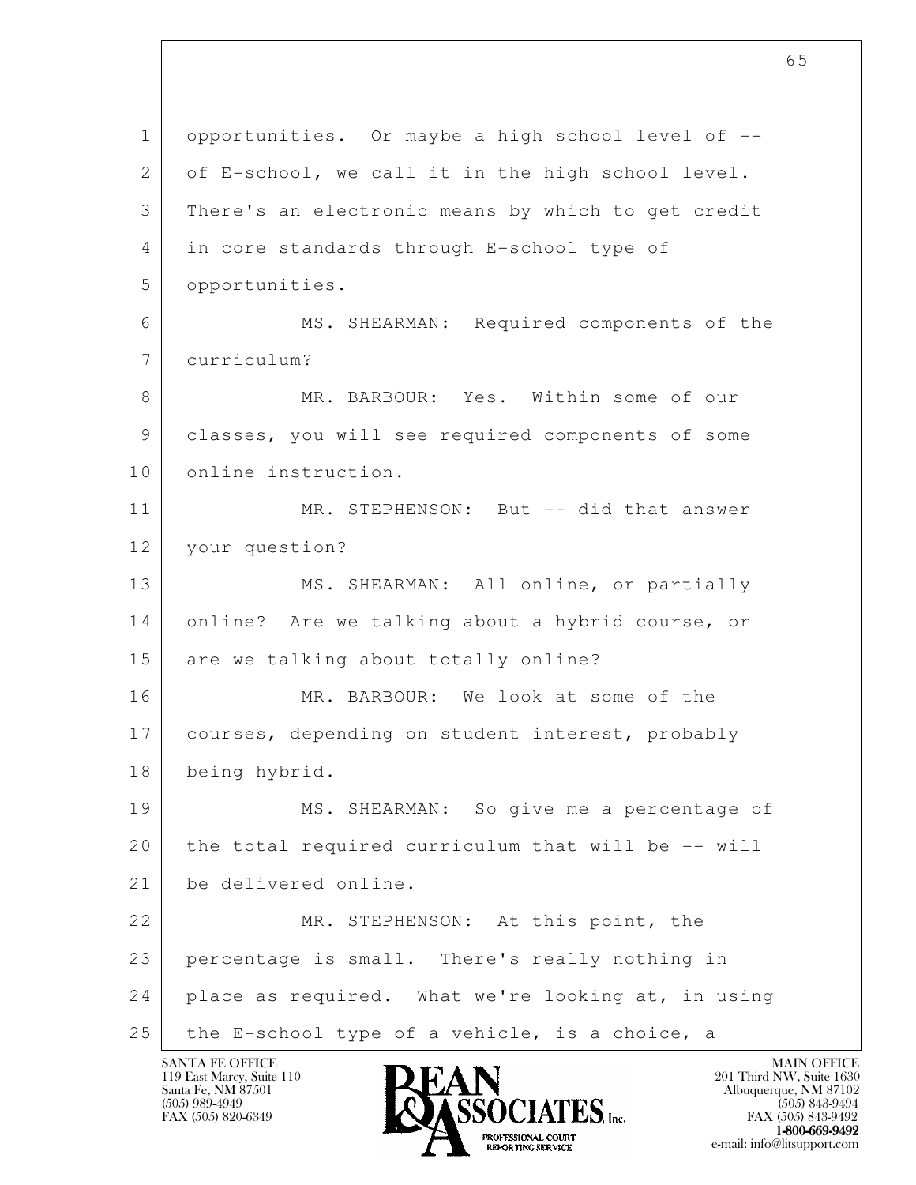opportunities. Or maybe a high school level of -- of E-school, we call it in the high school level. There's an electronic means by which to get credit in core standards through E-school type of opportunities.

MS. SHEARMAN: Required components of the curriculum?

MR. BARBOUR: Yes. Within some of our classes, you will see required components of some online instruction.

MR. STEPHENSON: But -- did that answer your question?

MS. SHEARMAN: All online, or partially online? Are we talking about a hybrid course, or are we talking about totally online?

MR. BARBOUR: We look at some of the courses, depending on student interest, probably being hybrid.

MS. SHEARMAN: So give me a percentage of the total required curriculum that will be -- will be delivered online.

MR. STEPHENSON: At this point, the percentage is small. There's really nothing in place as required. What we're looking at, in using the E-school type of a vehicle, is a choice, a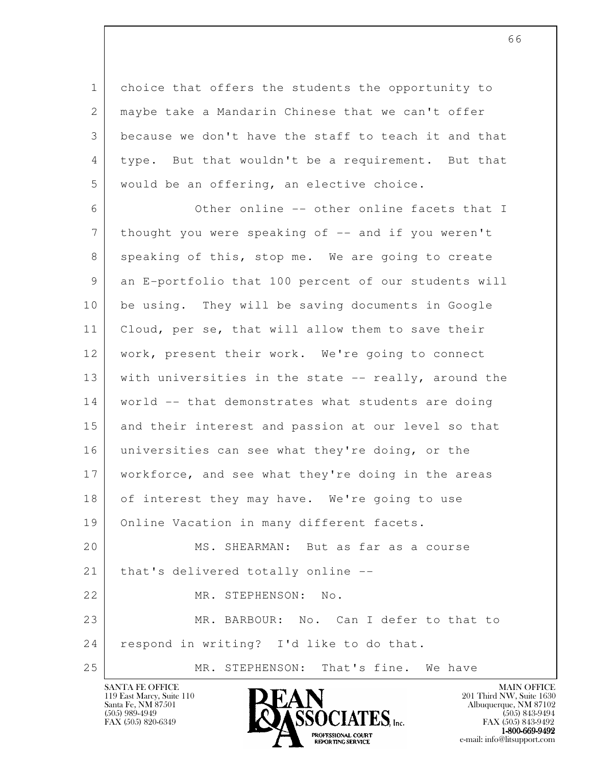choice that offers the students the opportunity to maybe take a Mandarin Chinese that we can't offer because we don't have the staff to teach it and that type. But that wouldn't be a requirement. But that would be an offering, an elective choice.

Other online -- other online facets that I thought you were speaking of -- and if you weren't speaking of this, stop me. We are going to create an E-portfolio that 100 percent of our students will be using. They will be saving documents in Google Cloud, per se, that will allow them to save their work, present their work. We're going to connect with universities in the state -- really, around the world -- that demonstrates what students are doing and their interest and passion at our level so that universities can see what they're doing, or the workforce, and see what they're doing in the areas of interest they may have. We're going to use Online Vacation in many different facets.

MS. SHEARMAN: But as far as a course that's delivered totally online --

MR. STEPHENSON: No.

MR. BARBOUR: No. Can I defer to that to respond in writing? I'd like to do that.

MR. STEPHENSON: That's fine. We have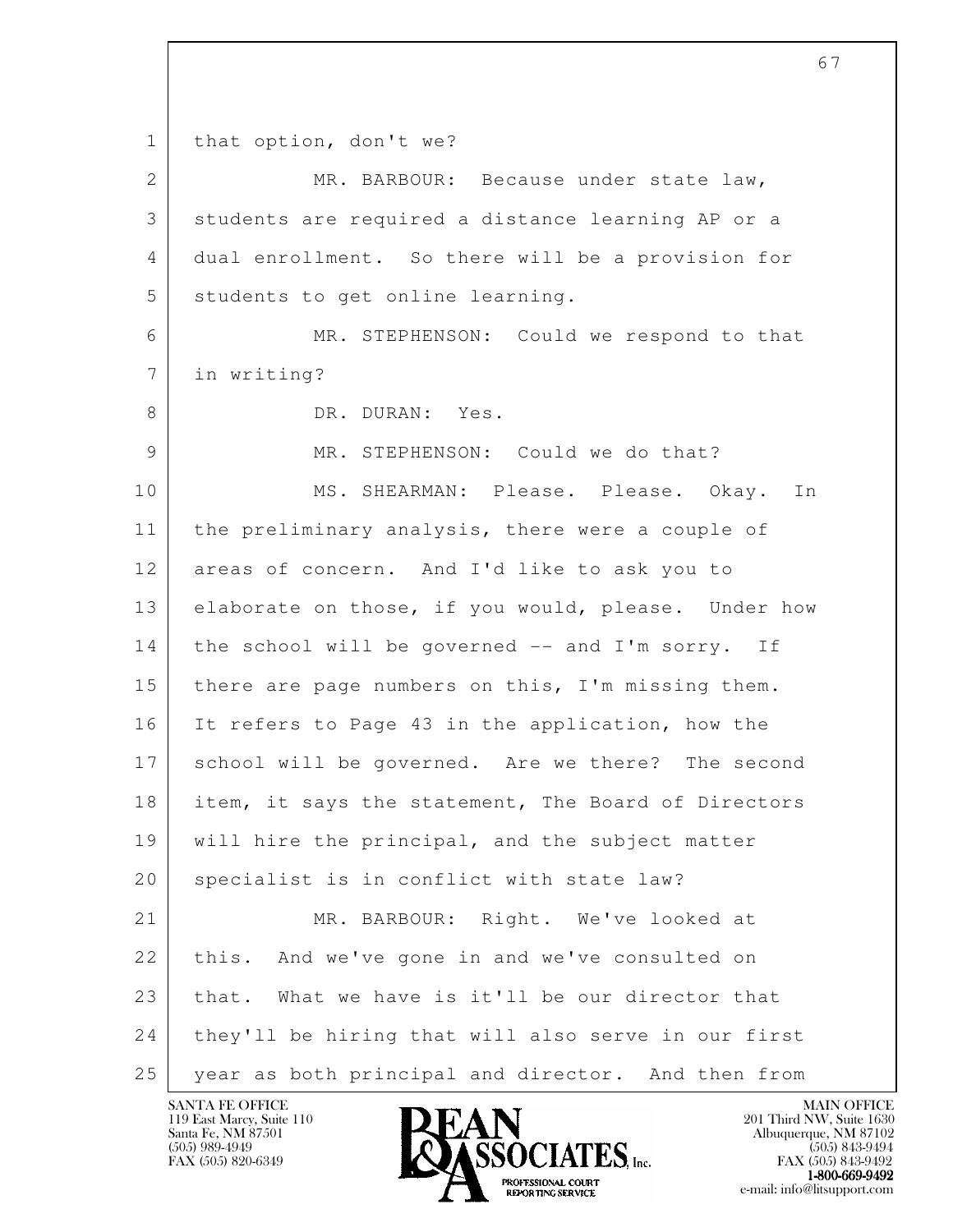that option, don't we?

MR. BARBOUR: Because under state law, students are required a distance learning AP or a dual enrollment. So there will be a provision for students to get online learning.

MR. STEPHENSON: Could we respond to that in writing?

DR. DURAN: Yes.

MR. STEPHENSON: Could we do that?

MS. SHEARMAN: Please. Please. Okay. In the preliminary analysis, there were a couple of areas of concern. And I'd like to ask you to elaborate on those, if you would, please. Under how the school will be governed -- and I'm sorry. If there are page numbers on this, I'm missing them. It refers to Page 43 in the application, how the school will be governed. Are we there? The second item, it says the statement, The Board of Directors will hire the principal, and the subject matter specialist is in conflict with state law?

MR. BARBOUR: Right. We've looked at this. And we've gone in and we've consulted on that. What we have is it'll be our director that they'll be hiring that will also serve in our first year as both principal and director. And then from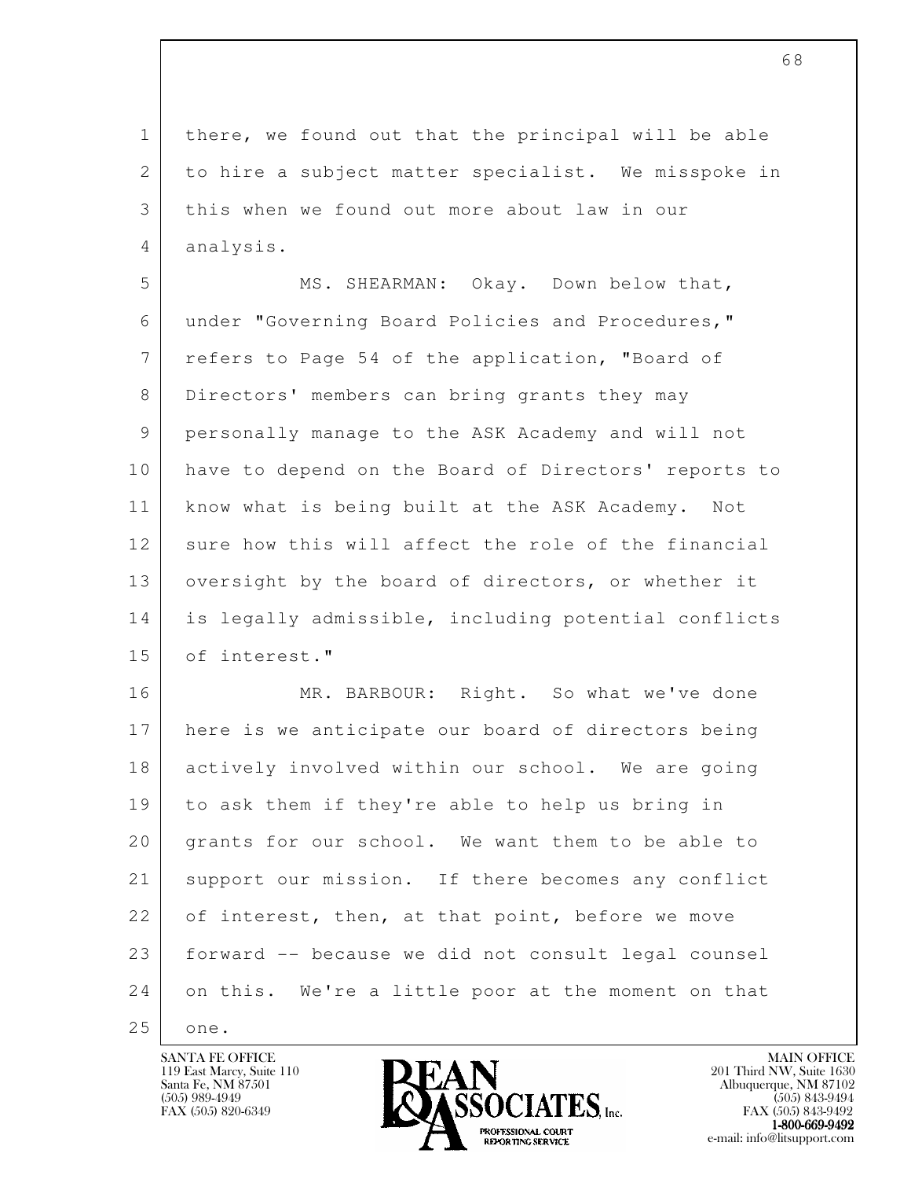there, we found out that the principal will be able to hire a subject matter specialist. We misspoke in this when we found out more about law in our analysis.

MS. SHEARMAN: Okay. Down below that, under "Governing Board Policies and Procedures," refers to Page 54 of the application, "Board of Directors' members can bring grants they may personally manage to the ASK Academy and will not have to depend on the Board of Directors' reports to know what is being built at the ASK Academy. Not sure how this will affect the role of the financial oversight by the board of directors, or whether it is legally admissible, including potential conflicts of interest."

MR. BARBOUR: Right. So what we've done here is we anticipate our board of directors being actively involved within our school. We are going to ask them if they're able to help us bring in grants for our school. We want them to be able to support our mission. If there becomes any conflict of interest, then, at that point, before we move forward -- because we did not consult legal counsel on this. We're a little poor at the moment on that one.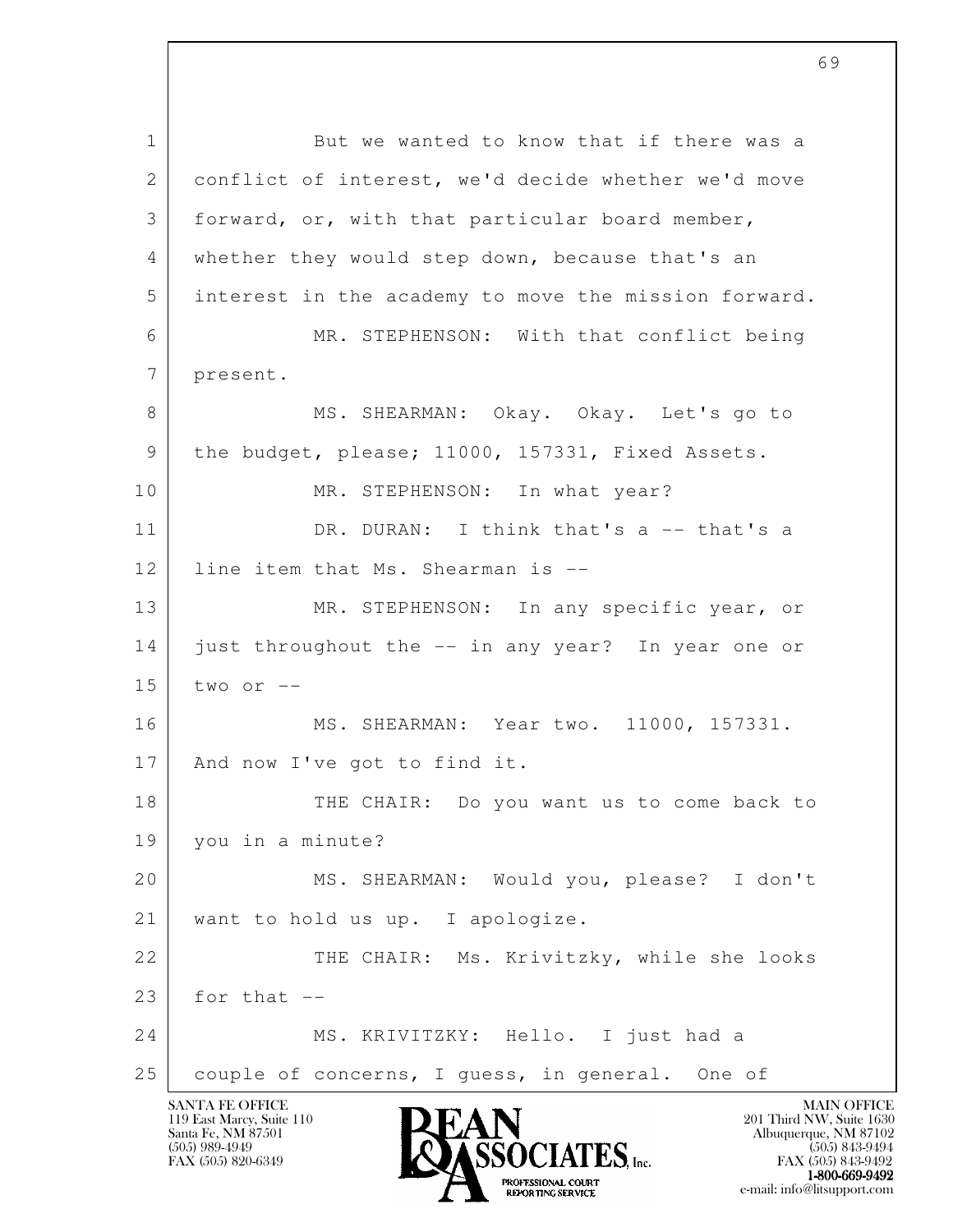1 But we wanted to know that if there was a
2 conflict of interest, we'd decide whether we'd move
3 forward, or, with that particular board member,
4 whether they would step down, because that's an
5 interest in the academy to move the mission forward.
6 MR. STEPHENSON: With that conflict being
7 present.
8 MS. SHEARMAN: Okay. Okay. Let's go to
9 the budget, please; 11000, 157331, Fixed Assets.
10 MR. STEPHENSON: In what year?
11 DR. DURAN: I think that's a -- that's a
12 line item that Ms. Shearman is --
13 MR. STEPHENSON: In any specific year, or
14 just throughout the -- in any year? In year one or
15 two or --
16 MS. SHEARMAN: Year two. 11000, 157331.
17 And now I've got to find it.
18 THE CHAIR: Do you want us to come back to
19 you in a minute?
20 MS. SHEARMAN: Would you, please? I don't
21 want to hold us up. I apologize.
22 THE CHAIR: Ms. Krivitzky, while she looks
23 for that --
24 MS. KRIVITZKY: Hello. I just had a
25 couple of concerns, I guess, in general. One of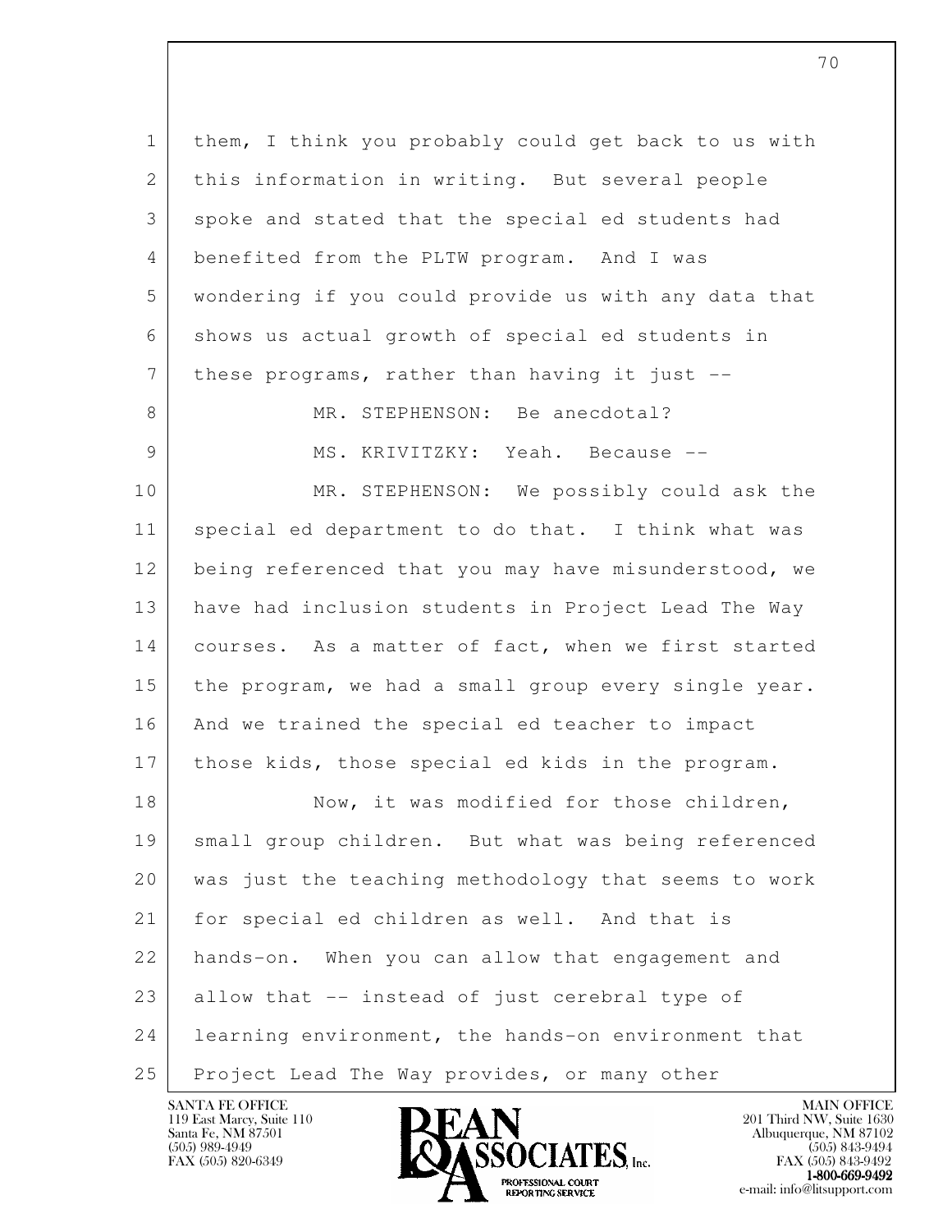them, I think you probably could get back to us with this information in writing. But several people spoke and stated that the special ed students had benefited from the PLTW program. And I was wondering if you could provide us with any data that shows us actual growth of special ed students in these programs, rather than having it just --

MR. STEPHENSON: Be anecdotal?

MS. KRIVITZKY: Yeah. Because --

MR. STEPHENSON: We possibly could ask the special ed department to do that. I think what was being referenced that you may have misunderstood, we have had inclusion students in Project Lead The Way courses. As a matter of fact, when we first started the program, we had a small group every single year. And we trained the special ed teacher to impact those kids, those special ed kids in the program.

Now, it was modified for those children, small group children. But what was being referenced was just the teaching methodology that seems to work for special ed children as well. And that is hands-on. When you can allow that engagement and allow that -- instead of just cerebral type of learning environment, the hands-on environment that Project Lead The Way provides, or many other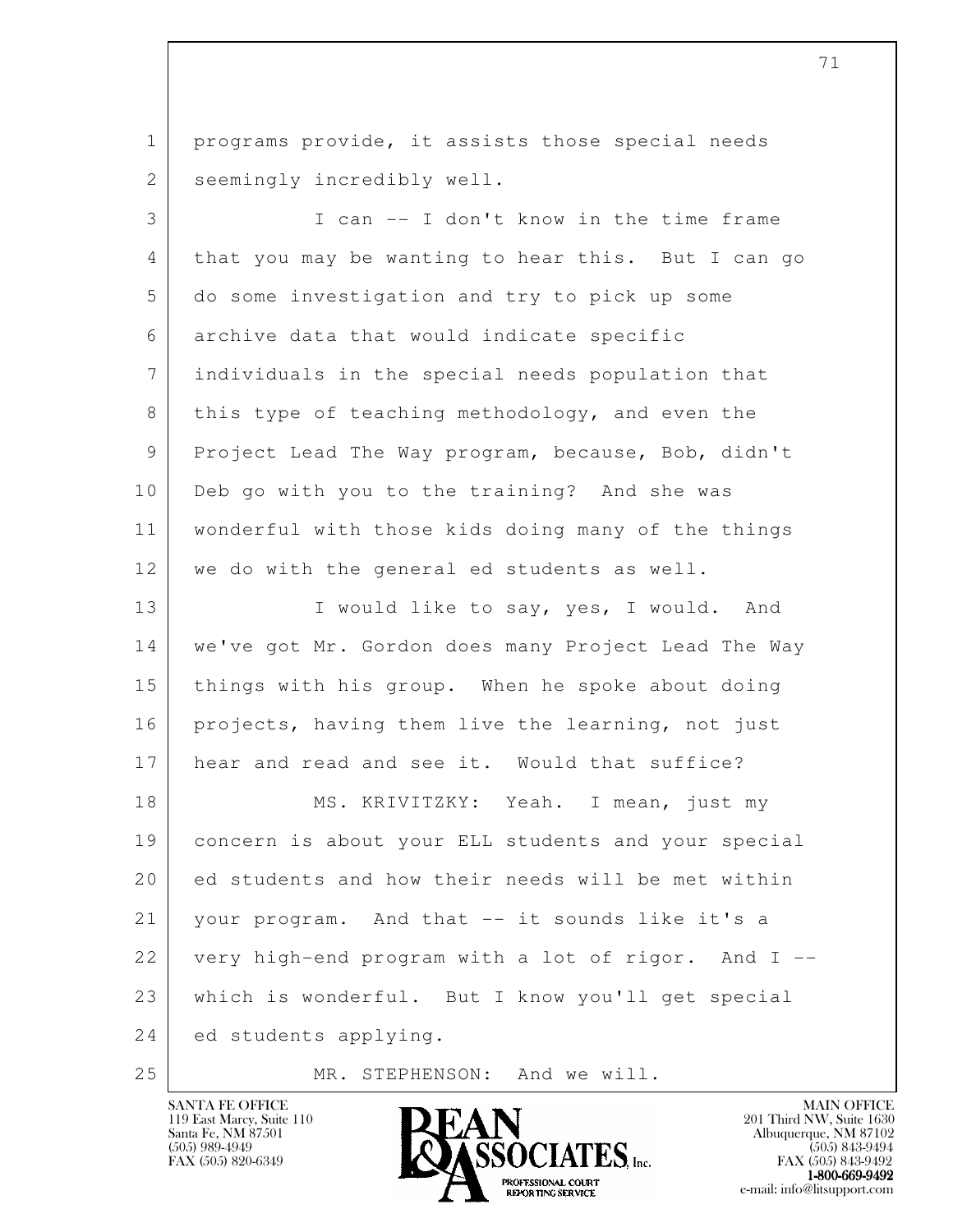programs provide, it assists those special needs seemingly incredibly well.

I can -- I don't know in the time frame that you may be wanting to hear this. But I can go do some investigation and try to pick up some archive data that would indicate specific individuals in the special needs population that this type of teaching methodology, and even the Project Lead The Way program, because, Bob, didn't Deb go with you to the training? And she was wonderful with those kids doing many of the things we do with the general ed students as well.

I would like to say, yes, I would. And we've got Mr. Gordon does many Project Lead The Way things with his group. When he spoke about doing projects, having them live the learning, not just hear and read and see it. Would that suffice?

MS. KRIVITZKY: Yeah. I mean, just my concern is about your ELL students and your special ed students and how their needs will be met within your program. And that -- it sounds like it's a very high-end program with a lot of rigor. And I -- which is wonderful. But I know you'll get special ed students applying.

MR. STEPHENSON: And we will.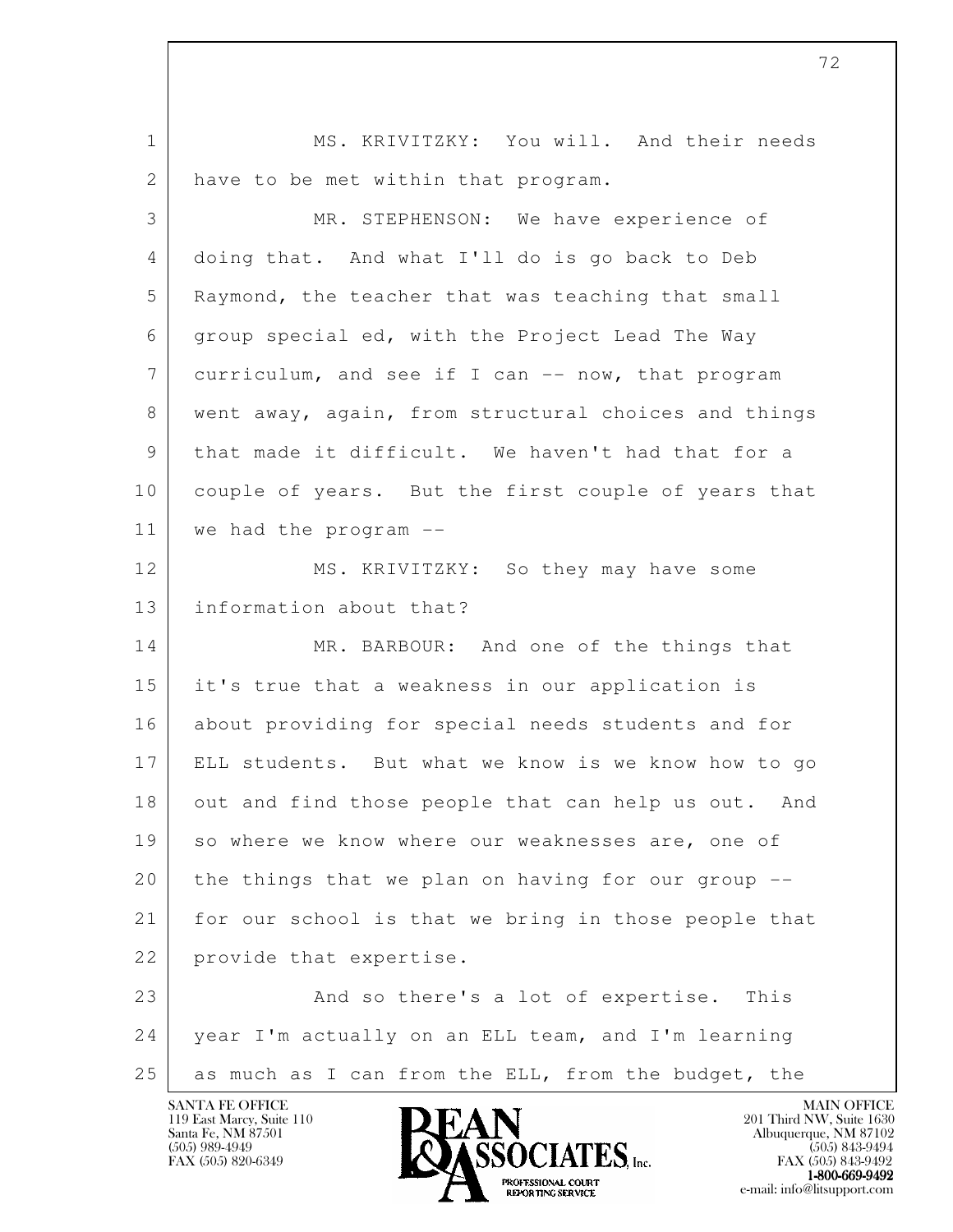MS. KRIVITZKY: You will. And their needs have to be met within that program.

MR. STEPHENSON: We have experience of doing that. And what I'll do is go back to Deb Raymond, the teacher that was teaching that small group special ed, with the Project Lead The Way curriculum, and see if I can -- now, that program went away, again, from structural choices and things that made it difficult. We haven't had that for a couple of years. But the first couple of years that we had the program --

MS. KRIVITZKY: So they may have some information about that?

MR. BARBOUR: And one of the things that it's true that a weakness in our application is about providing for special needs students and for ELL students. But what we know is we know how to go out and find those people that can help us out. And so where we know where our weaknesses are, one of the things that we plan on having for our group -- for our school is that we bring in those people that provide that expertise.

And so there's a lot of expertise. This year I'm actually on an ELL team, and I'm learning as much as I can from the ELL, from the budget, the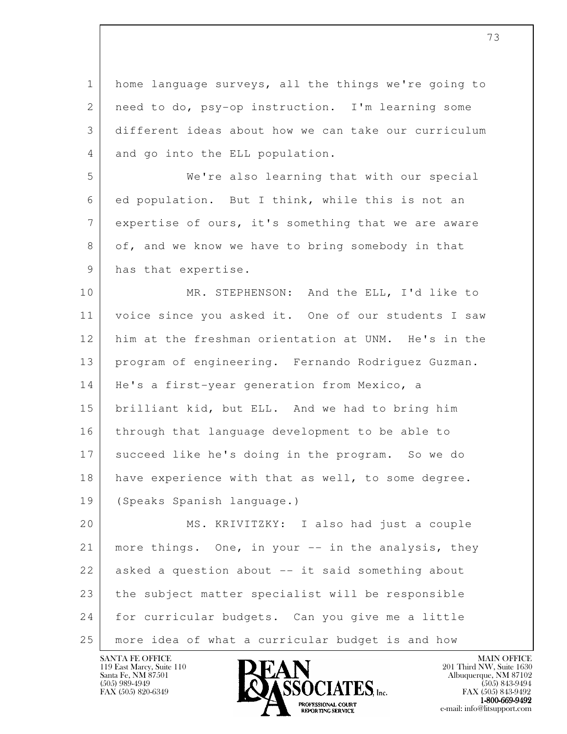home language surveys, all the things we're going to need to do, psy-op instruction. I'm learning some different ideas about how we can take our curriculum and go into the ELL population.

We're also learning that with our special ed population. But I think, while this is not an expertise of ours, it's something that we are aware of, and we know we have to bring somebody in that has that expertise.

MR. STEPHENSON: And the ELL, I'd like to voice since you asked it. One of our students I saw him at the freshman orientation at UNM. He's in the program of engineering. Fernando Rodriguez Guzman. He's a first-year generation from Mexico, a brilliant kid, but ELL. And we had to bring him through that language development to be able to succeed like he's doing in the program. So we do have experience with that as well, to some degree. (Speaks Spanish language.)

MS. KRIVITZKY: I also had just a couple more things. One, in your -- in the analysis, they asked a question about -- it said something about the subject matter specialist will be responsible for curricular budgets. Can you give me a little more idea of what a curricular budget is and how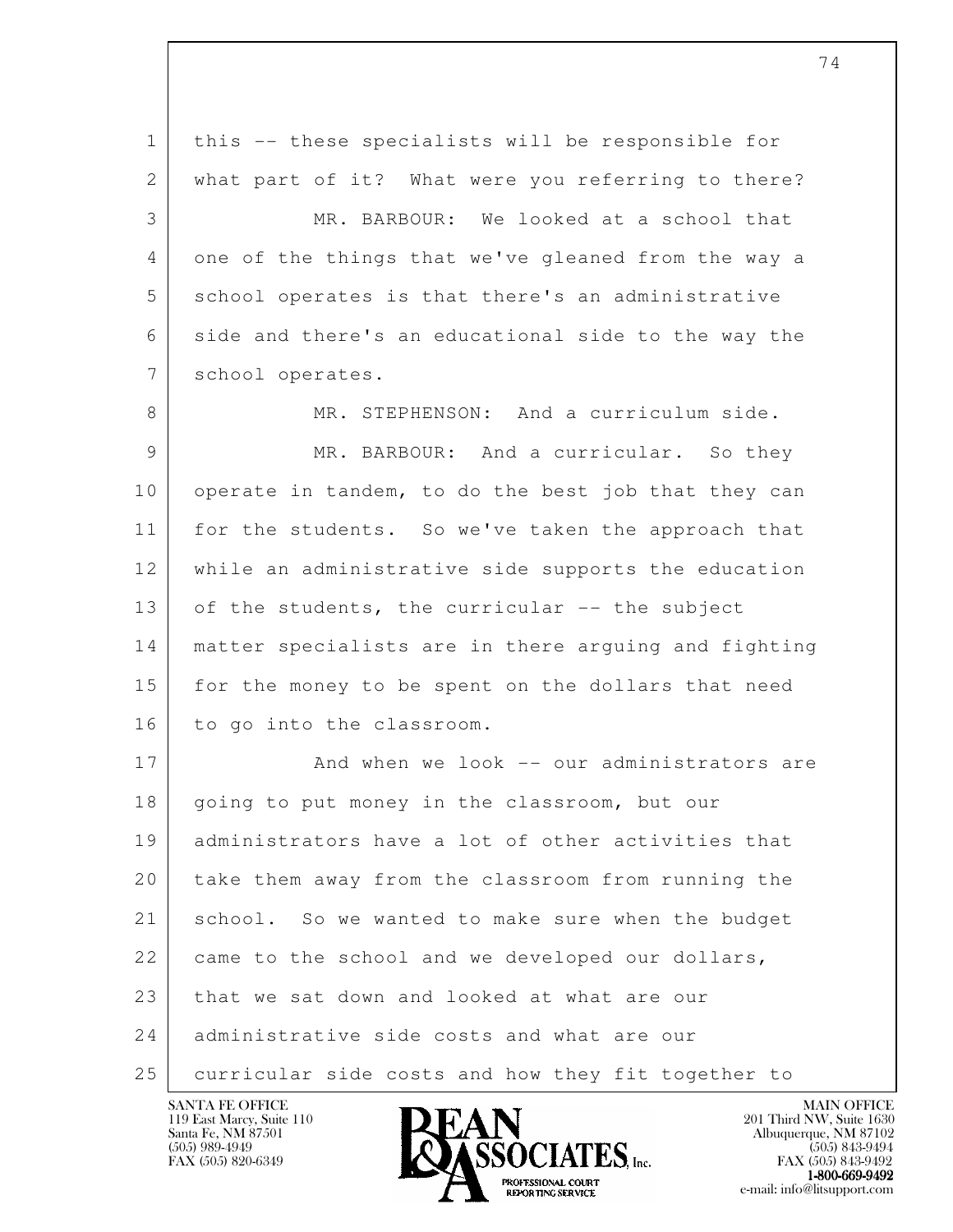this -- these specialists will be responsible for what part of it? What were you referring to there?

MR. BARBOUR: We looked at a school that one of the things that we've gleaned from the way a school operates is that there's an administrative side and there's an educational side to the way the school operates.

MR. STEPHENSON: And a curriculum side.

MR. BARBOUR: And a curricular. So they operate in tandem, to do the best job that they can for the students. So we've taken the approach that while an administrative side supports the education of the students, the curricular -- the subject matter specialists are in there arguing and fighting for the money to be spent on the dollars that need to go into the classroom.

And when we look -- our administrators are going to put money in the classroom, but our administrators have a lot of other activities that take them away from the classroom from running the school. So we wanted to make sure when the budget came to the school and we developed our dollars, that we sat down and looked at what are our administrative side costs and what are our curricular side costs and how they fit together to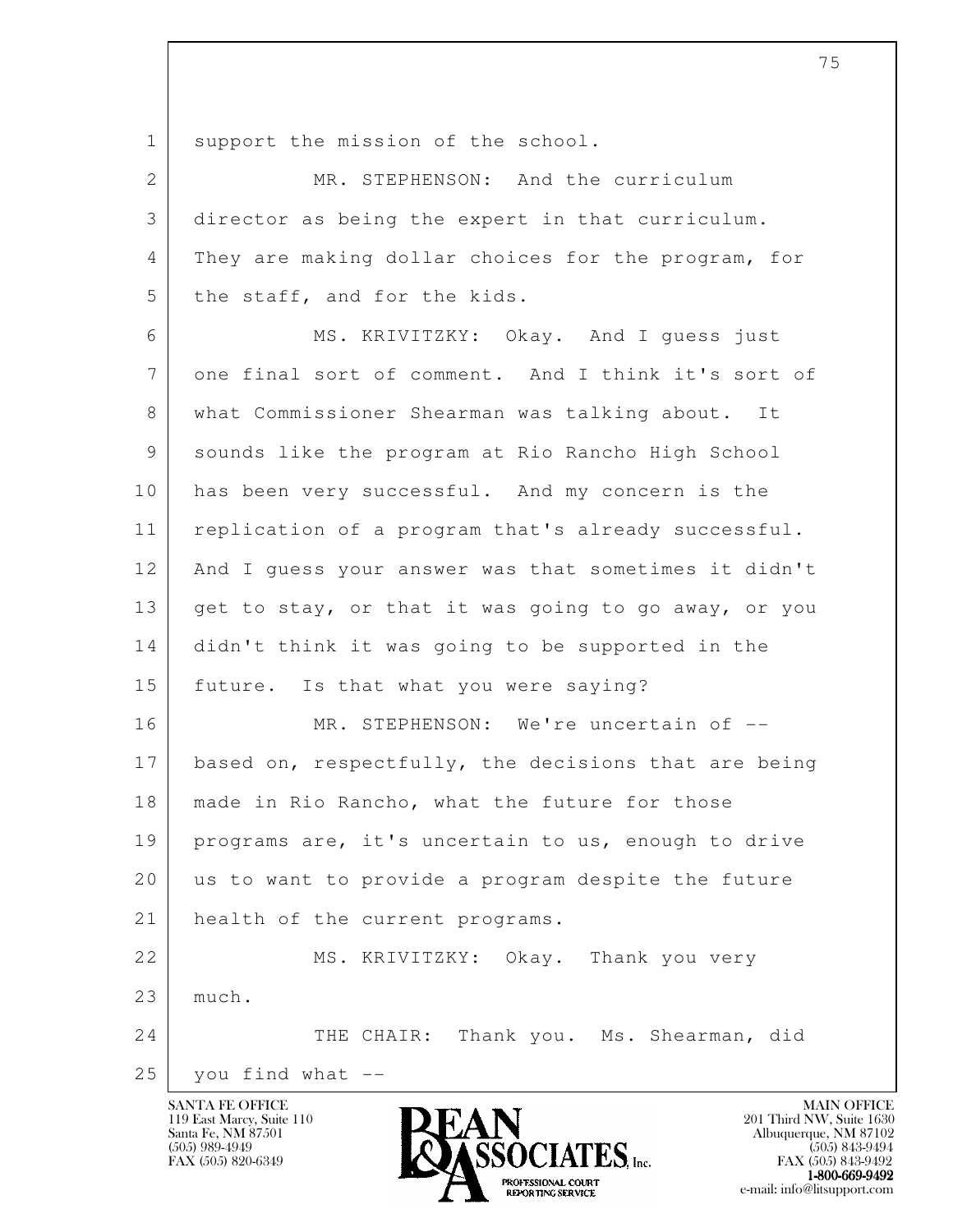support the mission of the school.

MR. STEPHENSON: And the curriculum director as being the expert in that curriculum. They are making dollar choices for the program, for the staff, and for the kids.

MS. KRIVITZKY: Okay. And I guess just one final sort of comment. And I think it's sort of what Commissioner Shearman was talking about. It sounds like the program at Rio Rancho High School has been very successful. And my concern is the replication of a program that's already successful. And I guess your answer was that sometimes it didn't get to stay, or that it was going to go away, or you didn't think it was going to be supported in the future. Is that what you were saying?

MR. STEPHENSON: We're uncertain of -- based on, respectfully, the decisions that are being made in Rio Rancho, what the future for those programs are, it's uncertain to us, enough to drive us to want to provide a program despite the future health of the current programs.

MS. KRIVITZKY: Okay. Thank you very much.

THE CHAIR: Thank you. Ms. Shearman, did you find what --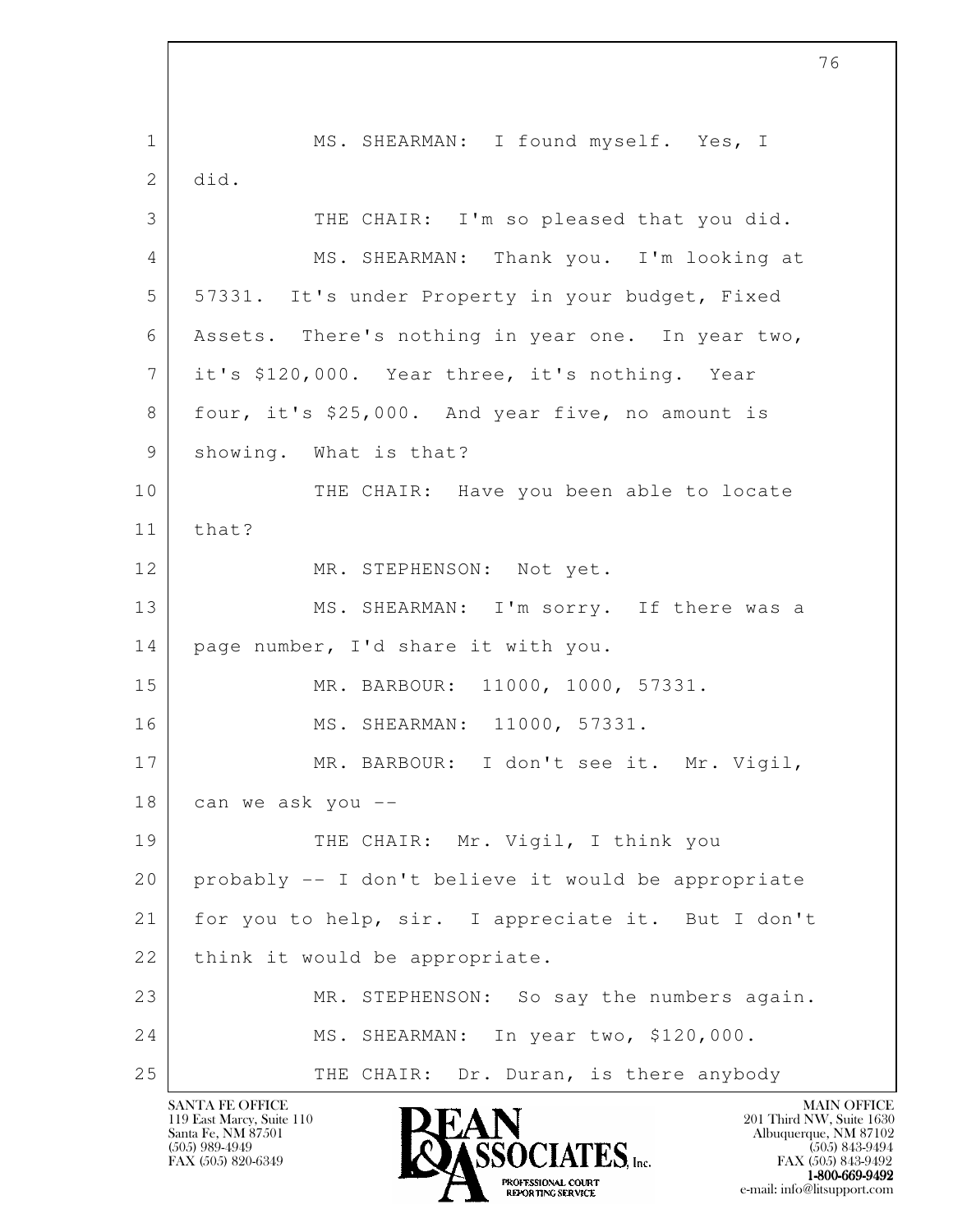MS. SHEARMAN: I found myself. Yes, I did.

THE CHAIR: I'm so pleased that you did.

MS. SHEARMAN: Thank you. I'm looking at 57331. It's under Property in your budget, Fixed Assets. There's nothing in year one. In year two, it's $120,000. Year three, it's nothing. Year four, it's $25,000. And year five, no amount is showing. What is that?

THE CHAIR: Have you been able to locate that?

MR. STEPHENSON: Not yet.

MS. SHEARMAN: I'm sorry. If there was a page number, I'd share it with you.

MR. BARBOUR: 11000, 1000, 57331.

MS. SHEARMAN: 11000, 57331.

MR. BARBOUR: I don't see it. Mr. Vigil, can we ask you --

THE CHAIR: Mr. Vigil, I think you probably -- I don't believe it would be appropriate for you to help, sir. I appreciate it. But I don't think it would be appropriate.

MR. STEPHENSON: So say the numbers again.

MS. SHEARMAN: In year two, $120,000.

THE CHAIR: Dr. Duran, is there anybody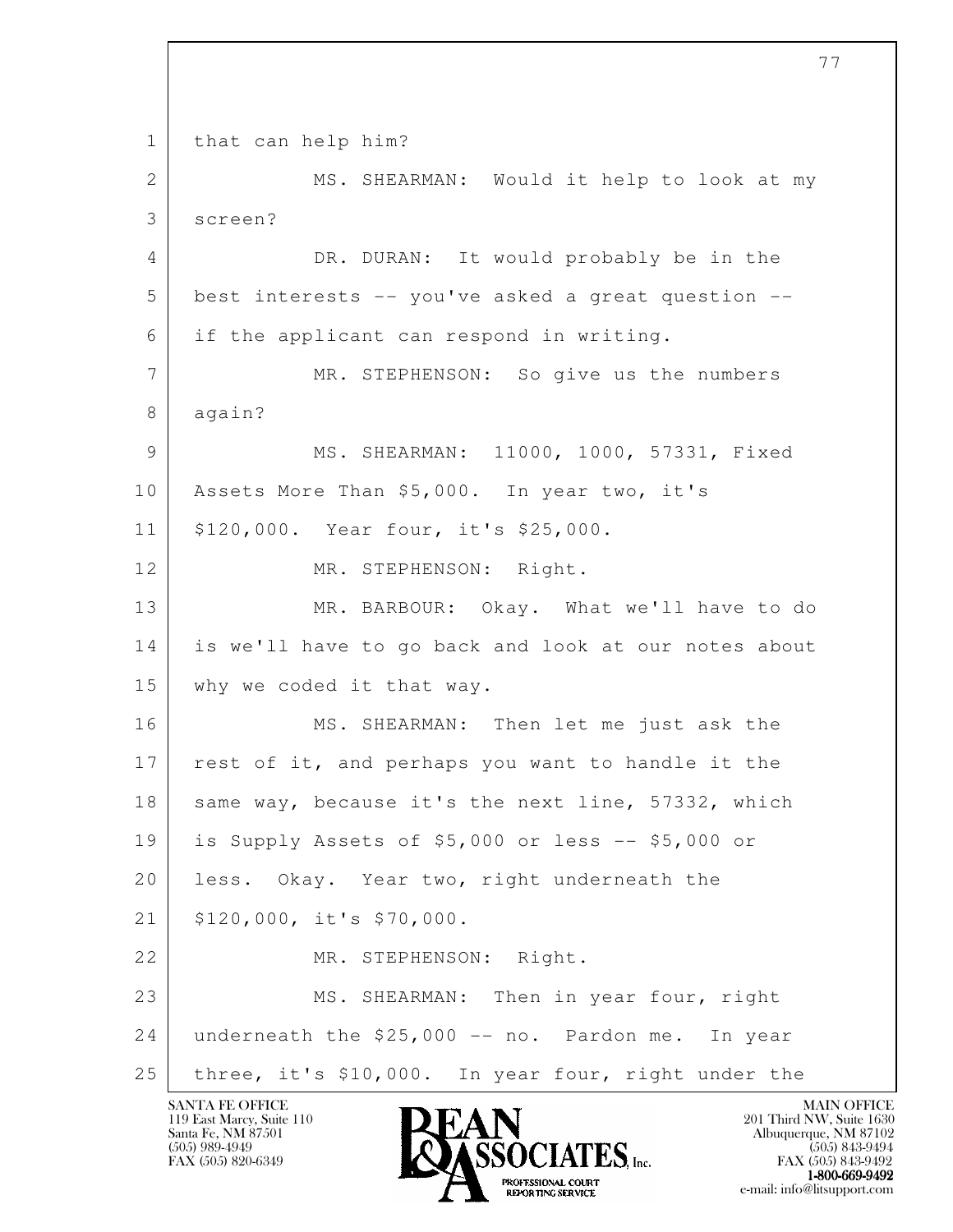that can help him?

MS. SHEARMAN: Would it help to look at my screen?

DR. DURAN: It would probably be in the best interests -- you've asked a great question -- if the applicant can respond in writing.

MR. STEPHENSON: So give us the numbers again?

MS. SHEARMAN: 11000, 1000, 57331, Fixed Assets More Than $5,000. In year two, it's $120,000. Year four, it's $25,000.

MR. STEPHENSON: Right.

MR. BARBOUR: Okay. What we'll have to do is we'll have to go back and look at our notes about why we coded it that way.

MS. SHEARMAN: Then let me just ask the rest of it, and perhaps you want to handle it the same way, because it's the next line, 57332, which is Supply Assets of $5,000 or less -- $5,000 or less. Okay. Year two, right underneath the $120,000, it's $70,000.

MR. STEPHENSON: Right.

MS. SHEARMAN: Then in year four, right underneath the $25,000 -- no. Pardon me. In year three, it's $10,000. In year four, right under the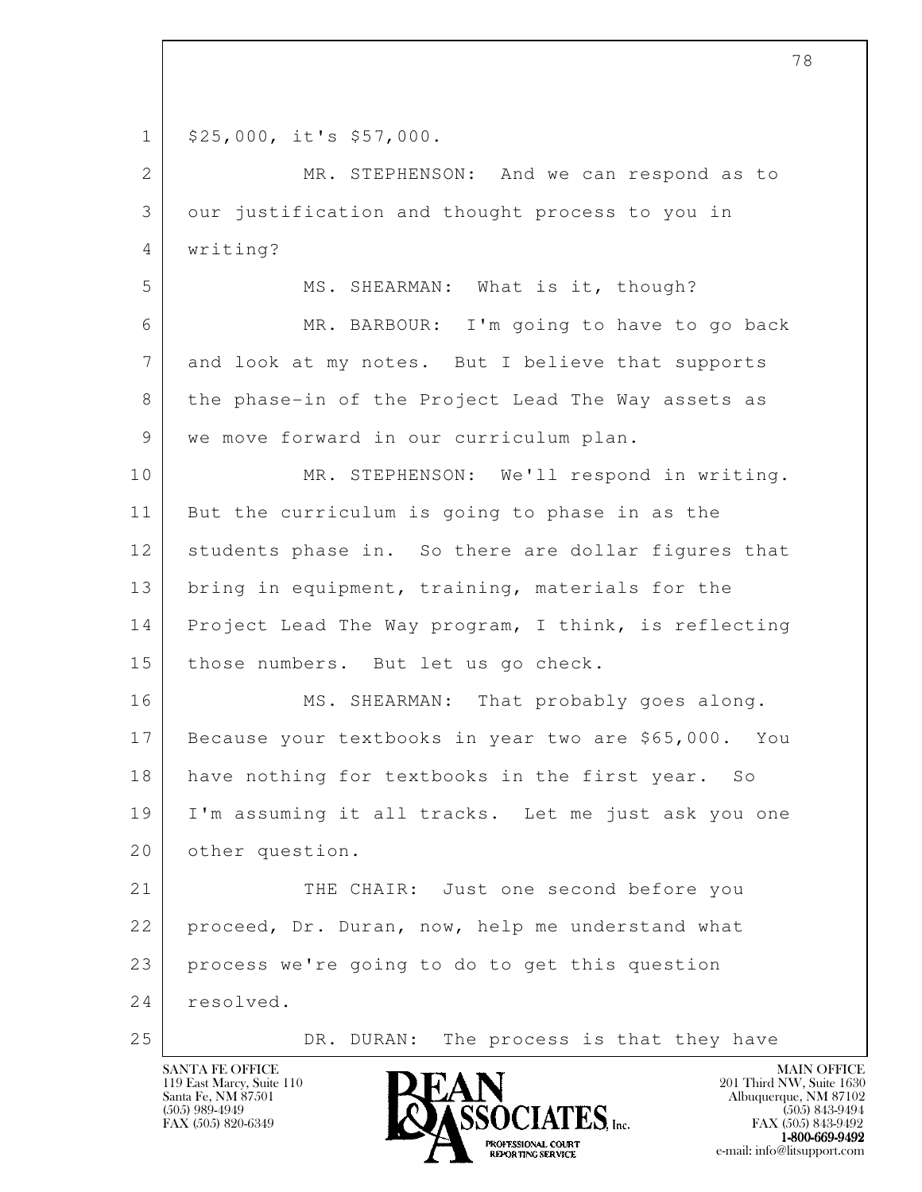1 $25,000, it's $57,000.

2 MR. STEPHENSON: And we can respond as to

3 our justification and thought process to you in

4 writing?

5 MS. SHEARMAN: What is it, though?

6 MR. BARBOUR: I'm going to have to go back

7 and look at my notes. But I believe that supports

8 the phase-in of the Project Lead The Way assets as

9 we move forward in our curriculum plan.

10 MR. STEPHENSON: We'll respond in writing.

11 But the curriculum is going to phase in as the

12 students phase in. So there are dollar figures that

13 bring in equipment, training, materials for the

14 Project Lead The Way program, I think, is reflecting

15 those numbers. But let us go check.

16 MS. SHEARMAN: That probably goes along.

17 Because your textbooks in year two are $65,000. You

18 have nothing for textbooks in the first year. So

19 I'm assuming it all tracks. Let me just ask you one

20 other question.

21 THE CHAIR: Just one second before you

22 proceed, Dr. Duran, now, help me understand what

23 process we're going to do to get this question

24 resolved.

25 DR. DURAN: The process is that they have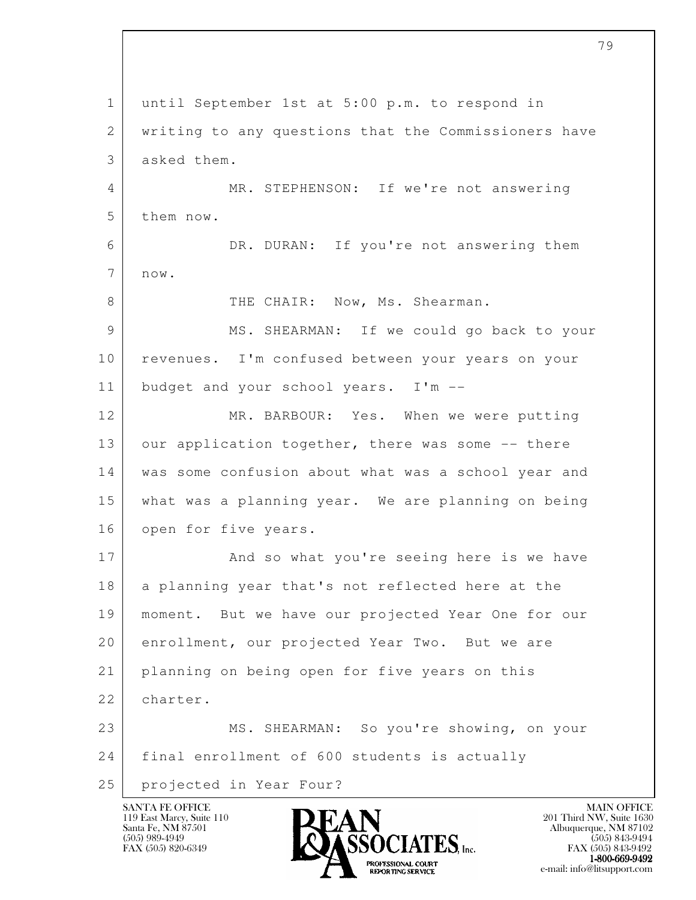until September 1st at 5:00 p.m. to respond in writing to any questions that the Commissioners have asked them.

MR. STEPHENSON: If we're not answering them now.

DR. DURAN: If you're not answering them now.

THE CHAIR: Now, Ms. Shearman.

MS. SHEARMAN: If we could go back to your revenues. I'm confused between your years on your budget and your school years. I'm --

MR. BARBOUR: Yes. When we were putting our application together, there was some -- there was some confusion about what was a school year and what was a planning year. We are planning on being open for five years.

And so what you're seeing here is we have a planning year that's not reflected here at the moment. But we have our projected Year One for our enrollment, our projected Year Two. But we are planning on being open for five years on this charter.

MS. SHEARMAN: So you're showing, on your final enrollment of 600 students is actually projected in Year Four?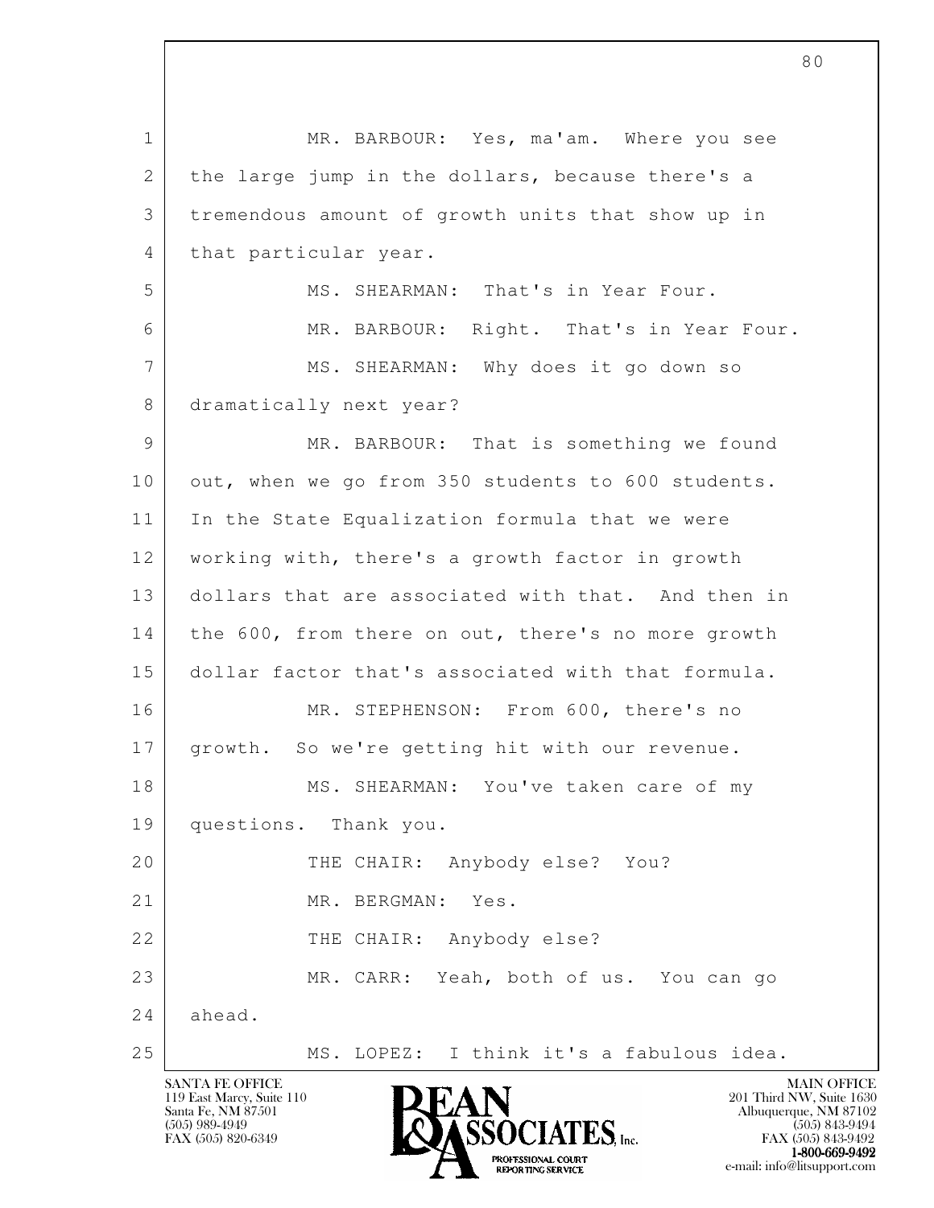1 MR. BARBOUR: Yes, ma'am. Where you see
2 the large jump in the dollars, because there's a
3 tremendous amount of growth units that show up in
4 that particular year.

5 MS. SHEARMAN: That's in Year Four.

6 MR. BARBOUR: Right. That's in Year Four.

7 MS. SHEARMAN: Why does it go down so
8 dramatically next year?

9 MR. BARBOUR: That is something we found
10 out, when we go from 350 students to 600 students.
11 In the State Equalization formula that we were
12 working with, there's a growth factor in growth
13 dollars that are associated with that. And then in
14 the 600, from there on out, there's no more growth
15 dollar factor that's associated with that formula.

16 MR. STEPHENSON: From 600, there's no
17 growth. So we're getting hit with our revenue.

18 MS. SHEARMAN: You've taken care of my
19 questions. Thank you.

20 THE CHAIR: Anybody else? You?

21 MR. BERGMAN: Yes.

22 THE CHAIR: Anybody else?

23 MR. CARR: Yeah, both of us. You can go
24 ahead.

25 MS. LOPEZ: I think it's a fabulous idea.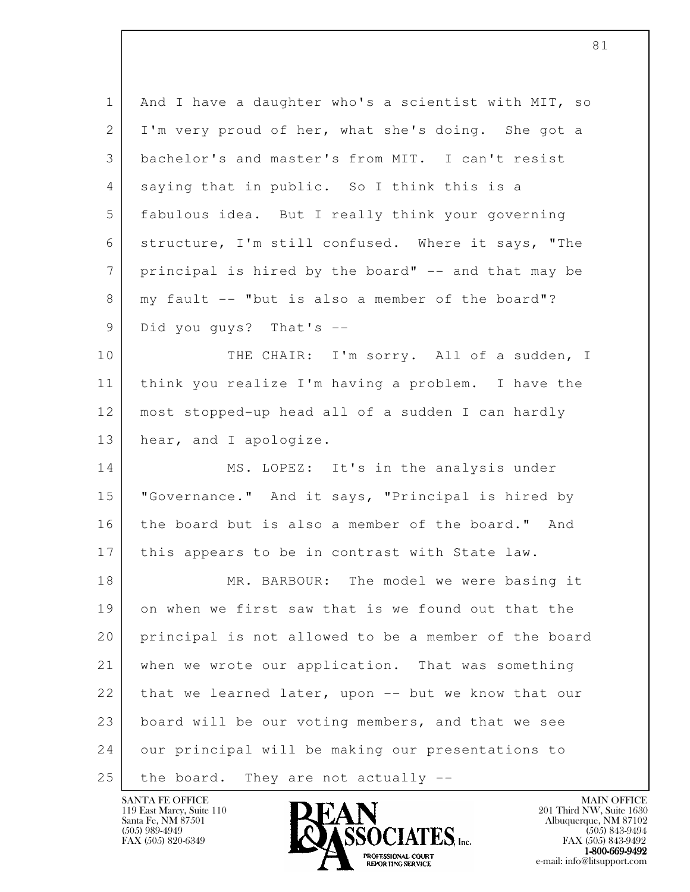And I have a daughter who's a scientist with MIT, so I'm very proud of her, what she's doing. She got a bachelor's and master's from MIT. I can't resist saying that in public. So I think this is a fabulous idea. But I really think your governing structure, I'm still confused. Where it says, "The principal is hired by the board" -- and that may be my fault -- "but is also a member of the board"? Did you guys? That's --

THE CHAIR: I'm sorry. All of a sudden, I think you realize I'm having a problem. I have the most stopped-up head all of a sudden I can hardly hear, and I apologize.

MS. LOPEZ: It's in the analysis under "Governance." And it says, "Principal is hired by the board but is also a member of the board." And this appears to be in contrast with State law.

MR. BARBOUR: The model we were basing it on when we first saw that is we found out that the principal is not allowed to be a member of the board when we wrote our application. That was something that we learned later, upon -- but we know that our board will be our voting members, and that we see our principal will be making our presentations to the board. They are not actually --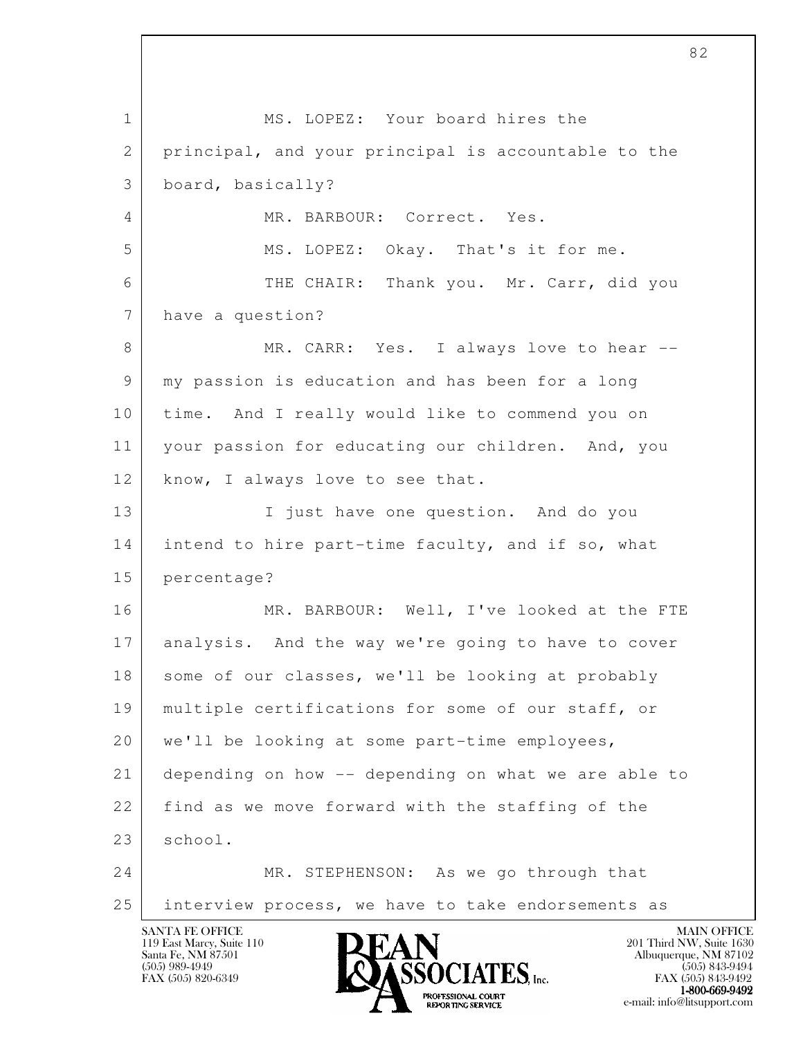MS. LOPEZ: Your board hires the principal, and your principal is accountable to the board, basically?

MR. BARBOUR: Correct. Yes.

MS. LOPEZ: Okay. That's it for me.

THE CHAIR: Thank you. Mr. Carr, did you have a question?

MR. CARR: Yes. I always love to hear -- my passion is education and has been for a long time. And I really would like to commend you on your passion for educating our children. And, you know, I always love to see that.

I just have one question. And do you intend to hire part-time faculty, and if so, what percentage?

MR. BARBOUR: Well, I've looked at the FTE analysis. And the way we're going to have to cover some of our classes, we'll be looking at probably multiple certifications for some of our staff, or we'll be looking at some part-time employees, depending on how -- depending on what we are able to find as we move forward with the staffing of the school.

MR. STEPHENSON: As we go through that interview process, we have to take endorsements as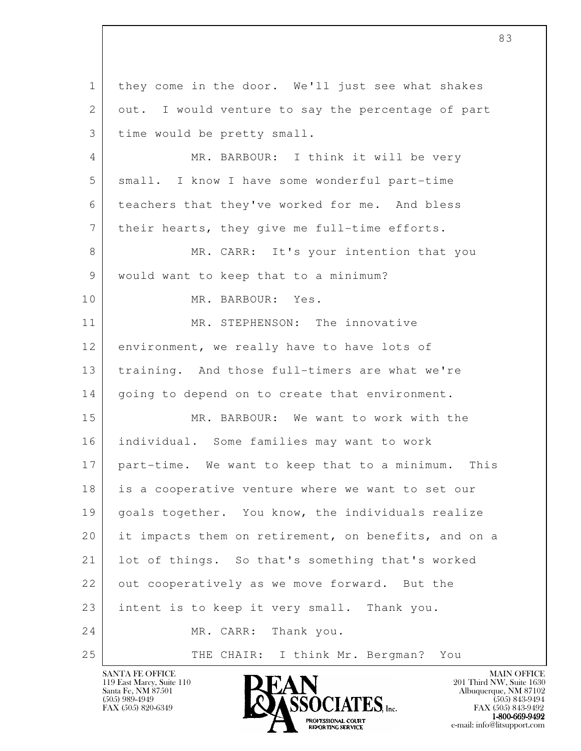1 they come in the door. We'll just see what shakes
2 out. I would venture to say the percentage of part
3 time would be pretty small.
4 MR. BARBOUR: I think it will be very
5 small. I know I have some wonderful part-time
6 teachers that they've worked for me. And bless
7 their hearts, they give me full-time efforts.
8 MR. CARR: It's your intention that you
9 would want to keep that to a minimum?
10 MR. BARBOUR: Yes.
11 MR. STEPHENSON: The innovative
12 environment, we really have to have lots of
13 training. And those full-timers are what we're
14 going to depend on to create that environment.
15 MR. BARBOUR: We want to work with the
16 individual. Some families may want to work
17 part-time. We want to keep that to a minimum. This
18 is a cooperative venture where we want to set our
19 goals together. You know, the individuals realize
20 it impacts them on retirement, on benefits, and on a
21 lot of things. So that's something that's worked
22 out cooperatively as we move forward. But the
23 intent is to keep it very small. Thank you.
24 MR. CARR: Thank you.
25 THE CHAIR: I think Mr. Bergman? You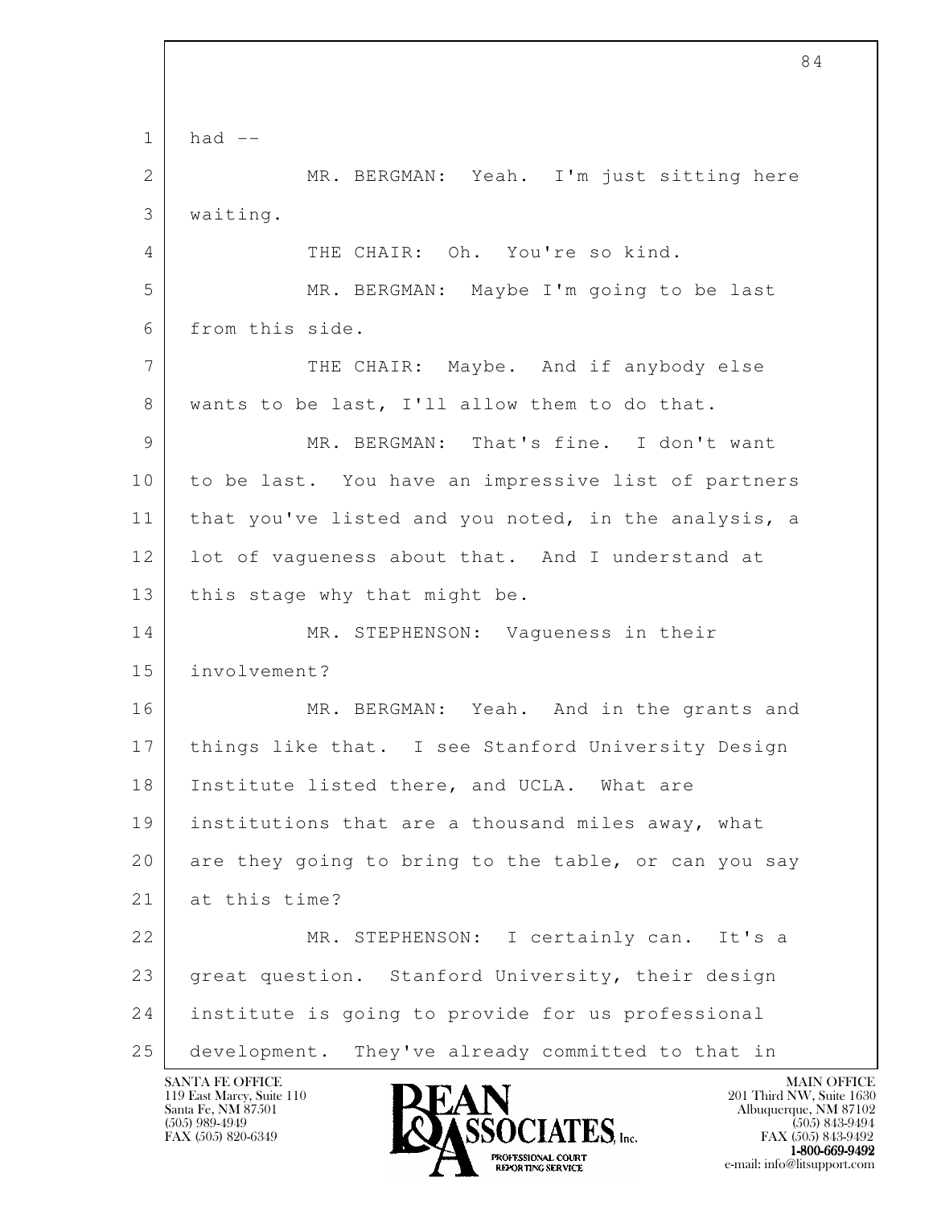had --

MR. BERGMAN: Yeah. I'm just sitting here waiting.

THE CHAIR: Oh. You're so kind.

MR. BERGMAN: Maybe I'm going to be last from this side.

THE CHAIR: Maybe. And if anybody else wants to be last, I'll allow them to do that.

MR. BERGMAN: That's fine. I don't want to be last. You have an impressive list of partners that you've listed and you noted, in the analysis, a lot of vagueness about that. And I understand at this stage why that might be.

MR. STEPHENSON: Vagueness in their involvement?

MR. BERGMAN: Yeah. And in the grants and things like that. I see Stanford University Design Institute listed there, and UCLA. What are institutions that are a thousand miles away, what are they going to bring to the table, or can you say at this time?

MR. STEPHENSON: I certainly can. It's a great question. Stanford University, their design institute is going to provide for us professional development. They've already committed to that in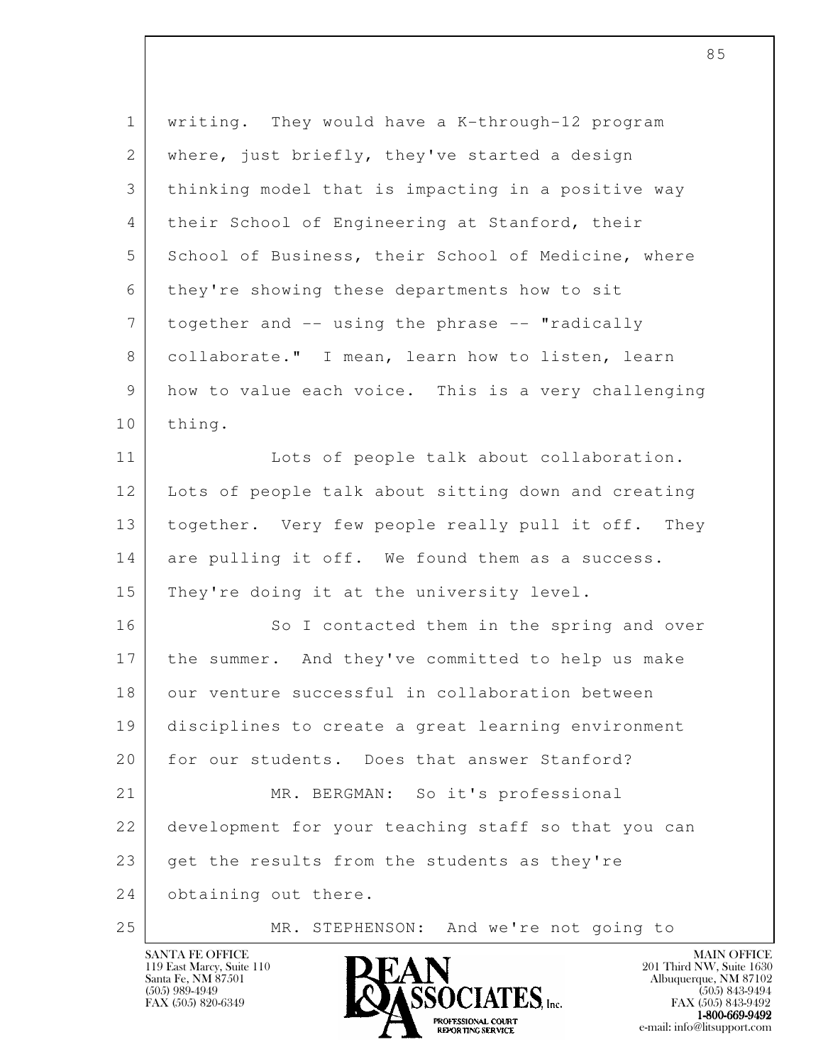writing. They would have a K-through-12 program where, just briefly, they've started a design thinking model that is impacting in a positive way their School of Engineering at Stanford, their School of Business, their School of Medicine, where they're showing these departments how to sit together and -- using the phrase -- "radically collaborate." I mean, learn how to listen, learn how to value each voice. This is a very challenging thing.

Lots of people talk about collaboration. Lots of people talk about sitting down and creating together. Very few people really pull it off. They are pulling it off. We found them as a success. They're doing it at the university level.

So I contacted them in the spring and over the summer. And they've committed to help us make our venture successful in collaboration between disciplines to create a great learning environment for our students. Does that answer Stanford?

MR. BERGMAN: So it's professional development for your teaching staff so that you can get the results from the students as they're obtaining out there.

MR. STEPHENSON: And we're not going to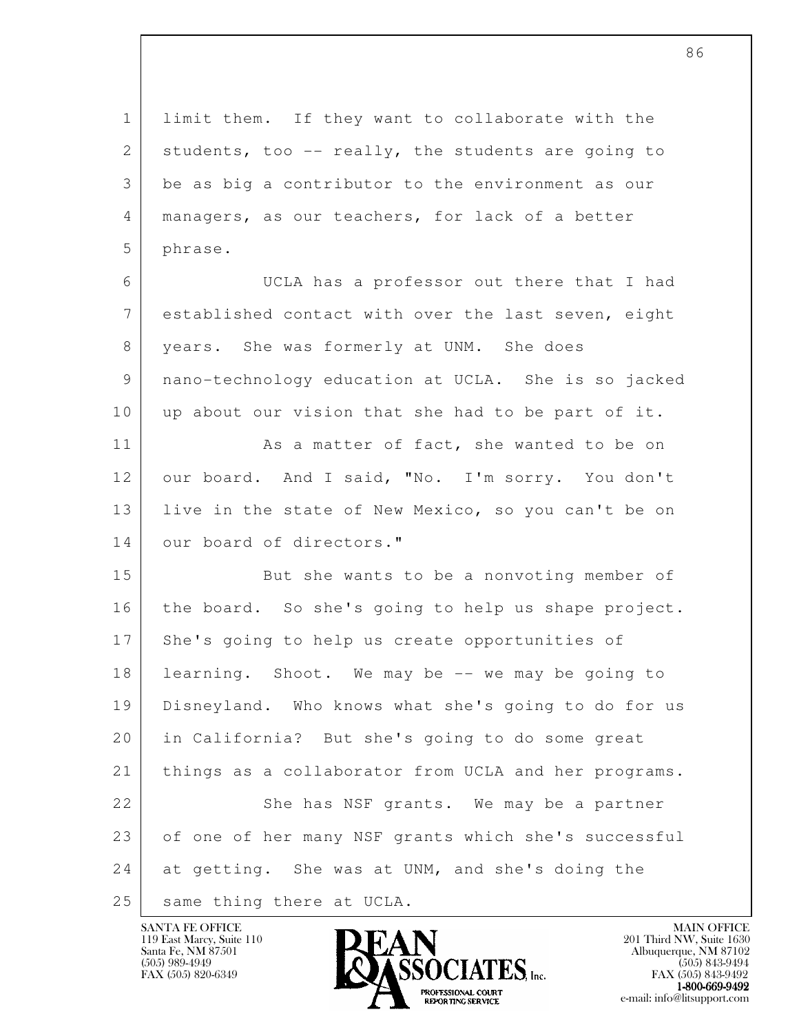limit them. If they want to collaborate with the students, too -- really, the students are going to be as big a contributor to the environment as our managers, as our teachers, for lack of a better phrase.

UCLA has a professor out there that I had established contact with over the last seven, eight years. She was formerly at UNM. She does nano-technology education at UCLA. She is so jacked up about our vision that she had to be part of it.

As a matter of fact, she wanted to be on our board. And I said, "No. I'm sorry. You don't live in the state of New Mexico, so you can't be on our board of directors."

But she wants to be a nonvoting member of the board. So she's going to help us shape project. She's going to help us create opportunities of learning. Shoot. We may be -- we may be going to Disneyland. Who knows what she's going to do for us in California? But she's going to do some great things as a collaborator from UCLA and her programs.

She has NSF grants. We may be a partner of one of her many NSF grants which she's successful at getting. She was at UNM, and she's doing the same thing there at UCLA.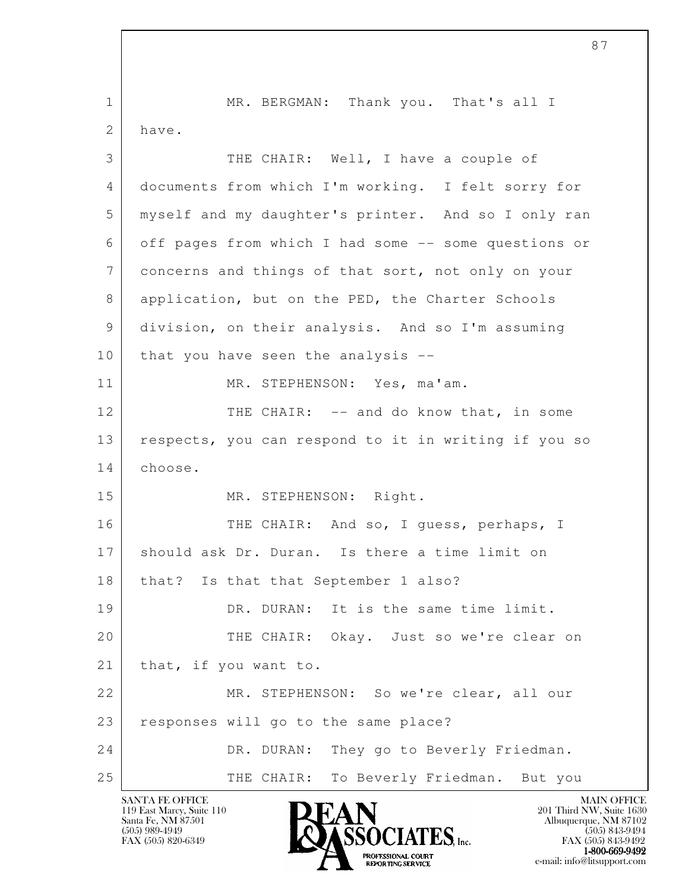1 MR. BERGMAN: Thank you. That's all I
2 have.
3 THE CHAIR: Well, I have a couple of
4 documents from which I'm working. I felt sorry for
5 myself and my daughter's printer. And so I only ran
6 off pages from which I had some -- some questions or
7 concerns and things of that sort, not only on your
8 application, but on the PED, the Charter Schools
9 division, on their analysis. And so I'm assuming
10 that you have seen the analysis --
11 MR. STEPHENSON: Yes, ma'am.
12 THE CHAIR: -- and do know that, in some
13 respects, you can respond to it in writing if you so
14 choose.
15 MR. STEPHENSON: Right.
16 THE CHAIR: And so, I guess, perhaps, I
17 should ask Dr. Duran. Is there a time limit on
18 that? Is that that September 1 also?
19 DR. DURAN: It is the same time limit.
20 THE CHAIR: Okay. Just so we're clear on
21 that, if you want to.
22 MR. STEPHENSON: So we're clear, all our
23 responses will go to the same place?
24 DR. DURAN: They go to Beverly Friedman.
25 THE CHAIR: To Beverly Friedman. But you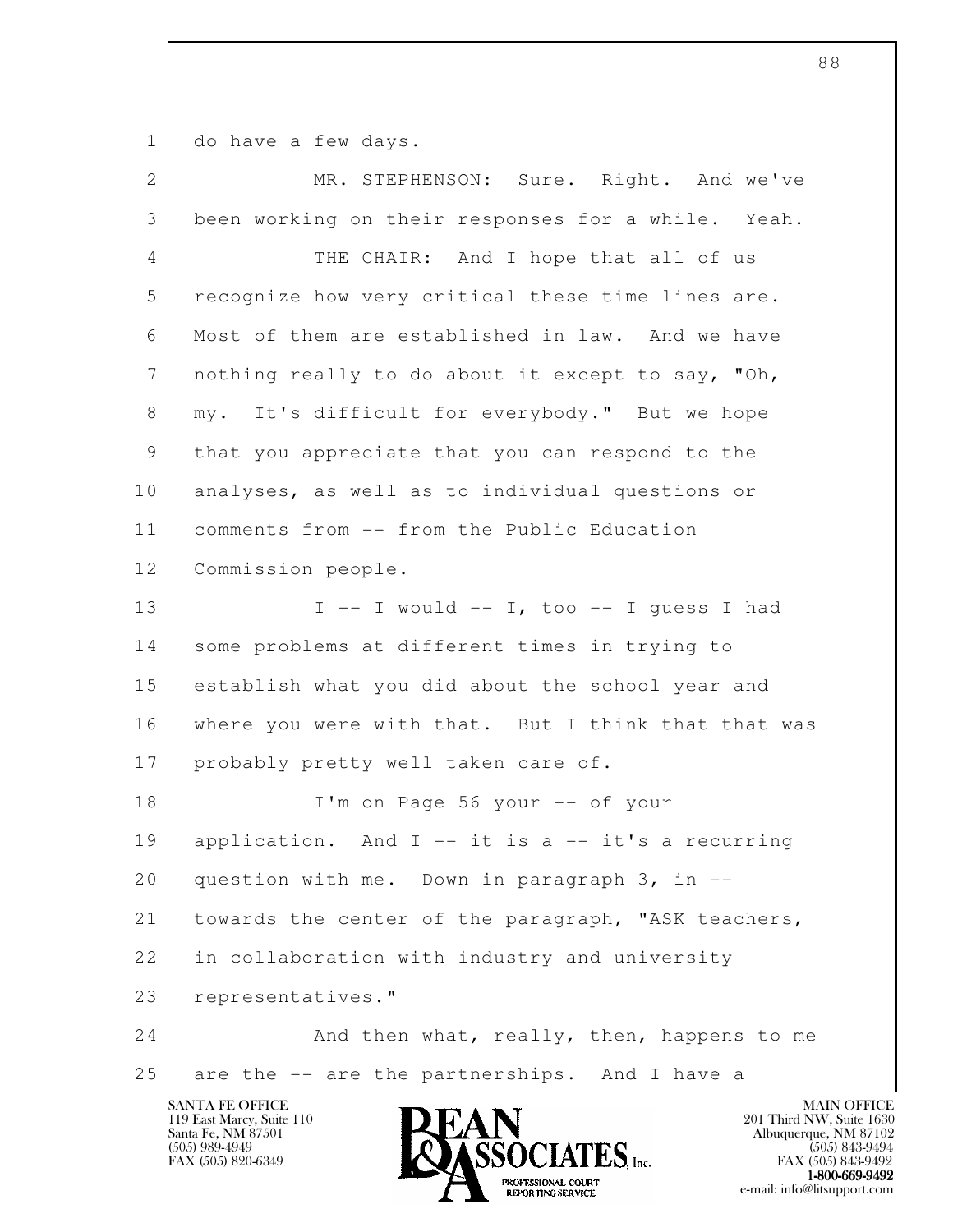do have a few days.

MR. STEPHENSON: Sure. Right. And we've been working on their responses for a while. Yeah.

THE CHAIR: And I hope that all of us recognize how very critical these time lines are. Most of them are established in law. And we have nothing really to do about it except to say, "Oh, my. It's difficult for everybody." But we hope that you appreciate that you can respond to the analyses, as well as to individual questions or comments from -- from the Public Education Commission people.

I -- I would -- I, too -- I guess I had some problems at different times in trying to establish what you did about the school year and where you were with that. But I think that that was probably pretty well taken care of.

I'm on Page 56 your -- of your application. And I -- it is a -- it's a recurring question with me. Down in paragraph 3, in -- towards the center of the paragraph, "ASK teachers, in collaboration with industry and university representatives."

And then what, really, then, happens to me are the -- are the partnerships. And I have a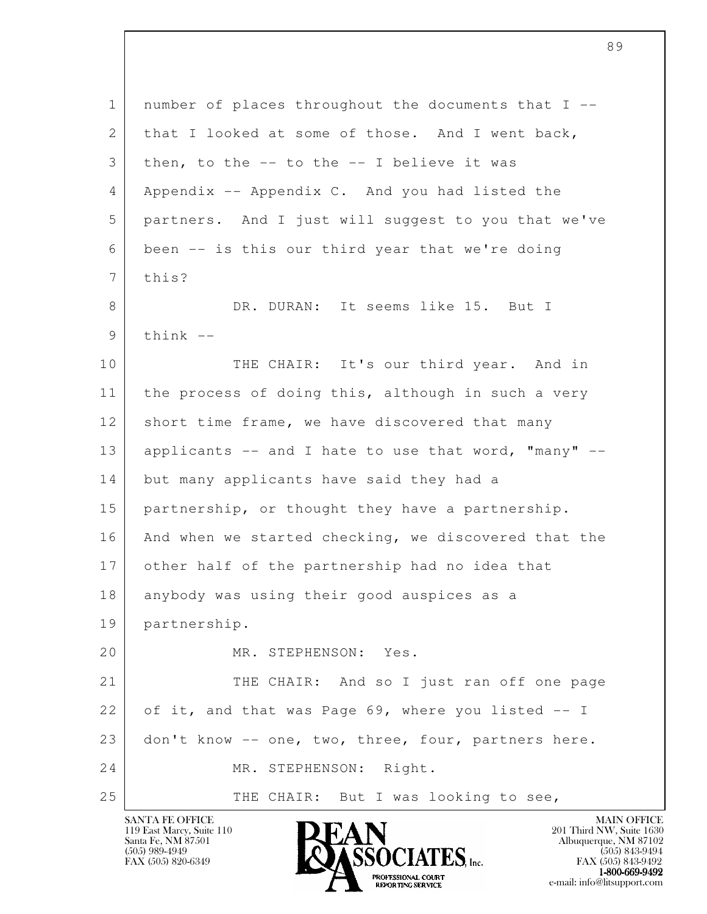number of places throughout the documents that I -- that I looked at some of those. And I went back, then, to the -- to the -- I believe it was Appendix -- Appendix C. And you had listed the partners. And I just will suggest to you that we've been -- is this our third year that we're doing this?

DR. DURAN: It seems like 15. But I think --

THE CHAIR: It's our third year. And in the process of doing this, although in such a very short time frame, we have discovered that many applicants -- and I hate to use that word, "many" -- but many applicants have said they had a partnership, or thought they have a partnership. And when we started checking, we discovered that the other half of the partnership had no idea that anybody was using their good auspices as a partnership.

MR. STEPHENSON: Yes.

THE CHAIR: And so I just ran off one page of it, and that was Page 69, where you listed -- I don't know -- one, two, three, four, partners here.

MR. STEPHENSON: Right.

THE CHAIR: But I was looking to see,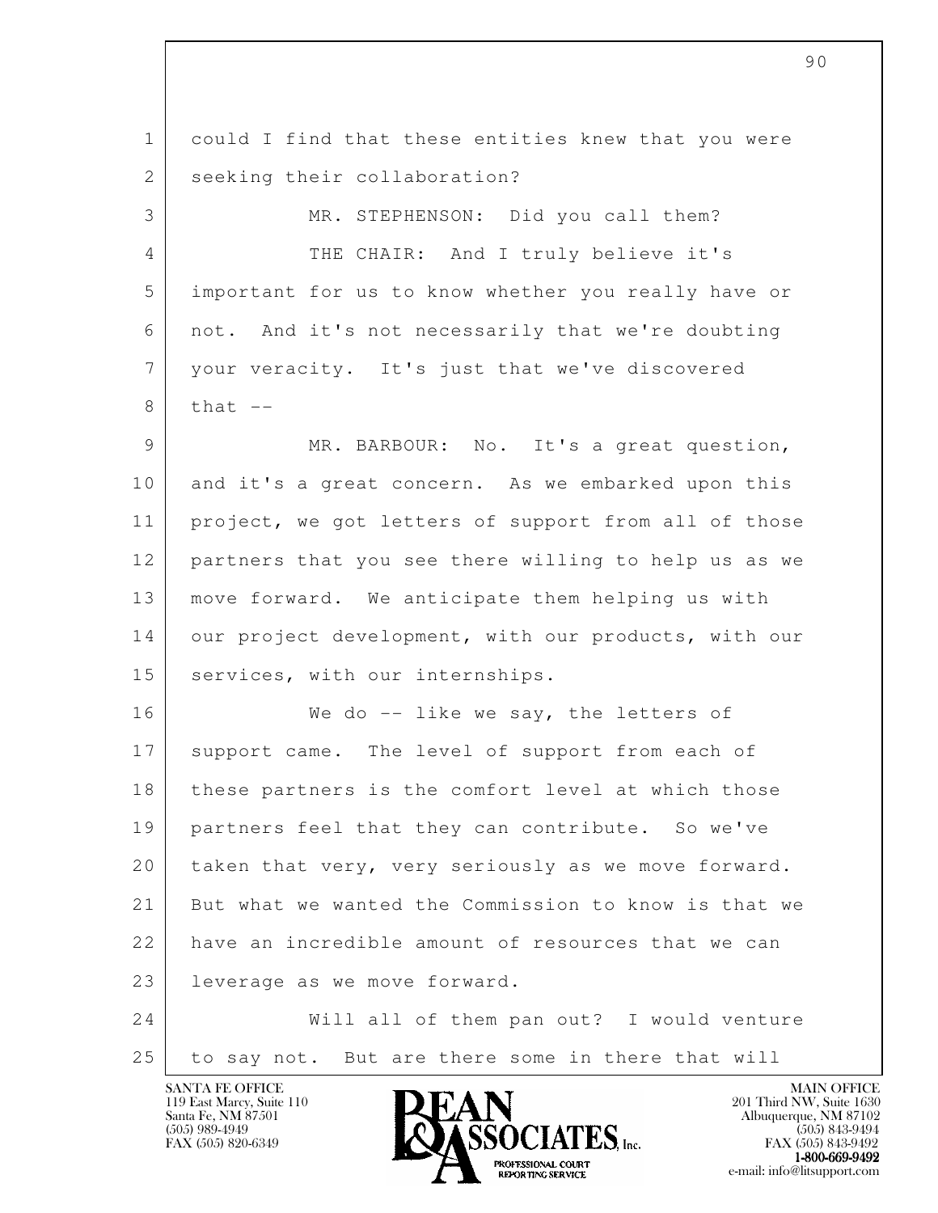could I find that these entities knew that you were seeking their collaboration?

MR. STEPHENSON: Did you call them?

THE CHAIR: And I truly believe it's important for us to know whether you really have or not. And it's not necessarily that we're doubting your veracity. It's just that we've discovered that --

MR. BARBOUR: No. It's a great question, and it's a great concern. As we embarked upon this project, we got letters of support from all of those partners that you see there willing to help us as we move forward. We anticipate them helping us with our project development, with our products, with our services, with our internships.

We do -- like we say, the letters of support came. The level of support from each of these partners is the comfort level at which those partners feel that they can contribute. So we've taken that very, very seriously as we move forward. But what we wanted the Commission to know is that we have an incredible amount of resources that we can leverage as we move forward.

Will all of them pan out? I would venture to say not. But are there some in there that will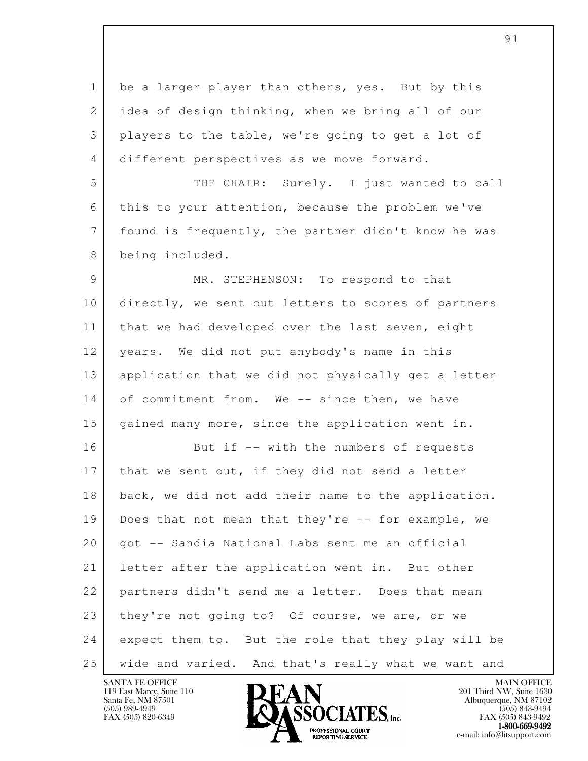be a larger player than others, yes. But by this idea of design thinking, when we bring all of our players to the table, we're going to get a lot of different perspectives as we move forward.

THE CHAIR: Surely. I just wanted to call this to your attention, because the problem we've found is frequently, the partner didn't know he was being included.

MR. STEPHENSON: To respond to that directly, we sent out letters to scores of partners that we had developed over the last seven, eight years. We did not put anybody's name in this application that we did not physically get a letter of commitment from. We -- since then, we have gained many more, since the application went in.

But if -- with the numbers of requests that we sent out, if they did not send a letter back, we did not add their name to the application. Does that not mean that they're -- for example, we got -- Sandia National Labs sent me an official letter after the application went in. But other partners didn't send me a letter. Does that mean they're not going to? Of course, we are, or we expect them to. But the role that they play will be wide and varied. And that's really what we want and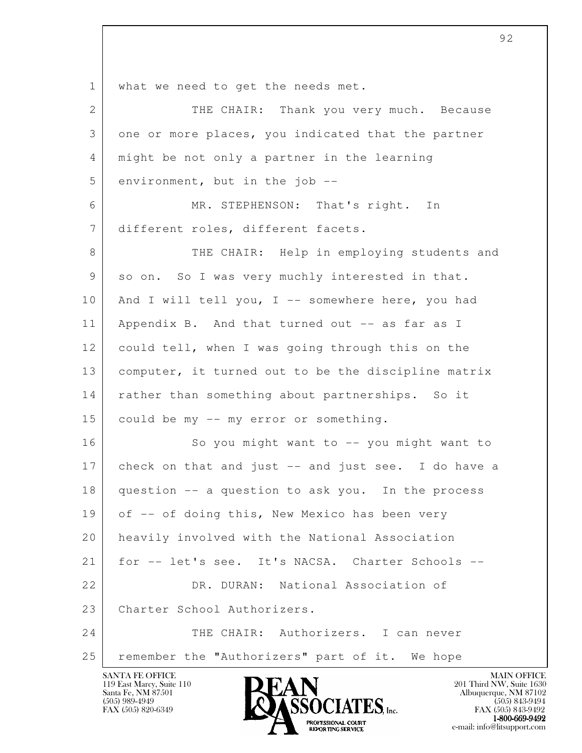what we need to get the needs met.

THE CHAIR: Thank you very much. Because one or more places, you indicated that the partner might be not only a partner in the learning environment, but in the job --

MR. STEPHENSON: That's right. In different roles, different facets.

THE CHAIR: Help in employing students and so on. So I was very muchly interested in that. And I will tell you, I -- somewhere here, you had Appendix B. And that turned out -- as far as I could tell, when I was going through this on the computer, it turned out to be the discipline matrix rather than something about partnerships. So it could be my -- my error or something.

So you might want to -- you might want to check on that and just -- and just see. I do have a question -- a question to ask you. In the process of -- of doing this, New Mexico has been very heavily involved with the National Association for -- let's see. It's NACSA. Charter Schools --

DR. DURAN: National Association of Charter School Authorizers.

THE CHAIR: Authorizers. I can never remember the "Authorizers" part of it. We hope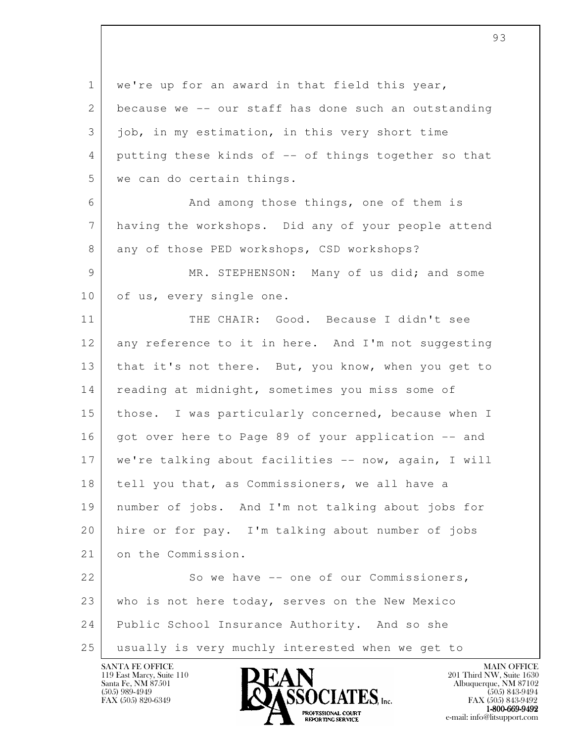we're up for an award in that field this year, because we -- our staff has done such an outstanding job, in my estimation, in this very short time putting these kinds of -- of things together so that we can do certain things.

And among those things, one of them is having the workshops. Did any of your people attend any of those PED workshops, CSD workshops?

MR. STEPHENSON: Many of us did; and some of us, every single one.

THE CHAIR: Good. Because I didn't see any reference to it in here. And I'm not suggesting that it's not there. But, you know, when you get to reading at midnight, sometimes you miss some of those. I was particularly concerned, because when I got over here to Page 89 of your application -- and we're talking about facilities -- now, again, I will tell you that, as Commissioners, we all have a number of jobs. And I'm not talking about jobs for hire or for pay. I'm talking about number of jobs on the Commission.

So we have -- one of our Commissioners, who is not here today, serves on the New Mexico Public School Insurance Authority. And so she usually is very muchly interested when we get to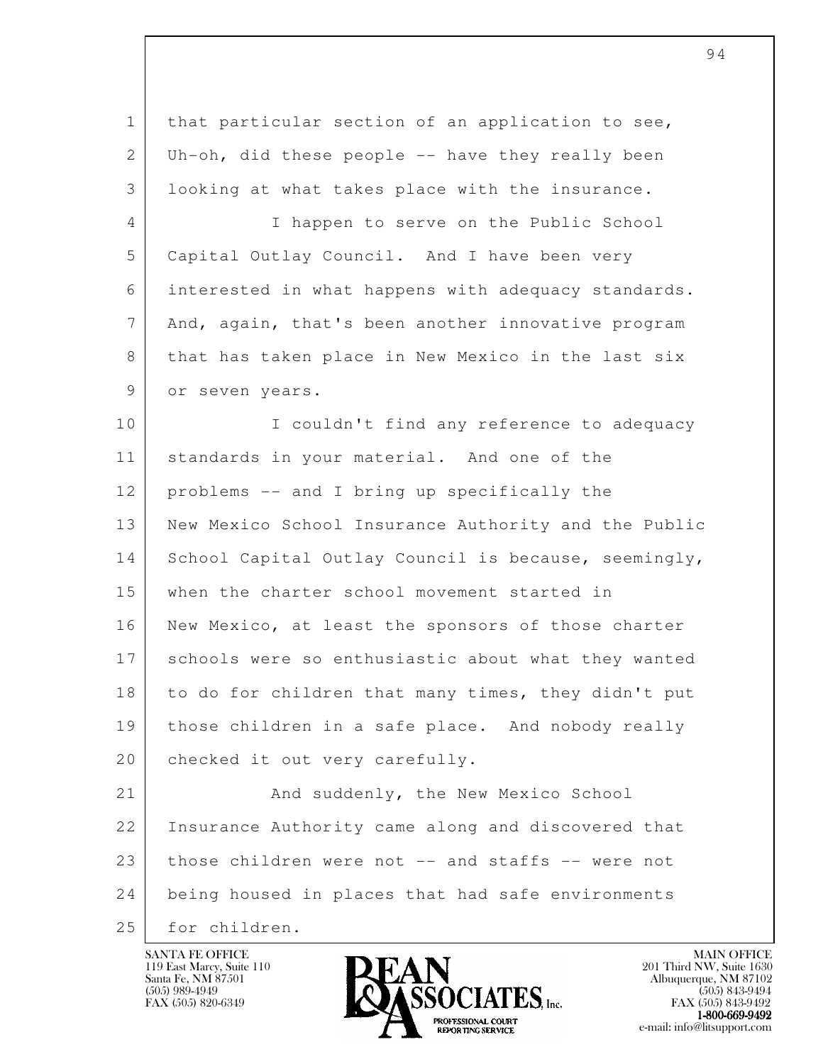that particular section of an application to see, Uh-oh, did these people -- have they really been looking at what takes place with the insurance.

I happen to serve on the Public School Capital Outlay Council. And I have been very interested in what happens with adequacy standards. And, again, that's been another innovative program that has taken place in New Mexico in the last six or seven years.

I couldn't find any reference to adequacy standards in your material. And one of the problems -- and I bring up specifically the New Mexico School Insurance Authority and the Public School Capital Outlay Council is because, seemingly, when the charter school movement started in New Mexico, at least the sponsors of those charter schools were so enthusiastic about what they wanted to do for children that many times, they didn't put those children in a safe place. And nobody really checked it out very carefully.

And suddenly, the New Mexico School Insurance Authority came along and discovered that those children were not -- and staffs -- were not being housed in places that had safe environments for children.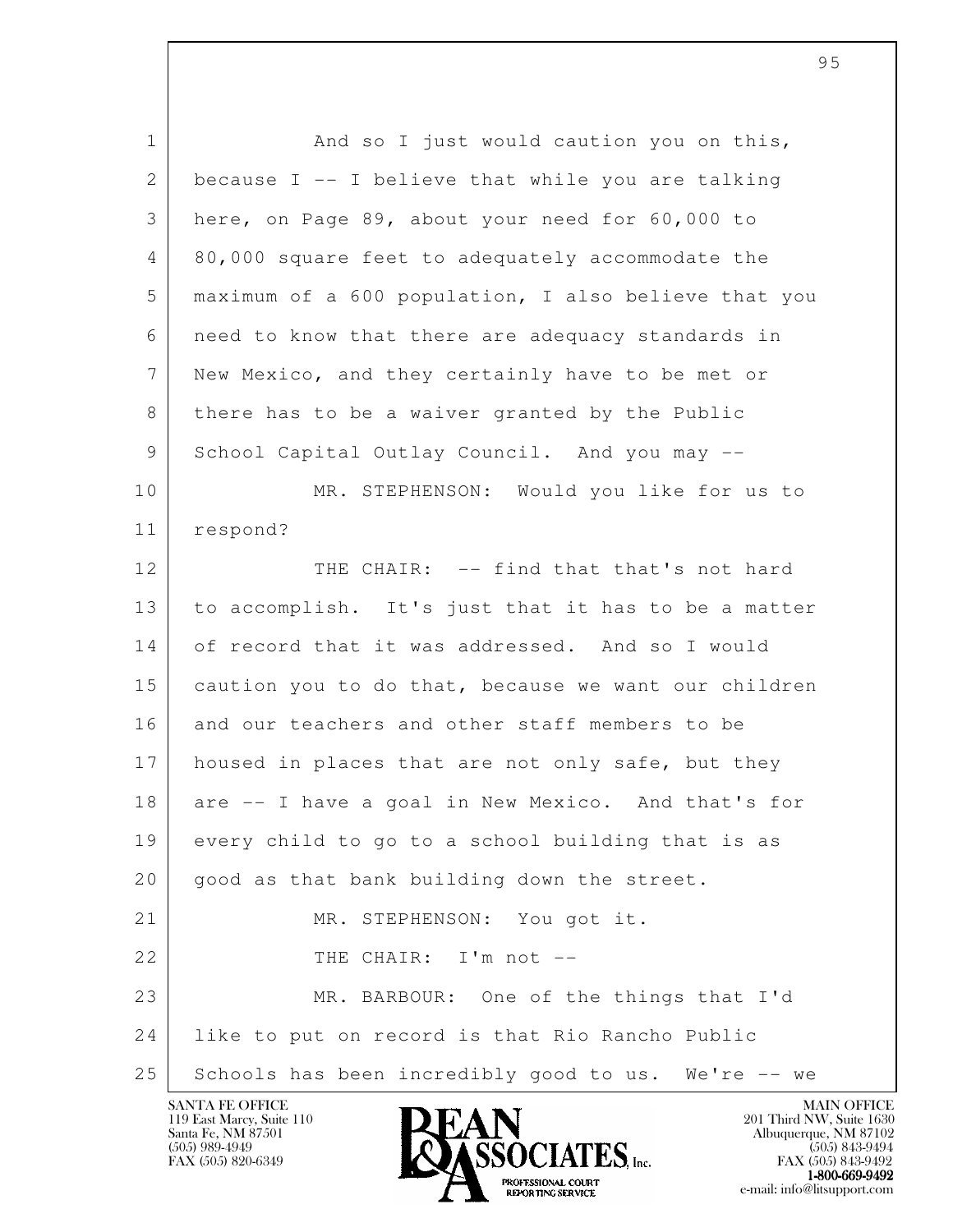And so I just would caution you on this, because I -- I believe that while you are talking here, on Page 89, about your need for 60,000 to 80,000 square feet to adequately accommodate the maximum of a 600 population, I also believe that you need to know that there are adequacy standards in New Mexico, and they certainly have to be met or there has to be a waiver granted by the Public School Capital Outlay Council. And you may --

MR. STEPHENSON: Would you like for us to respond?

THE CHAIR: -- find that that's not hard to accomplish. It's just that it has to be a matter of record that it was addressed. And so I would caution you to do that, because we want our children and our teachers and other staff members to be housed in places that are not only safe, but they are -- I have a goal in New Mexico. And that's for every child to go to a school building that is as good as that bank building down the street.

MR. STEPHENSON: You got it.

THE CHAIR: I'm not --

MR. BARBOUR: One of the things that I'd like to put on record is that Rio Rancho Public Schools has been incredibly good to us. We're -- we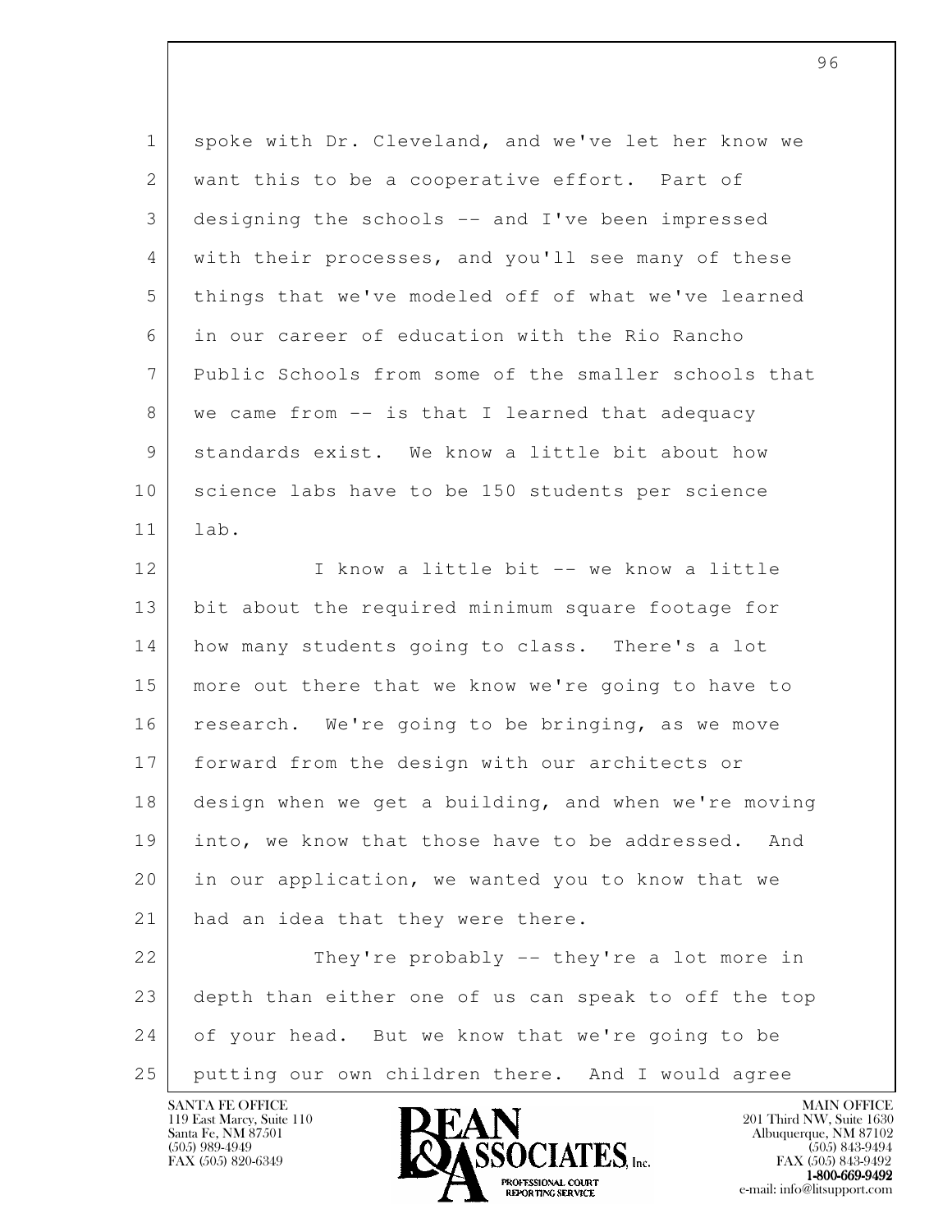spoke with Dr. Cleveland, and we've let her know we want this to be a cooperative effort. Part of designing the schools -- and I've been impressed with their processes, and you'll see many of these things that we've modeled off of what we've learned in our career of education with the Rio Rancho Public Schools from some of the smaller schools that we came from -- is that I learned that adequacy standards exist. We know a little bit about how science labs have to be 150 students per science lab.

I know a little bit -- we know a little bit about the required minimum square footage for how many students going to class. There's a lot more out there that we know we're going to have to research. We're going to be bringing, as we move forward from the design with our architects or design when we get a building, and when we're moving into, we know that those have to be addressed. And in our application, we wanted you to know that we had an idea that they were there.

They're probably -- they're a lot more in depth than either one of us can speak to off the top of your head. But we know that we're going to be putting our own children there. And I would agree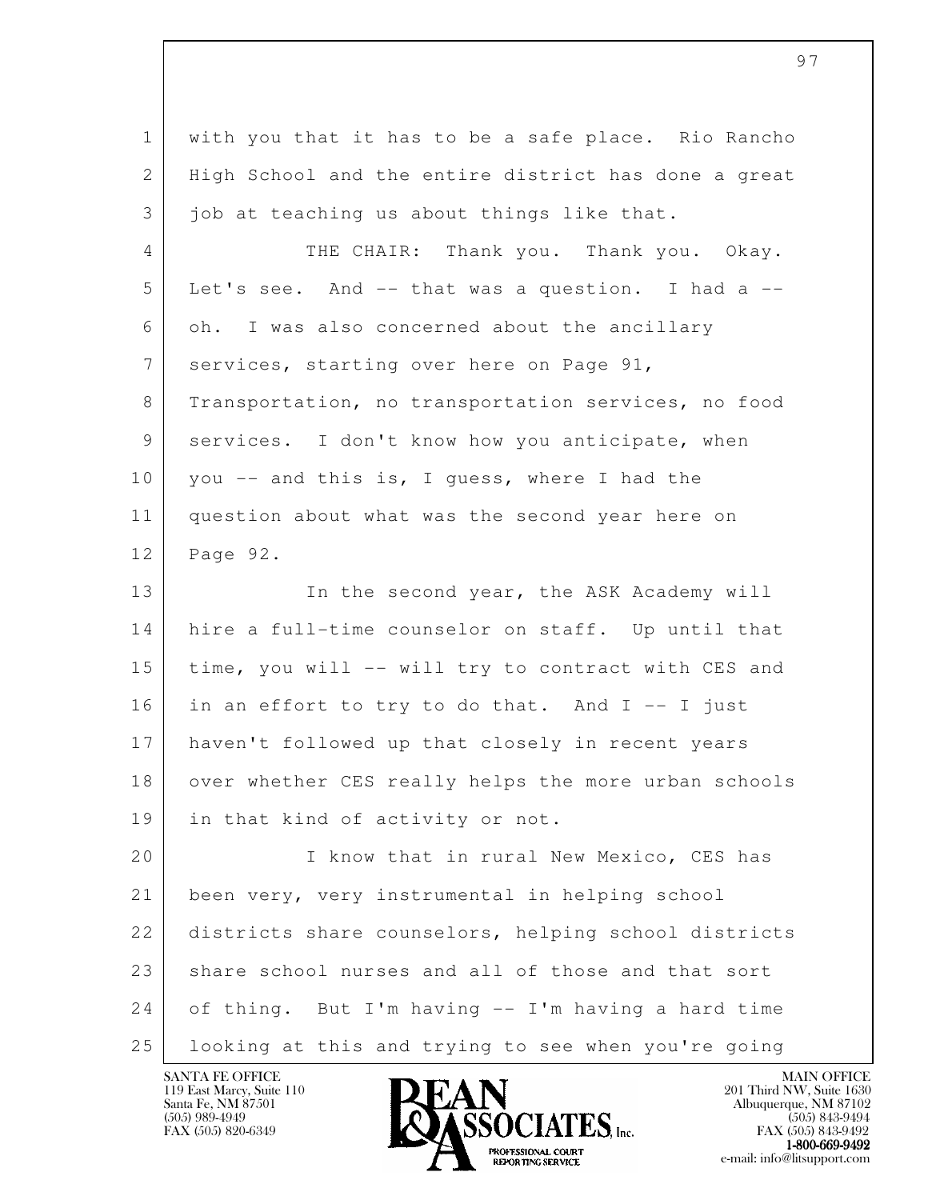with you that it has to be a safe place. Rio Rancho High School and the entire district has done a great job at teaching us about things like that.

THE CHAIR: Thank you. Thank you. Okay. Let's see. And -- that was a question. I had a -- oh. I was also concerned about the ancillary services, starting over here on Page 91, Transportation, no transportation services, no food services. I don't know how you anticipate, when you -- and this is, I guess, where I had the question about what was the second year here on Page 92.

In the second year, the ASK Academy will hire a full-time counselor on staff. Up until that time, you will -- will try to contract with CES and in an effort to try to do that. And I -- I just haven't followed up that closely in recent years over whether CES really helps the more urban schools in that kind of activity or not.

I know that in rural New Mexico, CES has been very, very instrumental in helping school districts share counselors, helping school districts share school nurses and all of those and that sort of thing. But I'm having -- I'm having a hard time looking at this and trying to see when you're going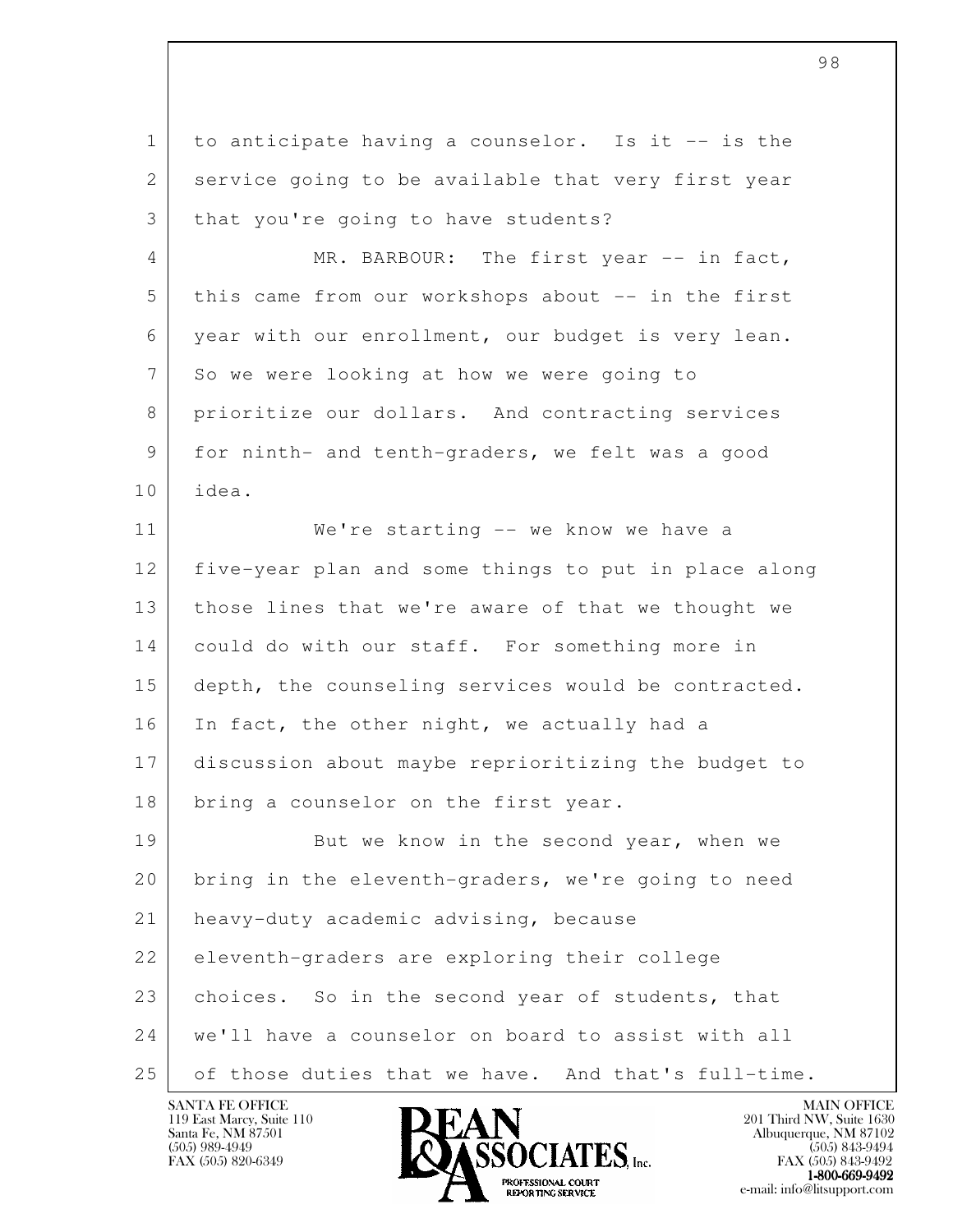to anticipate having a counselor. Is it -- is the service going to be available that very first year that you're going to have students?

MR. BARBOUR: The first year -- in fact, this came from our workshops about -- in the first year with our enrollment, our budget is very lean. So we were looking at how we were going to prioritize our dollars. And contracting services for ninth- and tenth-graders, we felt was a good idea.

We're starting -- we know we have a five-year plan and some things to put in place along those lines that we're aware of that we thought we could do with our staff. For something more in depth, the counseling services would be contracted. In fact, the other night, we actually had a discussion about maybe reprioritizing the budget to bring a counselor on the first year.

But we know in the second year, when we bring in the eleventh-graders, we're going to need heavy-duty academic advising, because eleventh-graders are exploring their college choices. So in the second year of students, that we'll have a counselor on board to assist with all of those duties that we have. And that's full-time.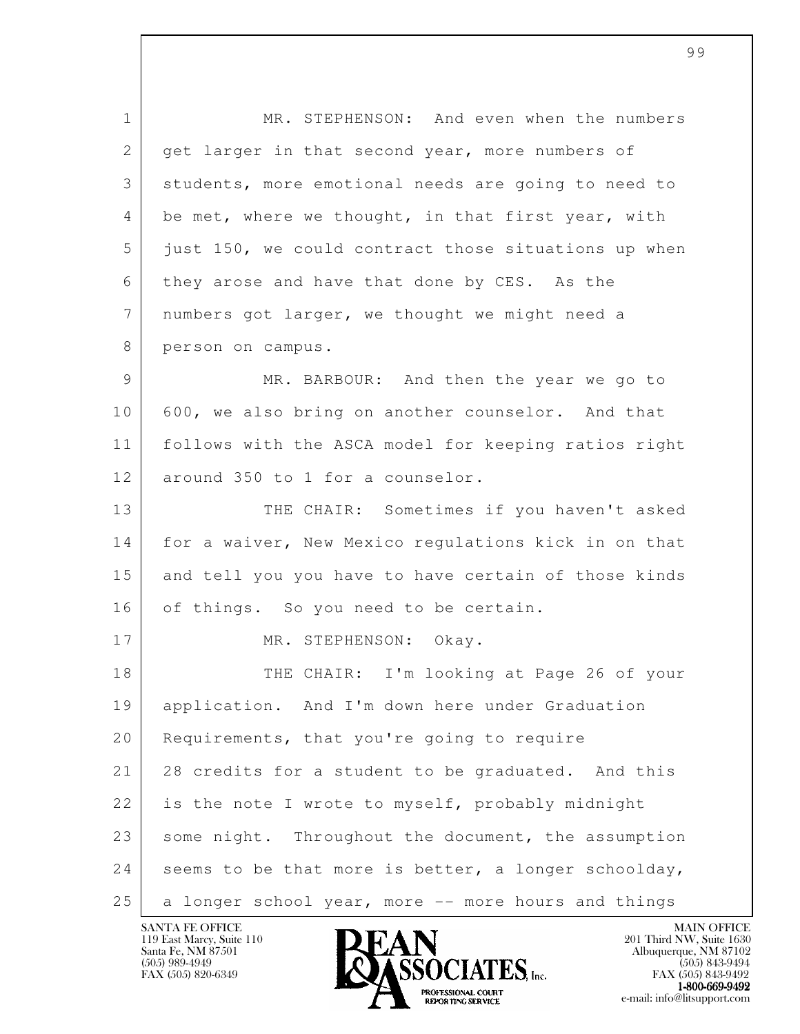MR. STEPHENSON: And even when the numbers get larger in that second year, more numbers of students, more emotional needs are going to need to be met, where we thought, in that first year, with just 150, we could contract those situations up when they arose and have that done by CES. As the numbers got larger, we thought we might need a person on campus.

MR. BARBOUR: And then the year we go to 600, we also bring on another counselor. And that follows with the ASCA model for keeping ratios right around 350 to 1 for a counselor.

THE CHAIR: Sometimes if you haven't asked for a waiver, New Mexico regulations kick in on that and tell you you have to have certain of those kinds of things. So you need to be certain.

MR. STEPHENSON: Okay.

THE CHAIR: I'm looking at Page 26 of your application. And I'm down here under Graduation Requirements, that you're going to require 28 credits for a student to be graduated. And this is the note I wrote to myself, probably midnight some night. Throughout the document, the assumption seems to be that more is better, a longer schoolday, a longer school year, more -- more hours and things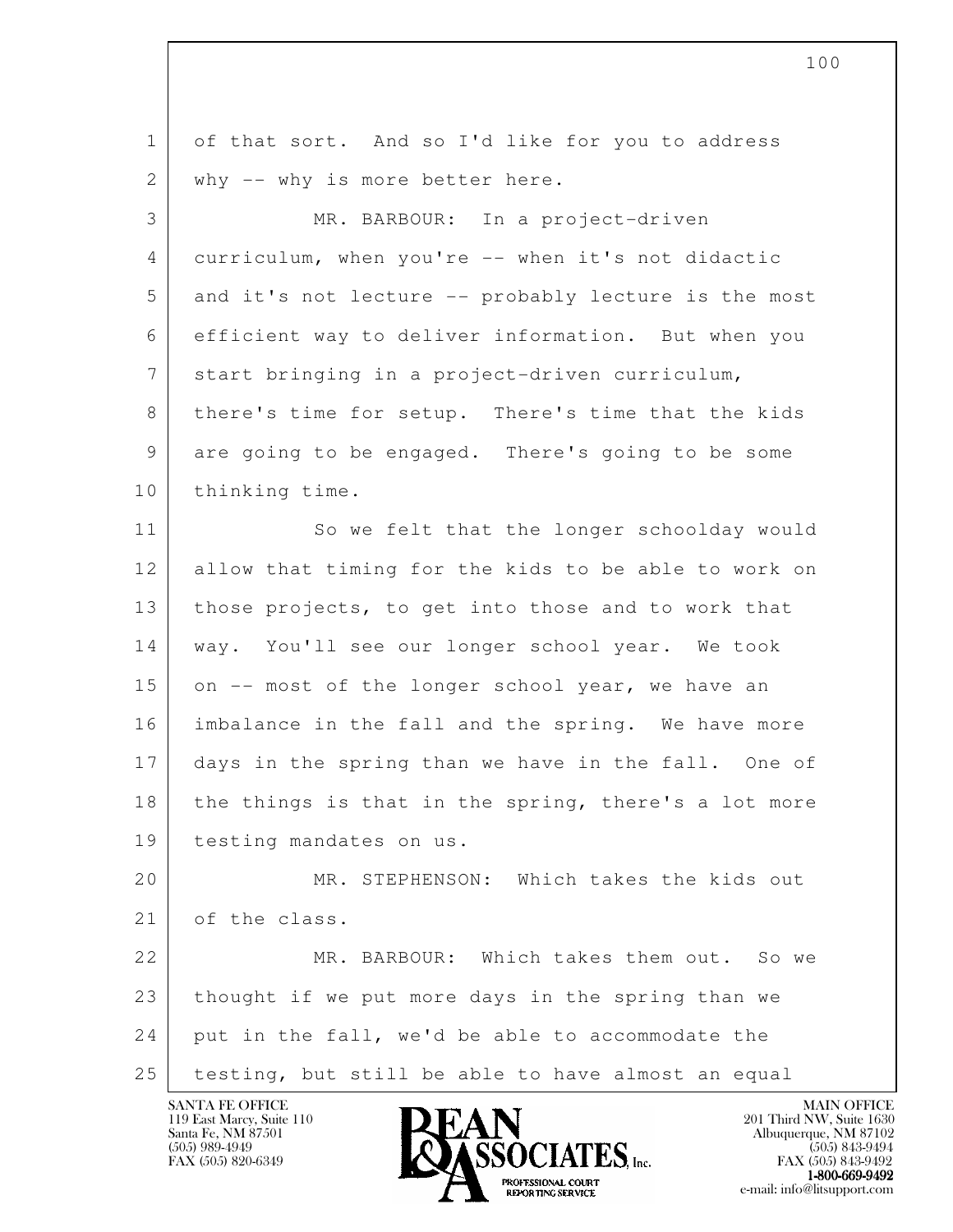of that sort. And so I'd like for you to address why -- why is more better here.

MR. BARBOUR: In a project-driven curriculum, when you're -- when it's not didactic and it's not lecture -- probably lecture is the most efficient way to deliver information. But when you start bringing in a project-driven curriculum, there's time for setup. There's time that the kids are going to be engaged. There's going to be some thinking time.

So we felt that the longer schoolday would allow that timing for the kids to be able to work on those projects, to get into those and to work that way. You'll see our longer school year. We took on -- most of the longer school year, we have an imbalance in the fall and the spring. We have more days in the spring than we have in the fall. One of the things is that in the spring, there's a lot more testing mandates on us.

MR. STEPHENSON: Which takes the kids out of the class.

MR. BARBOUR: Which takes them out. So we thought if we put more days in the spring than we put in the fall, we'd be able to accommodate the testing, but still be able to have almost an equal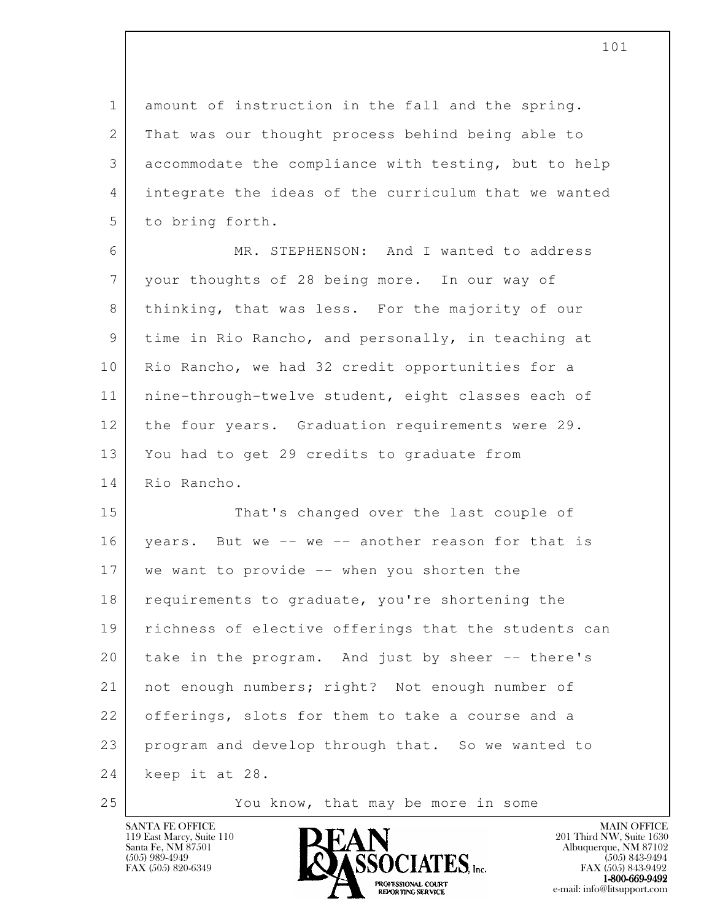amount of instruction in the fall and the spring. That was our thought process behind being able to accommodate the compliance with testing, but to help integrate the ideas of the curriculum that we wanted to bring forth.

MR. STEPHENSON: And I wanted to address your thoughts of 28 being more. In our way of thinking, that was less. For the majority of our time in Rio Rancho, and personally, in teaching at Rio Rancho, we had 32 credit opportunities for a nine-through-twelve student, eight classes each of the four years. Graduation requirements were 29. You had to get 29 credits to graduate from Rio Rancho.

That's changed over the last couple of years. But we -- we -- another reason for that is we want to provide -- when you shorten the requirements to graduate, you're shortening the richness of elective offerings that the students can take in the program. And just by sheer -- there's not enough numbers; right? Not enough number of offerings, slots for them to take a course and a program and develop through that. So we wanted to keep it at 28.

You know, that may be more in some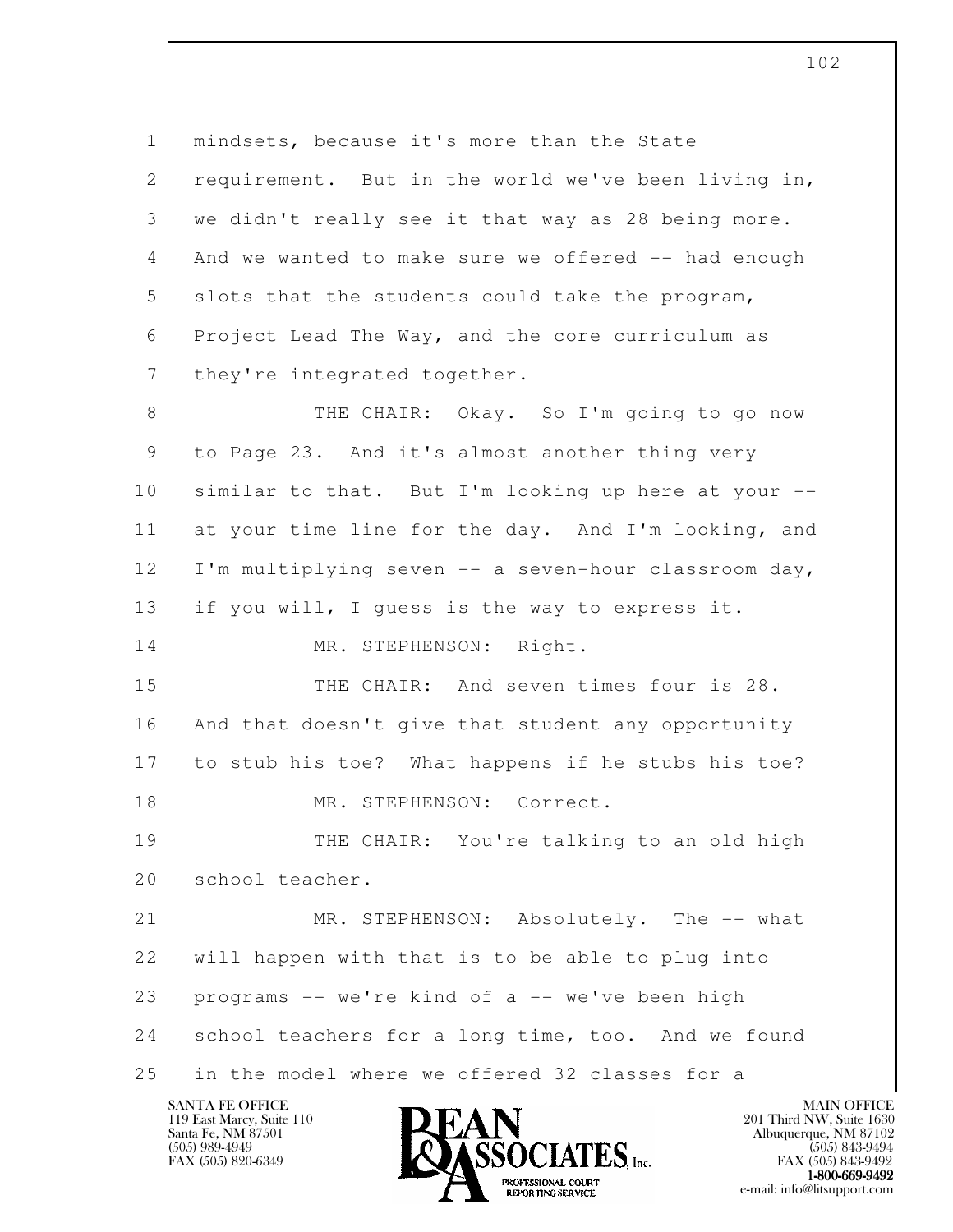mindsets, because it's more than the State requirement. But in the world we've been living in, we didn't really see it that way as 28 being more. And we wanted to make sure we offered -- had enough slots that the students could take the program, Project Lead The Way, and the core curriculum as they're integrated together.

THE CHAIR: Okay. So I'm going to go now to Page 23. And it's almost another thing very similar to that. But I'm looking up here at your -- at your time line for the day. And I'm looking, and I'm multiplying seven -- a seven-hour classroom day, if you will, I guess is the way to express it.

MR. STEPHENSON: Right.

THE CHAIR: And seven times four is 28. And that doesn't give that student any opportunity to stub his toe? What happens if he stubs his toe?

MR. STEPHENSON: Correct.

THE CHAIR: You're talking to an old high school teacher.

MR. STEPHENSON: Absolutely. The -- what will happen with that is to be able to plug into programs -- we're kind of a -- we've been high school teachers for a long time, too. And we found in the model where we offered 32 classes for a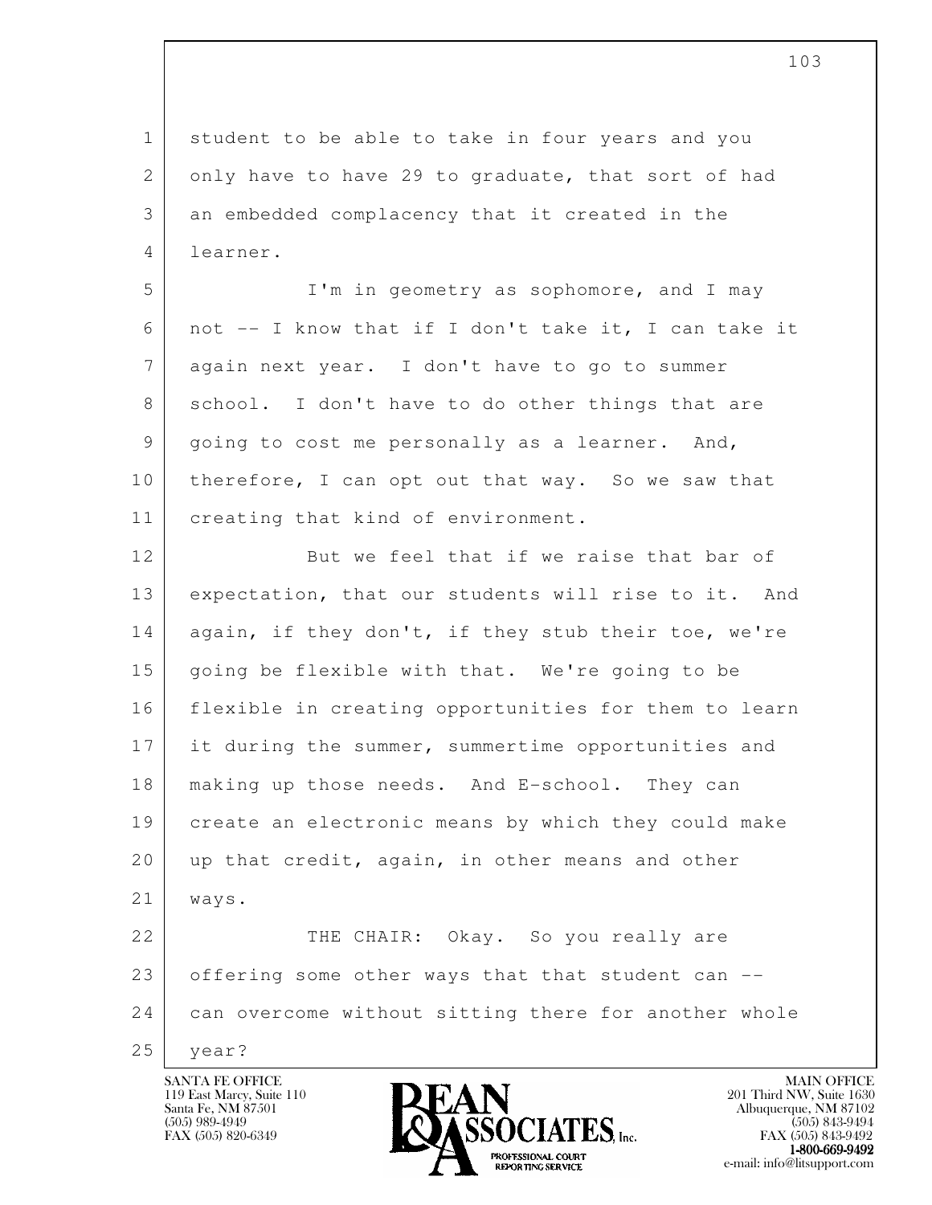student to be able to take in four years and you only have to have 29 to graduate, that sort of had an embedded complacency that it created in the learner.

I'm in geometry as sophomore, and I may not -- I know that if I don't take it, I can take it again next year. I don't have to go to summer school. I don't have to do other things that are going to cost me personally as a learner. And, therefore, I can opt out that way. So we saw that creating that kind of environment.

But we feel that if we raise that bar of expectation, that our students will rise to it. And again, if they don't, if they stub their toe, we're going be flexible with that. We're going to be flexible in creating opportunities for them to learn it during the summer, summertime opportunities and making up those needs. And E-school. They can create an electronic means by which they could make up that credit, again, in other means and other ways.

THE CHAIR: Okay. So you really are offering some other ways that that student can -- can overcome without sitting there for another whole year?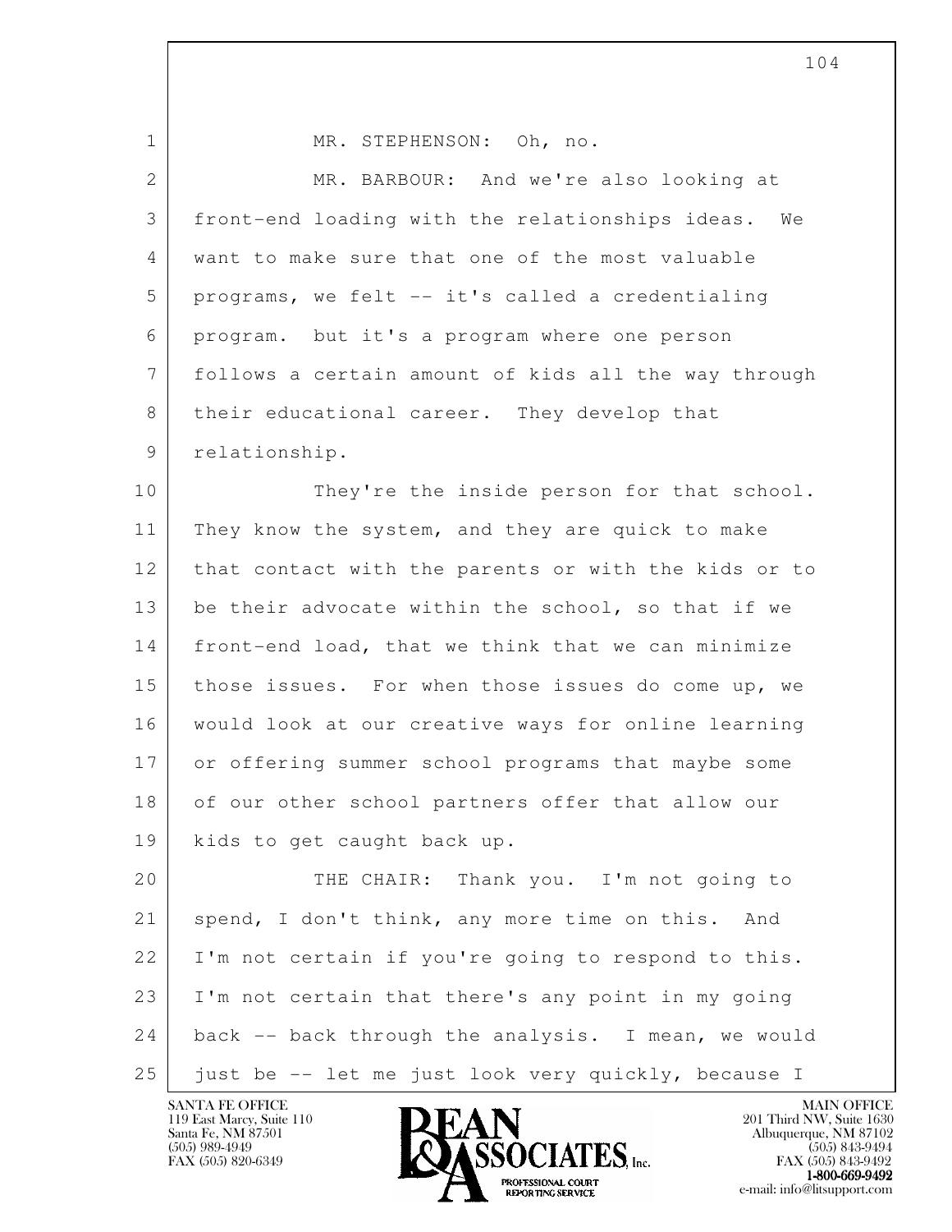MR. STEPHENSON: Oh, no.

MR. BARBOUR: And we're also looking at front-end loading with the relationships ideas. We want to make sure that one of the most valuable programs, we felt -- it's called a credentialing program. but it's a program where one person follows a certain amount of kids all the way through their educational career. They develop that relationship.

They're the inside person for that school. They know the system, and they are quick to make that contact with the parents or with the kids or to be their advocate within the school, so that if we front-end load, that we think that we can minimize those issues. For when those issues do come up, we would look at our creative ways for online learning or offering summer school programs that maybe some of our other school partners offer that allow our kids to get caught back up.

THE CHAIR: Thank you. I'm not going to spend, I don't think, any more time on this. And I'm not certain if you're going to respond to this. I'm not certain that there's any point in my going back -- back through the analysis. I mean, we would just be -- let me just look very quickly, because I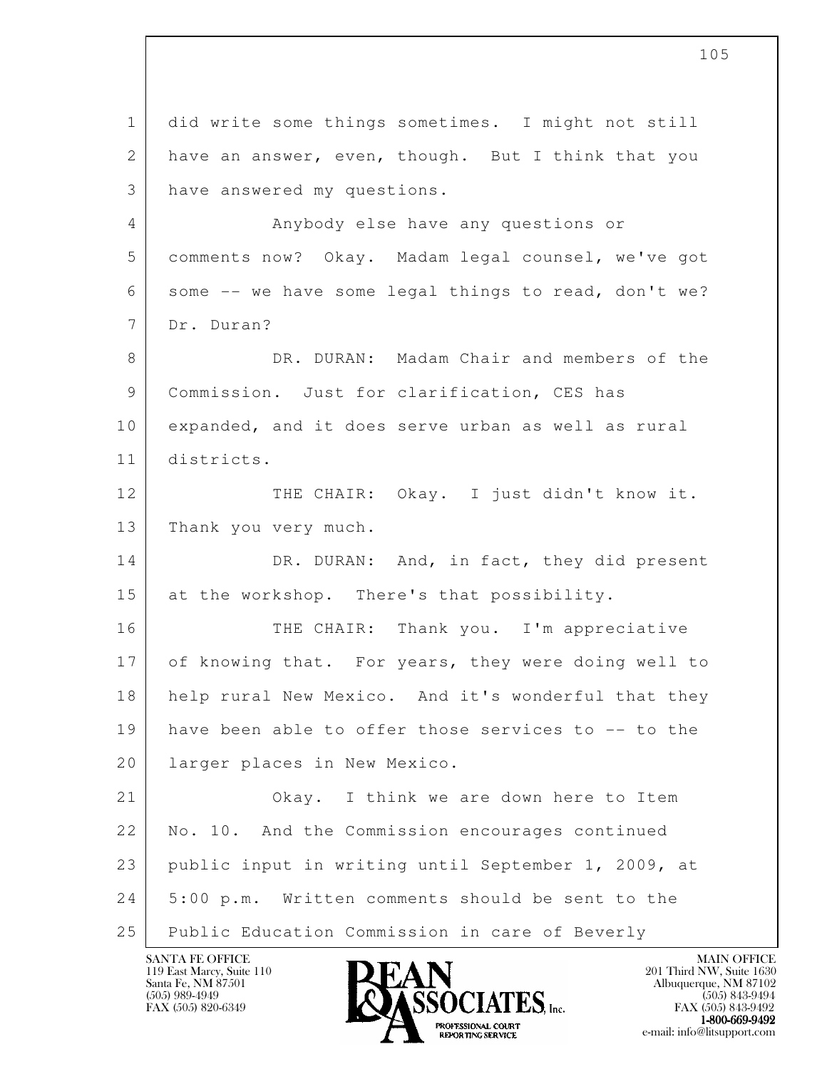1 did write some things sometimes. I might not still
2 have an answer, even, though. But I think that you
3 have answered my questions.
4 Anybody else have any questions or
5 comments now? Okay. Madam legal counsel, we've got
6 some -- we have some legal things to read, don't we?
7 Dr. Duran?
8 DR. DURAN: Madam Chair and members of the
9 Commission. Just for clarification, CES has
10 expanded, and it does serve urban as well as rural
11 districts.
12 THE CHAIR: Okay. I just didn't know it.
13 Thank you very much.
14 DR. DURAN: And, in fact, they did present
15 at the workshop. There's that possibility.
16 THE CHAIR: Thank you. I'm appreciative
17 of knowing that. For years, they were doing well to
18 help rural New Mexico. And it's wonderful that they
19 have been able to offer those services to -- to the
20 larger places in New Mexico.
21 Okay. I think we are down here to Item
22 No. 10. And the Commission encourages continued
23 public input in writing until September 1, 2009, at
24 5:00 p.m. Written comments should be sent to the
25 Public Education Commission in care of Beverly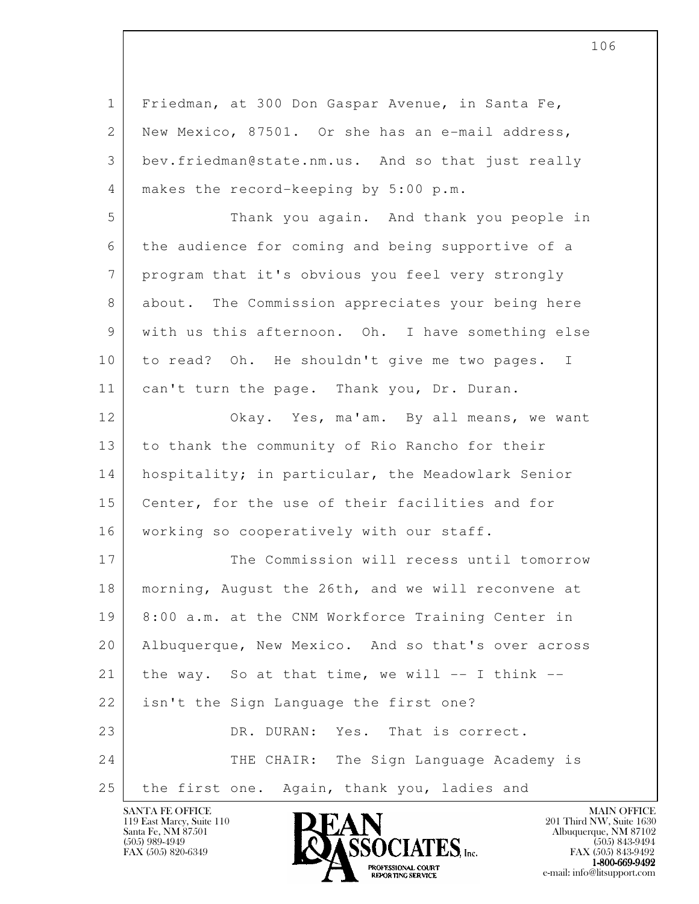Friedman, at 300 Don Gaspar Avenue, in Santa Fe, New Mexico, 87501. Or she has an e-mail address, bev.friedman@state.nm.us. And so that just really makes the record-keeping by 5:00 p.m.

Thank you again. And thank you people in the audience for coming and being supportive of a program that it's obvious you feel very strongly about. The Commission appreciates your being here with us this afternoon. Oh. I have something else to read? Oh. He shouldn't give me two pages. I can't turn the page. Thank you, Dr. Duran.

Okay. Yes, ma'am. By all means, we want to thank the community of Rio Rancho for their hospitality; in particular, the Meadowlark Senior Center, for the use of their facilities and for working so cooperatively with our staff.

The Commission will recess until tomorrow morning, August the 26th, and we will reconvene at 8:00 a.m. at the CNM Workforce Training Center in Albuquerque, New Mexico. And so that's over across the way. So at that time, we will -- I think -- isn't the Sign Language the first one?

DR. DURAN: Yes. That is correct.

THE CHAIR: The Sign Language Academy is the first one. Again, thank you, ladies and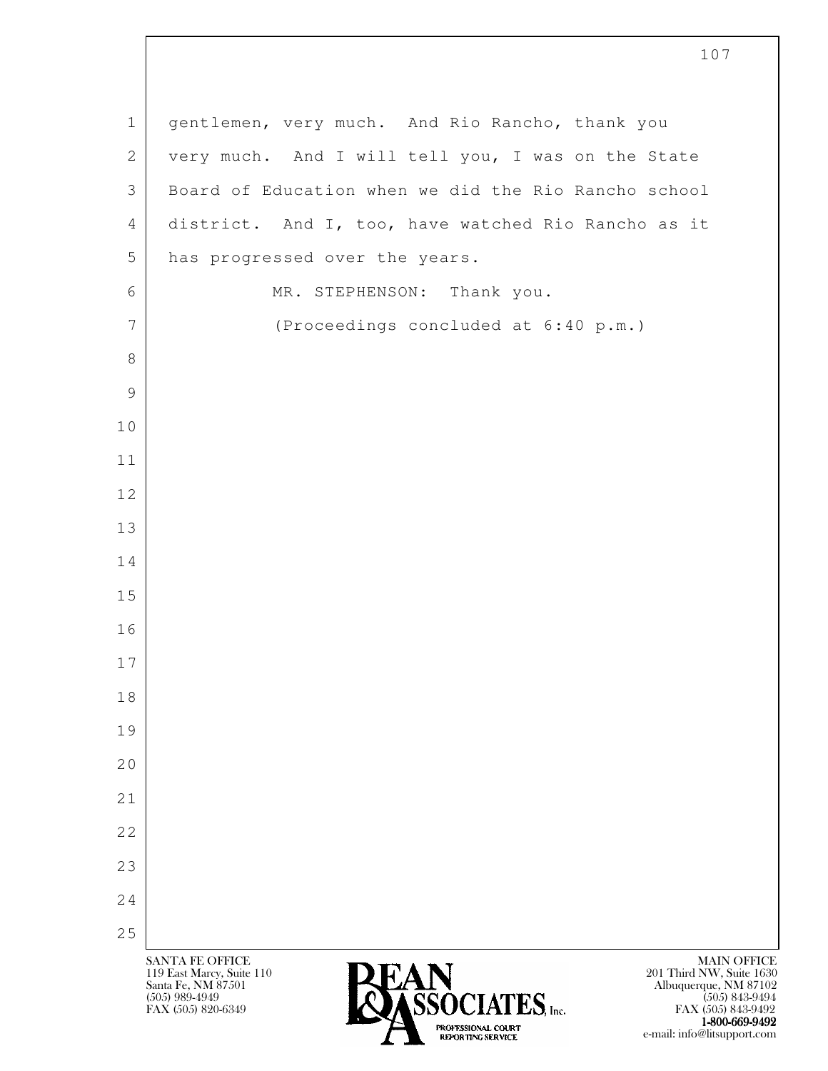gentlemen, very much. And Rio Rancho, thank you very much. And I will tell you, I was on the State Board of Education when we did the Rio Rancho school district. And I, too, have watched Rio Rancho as it has progressed over the years.

MR. STEPHENSON: Thank you.

(Proceedings concluded at 6:40 p.m.)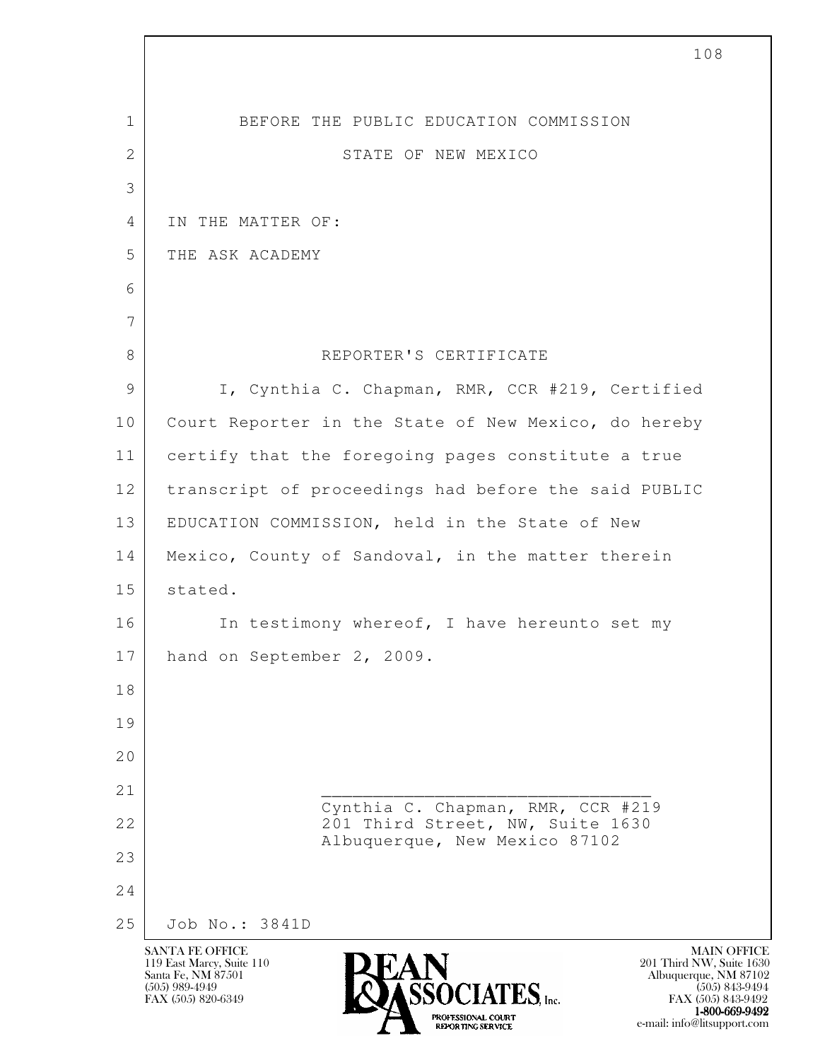BEFORE THE PUBLIC EDUCATION COMMISSION

STATE OF NEW MEXICO

IN THE MATTER OF:

THE ASK ACADEMY

REPORTER'S CERTIFICATE

I, Cynthia C. Chapman, RMR, CCR #219, Certified Court Reporter in the State of New Mexico, do hereby certify that the foregoing pages constitute a true transcript of proceedings had before the said PUBLIC EDUCATION COMMISSION, held in the State of New Mexico, County of Sandoval, in the matter therein stated.

In testimony whereof, I have hereunto set my hand on September 2, 2009.

\_\_\_\_\_\_\_\_\_\_\_\_\_\_\_\_\_\_\_\_\_\_\_\_\_\_\_\_\_\_\_\_\_\_

Cynthia C. Chapman, RMR, CCR #219
201 Third Street, NW, Suite 1630
Albuquerque, New Mexico 87102

Job No.: 3841D

SANTA FE OFFICE
119 East Marcy, Suite 110
Santa Fe, NM 87501
(505) 989-4949
FAX (505) 820-6349

MAIN OFFICE
201 Third NW, Suite 1630
Albuquerque, NM 87102
(505) 843-9494
FAX (505) 843-9492
1-800-669-9492
e-mail: info@litsupport.com